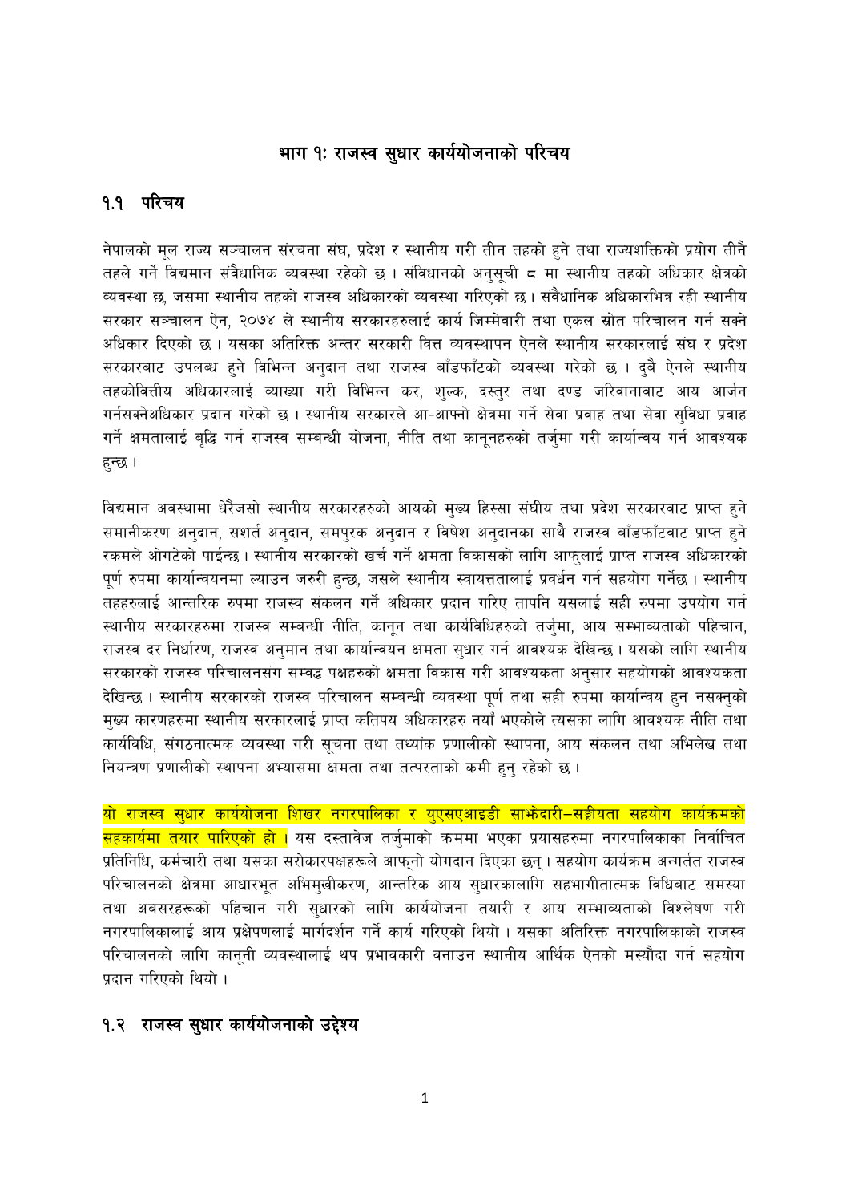# भाग १: राजस्व सुधार कार्ययोजनाको परिचय

## १.१ परिचय

नेपालको मूल राज्य सञ्चालन संरचना संघ, प्रदेश र स्थानीय गरी तीन तहको हुने तथा राज्यशक्तिको प्रयोग तीनै तहले गर्ने विद्यमान संवैधानिक व्यवस्था रहेको छ । संविधानको अनुसूची ८ मा स्थानीय तहको अधिकार क्षेत्रको व्यवस्था छ, जसमा स्थानीय तहको राजस्व अधिकारको व्यवस्था गरिएको छ । संवैधानिक अधिकारभित्र रही स्थानीय सरकार सञ्चालन ऐन, २०७४ ले स्थानीय सरकारहरुलाई कार्य जिम्मेवारी तथा एकल स्रोत परिचालन गर्न सक्ने अधिकार दिएको छ । यसका अतिरिक्त अन्तर सरकारी वित्त व्यवस्थापन ऐनले स्थानीय सरकारलाई संघ र प्रदेश सरकारबाट उपलब्ध हुने विभिन्न अनुदान तथा राजस्व बाँडफाँटको व्यवस्था गरेको छ । दुवै ऐनले स्थानीय तहकोवित्तीय अधिकारलाई व्याख्या गरी विभिन्न कर, शुल्क, दस्तुर तथा दण्ड जरिवानावाट आय आर्जन गर्नसक्नेअधिकार प्रदान गरेको छ । स्थानीय सरकारले आ-आफ्नो क्षेत्रमा गर्ने सेवा प्रवाह तथा सेवा सुविधा प्रवाह गर्ने क्षमतालाई वृद्धि गर्न राजस्व सम्बन्धी योजना, नीति तथा कानूनहरुको तर्जुमा गरी कार्यान्वय गर्न आवश्यक हुन्छ ।

विद्यमान अवस्थामा धेरैजसो स्थानीय सरकारहरुको आयको मुख्य हिस्सा संघीय तथा प्रदेश सरकारवाट प्राप्त हुने समानीकरण अनुदान, सशर्त अनुदान, समपुरक अनुदान र विषेश अनुदानका साथै राजस्व बाँडफाँटवाट प्राप्त हुने रकमले ओगटेको पाईन्छ । स्थानीय सरकारको खर्च गर्ने क्षमता विकासको लागि आफुलाई प्राप्त राजस्व अधिकारको पूर्ण रुपमा कार्यान्वयनमा ल्याउन जरुरी हुन्छ, जसले स्थानीय स्वायत्ततालाई प्रवर्धन गर्न सहयोग गर्नेछ । स्थानीय तहहरुलाई आन्तरिक रुपमा राजस्व संकलन गर्ने अधिकार प्रदान गरिए तापनि यसलाई सही रुपमा उपयोग गर्न स्थानीय सरकारहरुमा राजस्व सम्बन्धी नीति, कानून तथा कार्यविधिहरुको तर्जुमा, आय सम्भाव्यताको पहिचान, राजस्व दर निर्धारण, राजस्व अनुमान तथा कार्यान्वयन क्षमता सुधार गर्न आवश्यक देखिन्छ । यसको लागि स्थानीय सरकारको राजस्व परिचालनसंग सम्बद्ध पक्षहरुको क्षमता विकास गरी आवश्यकता अनुसार सहयोगको आवश्यकता देखिन्छ । स्थानीय सरकारको राजस्व परिचालन सम्बन्धी व्यवस्था पूर्ण तथा सही रुपमा कार्यान्वय हुन नसक्नुको मुख्य कारणहरुमा स्थानीय सरकारलाई प्राप्त कतिपय अधिकारहरु नयाँ भएकोले त्यसका लागि आवश्यक नीति तथा कार्यविधि, संगठनात्मक व्यवस्था गरी सूचना तथा तथ्यांक प्रणालीको स्थापना, आय संकलन तथा अभिलेख तथा नियन्त्रण प्रणालीको स्थापना अभ्यासमा क्षमता तथा तत्परताको कमी हुनु रहेको छ ।

यो राजस्व सुधार कार्ययोजना शिखर नगरपालिका र युएसएआइडी साझेदारी–सङ्घीयता सहयोग कार्यक्रमको सहकार्यमा तयार पारिएको हो । यस दस्तावेज तर्जुमाको क्रममा भएका प्रयासहरुमा नगरपालिकाका निर्वाचित प्रतिनिधि, कर्मचारी तथा यसका सरोकारपक्षहरूले आफ्नो योगदान दिएका छन् । सहयोग कार्यक्रम अन्तर्गत राजस्व परिचालनको क्षेत्रमा आधारभूत अभिमुखीकरण, आन्तरिक आय सुधारकालागि सहभागीतात्मक विधिबाट समस्या तथा अवसरहरूको पहिचान गरी सुधारको लागि कार्ययोजना तयारी र आय सम्भाव्यताको विश्लेषण गरी नगरपालिकालाई आय प्रक्षेपणलाई मार्गदर्शन गर्ने कार्य गरिएको थियो । यसका अतिरिक्त नगरपालिकाको राजस्व परिचालनको लागि कानूनी व्यवस्थालाई थप प्रभावकारी वनाउन स्थानीय आर्थिक ऐनको मस्यौदा गर्न सहयोग प्रदान गरिएको थियो ।

## १.२ राजस्व सुधार कार्ययोजनाको उद्देश्य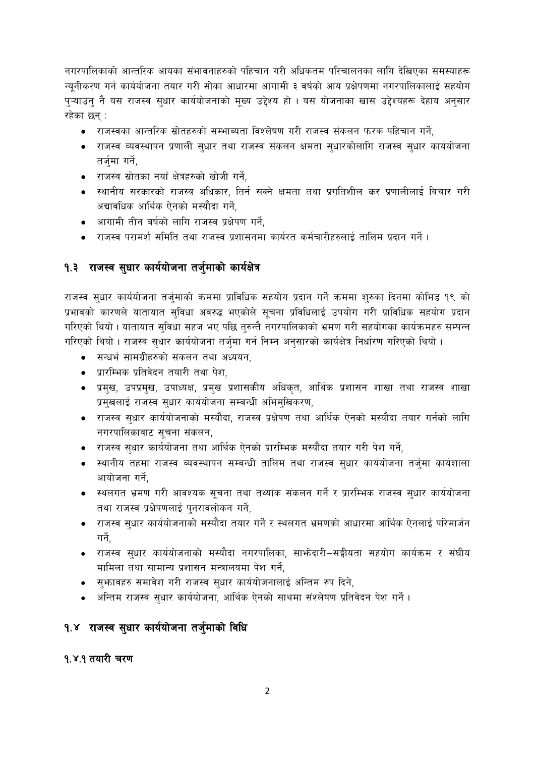नगरपालिकाको आन्तरिक आयका संभावनाहरुको पहिचान गरी अधिकतम परिचालनका लागि देखिएका समस्याहरू न्यूनीकरण गर्न कार्ययोजना तयार गरी सोका आधारमा आगामी ३ वर्षको आय प्रक्षेपणमा नगरपालिकालाई सहयोग पुऱ्याउनु नै यस राजस्व सुधार कार्ययोजनाको मूख्य उद्देश्य हो । यस योजनाका खास उद्देश्यहरू देहाय अनुसार रहेका छन् :

- राजस्वका आन्तरिक स्रोतहरुको सम्भाव्यता विश्लेषण गरी राजस्व संकलन फरक पहिचान गर्ने,
- राजस्व व्यवस्थापन प्रणाली सुधार तथा राजस्व संकलन क्षमता सुधारकोलागि राजस्व सुधार कार्ययोजना तर्जुमा गर्ने,
- राजस्व स्रोतका नयाँ क्षेत्रहरुको खोजी गर्ने,
- स्थानीय सरकारको राजस्व अधिकार, तिर्न सक्ने क्षमता तथा प्रगतिशील कर प्रणालीलाई विचार गरी अद्यावधिक आर्थिक ऐनको मस्यौदा गर्ने,
- आगामी तीन बर्षको लागि राजस्व प्रक्षेपण गर्ने,
- राजस्व परामर्श समिति तथा राजस्व प्रशासनमा कार्यरत कर्मचारीहरुलाई तालिम प्रदान गर्ने ।

## १.३ राजस्व सुधार कार्ययोजना तर्जुमाको कार्यक्षेत्र

राजस्व सुधार कार्ययोजना तर्जुमाको क्रममा प्राविधिक सहयोग प्रदान गर्ने क्रममा शुरुका दिनमा कोभिड १९ को प्रभावको कारणले यातायात सुविधा अवरुद्ध भएकोले सूचना प्रविधिलाई उपयोग गरी प्राविधिक सहयोग प्रदान गरिएको थियो । यातायात सुविधा सहज भए पछि तुरुन्तै नगरपालिकाको भ्रमण गरी सहयोगका कार्यक्रमहरु सम्पन्न गरिएको थियो । राजस्व सुधार कार्ययोजना तर्जुमा गर्न निम्न अनुसारको कार्यक्षेत्र निर्धारण गरिएको थियो ।

- सन्धर्भ सामग्रीहरुको संकलन तथा अध्ययन,
- प्रारम्भिक प्रतिवेदन तयारी तथा पेश,
- प्रमुख, उपप्रमुख, उपाध्यक्ष, प्रमुख प्रशासकीय अधिकृत, आर्थिक प्रशासन शाखा तथा राजस्व शाखा प्रमुखलाई राजस्व सुधार कार्ययोजना सम्बन्धी अभिमुखिकरण,
- राजस्व सुधार कार्ययोजनाको मस्यौदा, राजस्व प्रक्षेपण तथा आर्थिक ऐनको मस्यौदा तयार गर्नको लागि नगरपालिकावाट सूचना संकलन,
- राजस्व सुधार कार्ययोजना तथा आर्थिक ऐनको प्रारम्भिक मस्यौदा तयार गरी पेश गर्ने,
- स्थानीय तहमा राजस्व व्यवस्थापन सम्बन्धी तालिम तथा राजस्व सुधार कार्ययोजना तर्जुमा कार्यशाला आयोजना गर्ने,
- स्थलगत भ्रमण गरी आवश्यक सूचना तथा तथ्यांक संकलन गर्ने र प्रारम्भिक राजस्व सुधार कार्ययोजना तथा राजस्व प्रक्षेपणलाई पुनरावलोकन गर्ने,
- राजस्व सुधार कार्ययोजनाको मस्यौदा तयार गर्ने र स्थलगत भ्रमणको आधारमा आर्थिक ऐनलाई परिमार्जन गर्ने,
- राजस्व सुधार कार्ययोजनाको मस्यौदा नगरपालिका, साझेदारी–सङ्घीयता सहयोग कार्यक्रम र संघीय मामिला तथा सामान्य प्रशासन मन्त्रालयमा पेश गर्ने,
- सुझावहरु समावेश गरी राजस्व सुधार कार्ययोजनालाई अन्तिम रुप दिने,
- अन्तिम राजस्व सुधार कार्ययोजना, आर्थिक ऐनको साथमा संश्लेषण प्रतिवेदन पेश गर्ने ।

## १.४ राजस्व सुधार कार्ययोजना तर्जुमाको विधि

### १.४.१ तयारी चरण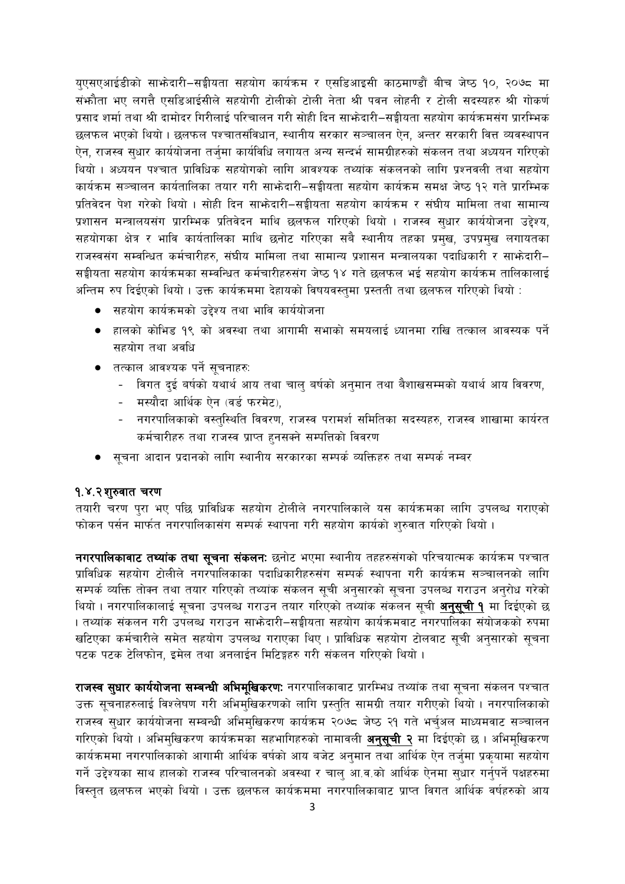युएसएआईडीको साझेदारी–सङ्घीयता सहयोग कार्यक्रम र एसडिआइसी काठमाण्डौं बीच जेष्ठ १०, २०७८ मा संझौता भए लगत्तै एसडिआईसीले सहयोगी टोलीको टोली नेता श्री पवन लोहनी र टोली सदस्यहरु श्री गोकर्ण प्रसाद शर्मा तथा श्री दामोदर गिरीलाई परिचालन गरी सोही दिन साझेदारी–सङ्घीयता सहयोग कार्यक्रमसंग प्रारम्भिक छलफल भएको थियो । छलफल पश्चातसंविधान, स्थानीय सरकार सञ्चालन ऐन, अन्तर सरकारी वित्त व्यवस्थापन ऐन, राजस्व सुधार कार्ययोजना तर्जुमा कार्यविधि लगायत अन्य सन्दर्भ सामग्रीहरुको संकलन तथा अध्ययन गरिएको थियो । अध्ययन पश्चात प्राविधिक सहयोगको लागि आवश्यक तथ्यांक संकलनको लागि प्रश्नवली तथा सहयोग कार्यक्रम सञ्चालन कार्यतालिका तयार गरी साझेदारी–सङ्घीयता सहयोग कार्यक्रम समक्ष जेष्ठ १२ गते प्रारम्भिक प्रतिवेदन पेश गरेको थियो । सोही दिन साझेदारी–सङ्घीयता सहयोग कार्यक्रम र संघीय मामिला तथा सामान्य प्रशासन मन्त्रालयसंग प्रारम्भिक प्रतिवेदन माथि छलफल गरिएको थियो । राजस्व सुधार कार्ययोजना उद्देश्य, सहयोगका क्षेत्र र भावि कार्यतालिका माथि छनोट गरिएका सबै स्थानीय तहका प्रमुख, उपप्रमुख लगायतका राजस्वसंग सम्बन्धित कर्मचारीहरु, संघीय मामिला तथा सामान्य प्रशासन मन्त्रालयका पदाधिकारी र साझेदारी–सङ्घीयता सहयोग कार्यक्रमका सम्बन्धित कर्मचारीहरुसंग जेष्ठ १४ गते छलफल भई सहयोग कार्यक्रम तालिकालाई अन्तिम रुप दिईएको थियो । उक्त कार्यक्रममा देहायको विषयवस्तुमा प्रस्तती तथा छलफल गरिएको थियो :

- सहयोग कार्यक्रमको उद्देश्य तथा भावि कार्ययोजना
- हालको कोभिड १९ को अवस्था तथा आगामी सभाको समयलाई ध्यानमा राखि तत्काल आवस्यक पर्ने सहयोग तथा अवधि
- तत्काल आवश्यक पर्ने सूचनाहरुः
  - विगत दुई बर्षको यथार्थ आय तथा चालु बर्षको अनुमान तथा बैशाखसम्मको यथार्थ आय विवरण,
  - मस्यौदा आर्थिक ऐन (वर्ड फरमेट),
  - नगरपालिकाको वस्तुस्थिति विवरण, राजस्व परामर्श समितिका सदस्यहरु, राजस्व शाखामा कार्यरत कर्मचारीहरु तथा राजस्व प्राप्त हुनसक्ने सम्पत्तिको विवरण
- सूचना आदान प्रदानको लागि स्थानीय सरकारका सम्पर्क व्यक्तिहरु तथा सम्पर्क नम्बर

### १.४.२ शुरुवात चरण

तयारी चरण पुरा भए पछि प्राविधिक सहयोग टोलीले नगरपालिकाले यस कार्यक्रमका लागि उपलब्ध गराएको फोकन पर्सन मार्फत नगरपालिकासंग सम्पर्क स्थापना गरी सहयोग कार्यको शुरुवात गरिएको थियो ।

**नगरपालिकावाट तथ्यांक तथा सूचना संकलनः** छनोट भएमा स्थानीय तहहरुसंगको परिचयात्मक कार्यक्रम पश्चात प्राविधिक सहयोग टोलीले नगरपालिकाका पदाधिकारीहरुसंग सम्पर्क स्थापना गरी कार्यक्रम सञ्चालनको लागि सम्पर्क व्यक्ति तोक्न तथा तयार गरिएको तथ्यांक संकलन सूची अनुसारको सूचना उपलब्ध गराउन अनुरोध गरेको थियो । नगरपालिकालाई सूचना उपलब्ध गराउन तयार गरिएको तथ्यांक संकलन सूची **अनुसूची १** मा दिईएको छ । तथ्यांक संकलन गरी उपलब्ध गराउन साझेदारी–सङ्घीयता सहयोग कार्यक्रमवाट नगरपालिका संयोजकको रुपमा खटिएका कर्मचारीले समेत सहयोग उपलब्ध गराएका थिए । प्राविधिक सहयोग टोलवाट सूची अनुसारको सूचना पटक पटक टेलिफोन, इमेल तथा अनलाईन मिटिङ्गहरु गरी संकलन गरिएको थियो ।

**राजस्व सुधार कार्ययोजना सम्बन्धी अभिमूखिकरणः** नगरपालिकावाट प्रारम्भिध तथ्यांक तथा सूचना संकलन पश्चात उक्त सूचनाहरुलाई विश्लेषण गरी अभिमुखिकरणको लागि प्रस्तुति सामग्री तयार गरीएको थियो । नगरपालिकाको राजस्व सुधार कार्ययोजना सम्बन्धी अभिमुखिकरण कार्यक्रम २०७८ जेष्ठ २१ गते भर्चुअल माध्यमवाट सञ्चालन गरिएको थियो । अभिमुखिकरण कार्यक्रमका सहभागिहरुको नामावली **अनुसूची २** मा दिईएको छ । अभिमूखिकरण कार्यक्रममा नगरपालिकाको आगामी आर्थिक वर्षको आय बजेट अनुमान तथा आर्थिक ऐन तर्जुमा प्रकृयामा सहयोग गर्ने उद्देश्यका साथ हालको राजस्व परिचालनको अवस्था र चालु आ.व.को आर्थिक ऐनमा सुधार गर्नुपर्ने पक्षहरुमा विस्तृत छलफल भएको थियो । उक्त छलफल कार्यक्रममा नगरपालिकाबाट प्राप्त विगत आर्थिक वर्षहरुको आय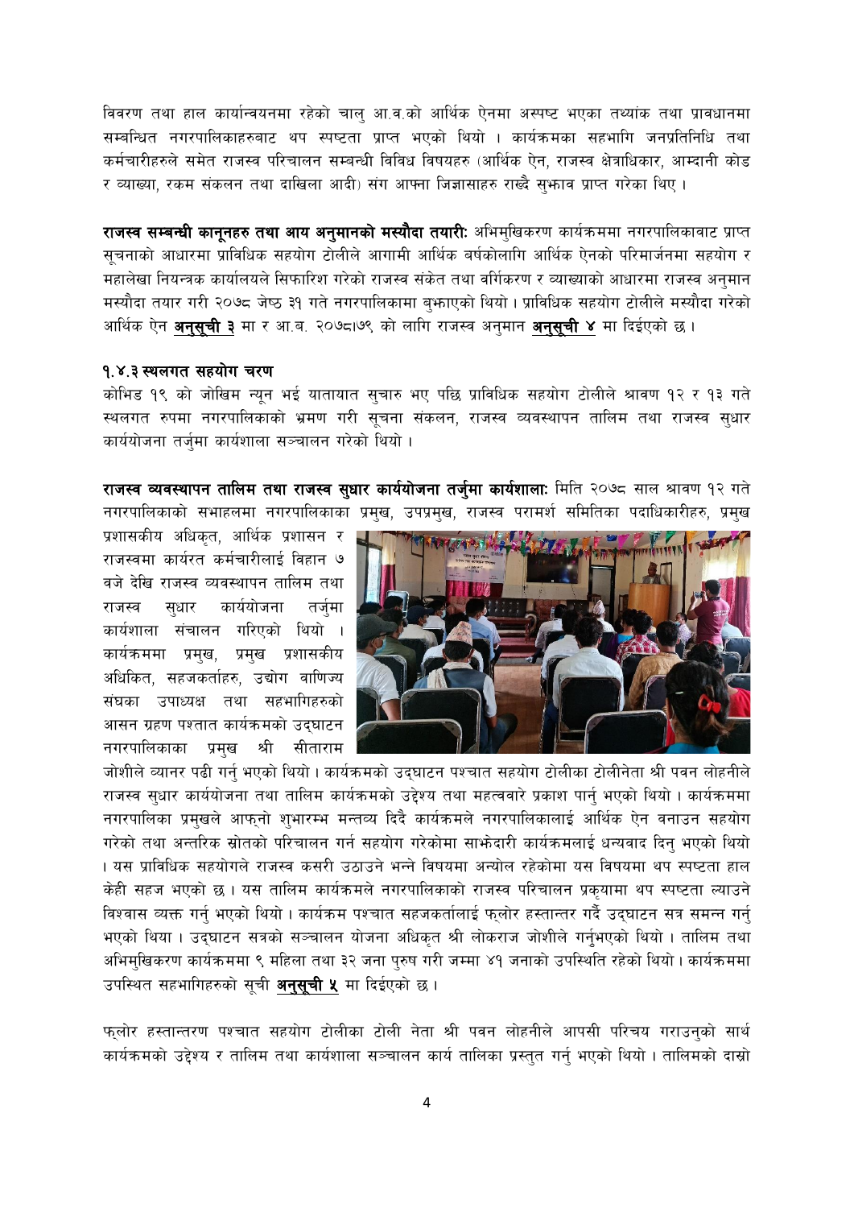विवरण तथा हाल कार्यान्वयनमा रहेको चालु आ.व.को आर्थिक ऐनमा अस्पष्ट भएका तथ्यांक तथा प्रावधानमा सम्बन्धित नगरपालिकाहरुबाट थप स्पष्टता प्राप्त भएको थियो । कार्यक्रमका सहभागि जनप्रतिनिधि तथा कर्मचारीहरुले समेत राजस्व परिचालन सम्बन्धी विविध विषयहरु (आर्थिक ऐन, राजस्व क्षेत्राधिकार, आम्दानी कोड र व्याख्या, रकम संकलन तथा दाखिला आदी) संग आफ्ना जिज्ञासाहरु राख्दै सुझाव प्राप्त गरेका थिए ।

**राजस्व सम्बन्धी कानूनहरु तथा आय अनुमानको मस्यौदा तयारी:** अभिमुखिकरण कार्यक्रममा नगरपालिकाबाट प्राप्त सूचनाको आधारमा प्राविधिक सहयोग टोलीले आगामी आर्थिक बर्षकोलागि आर्थिक ऐनको परिमार्जनमा सहयोग र महालेखा नियन्त्रक कार्यालयले सिफारिश गरेको राजस्व संकेत तथा वर्गिकरण र व्याख्याको आधारमा राजस्व अनुमान मस्यौदा तयार गरी २०७८ जेष्ठ ३१ गते नगरपालिकामा बुझाएको थियो । प्राविधिक सहयोग टोलीले मस्यौदा गरेको आर्थिक ऐन **अनुसूची ३** मा र आ.ब. २०७८।७९ को लागि राजस्व अनुमान **अनुसूची ४** मा दिईएको छ ।

### १.४.३ स्थलगत सहयोग चरण

कोभिड १९ को जोखिम न्यून भई यातायात सुचारु भए पछि प्राविधिक सहयोग टोलीले श्रावण १२ र १३ गते स्थलगत रुपमा नगरपालिकाको भ्रमण गरी सूचना संकलन, राजस्व व्यवस्थापन तालिम तथा राजस्व सुधार कार्ययोजना तर्जुमा कार्यशाला सञ्चालन गरेको थियो ।

**राजस्व व्यवस्थापन तालिम तथा राजस्व सुधार कार्ययोजना तर्जुमा कार्यशाला:** मिति २०७८ साल श्रावण १२ गते नगरपालिकाको सभाहलमा नगरपालिकाका प्रमुख, उपप्रमुख, राजस्व परामर्श समितिका पदाधिकारीहरु, प्रमुख प्रशासकीय अधिकृत, आर्थिक प्रशासन र राजस्वमा कार्यरत कर्मचारीलाई विहान ७ वजे देखि राजस्व व्यवस्थापन तालिम तथा राजस्व सुधार कार्ययोजना तर्जुमा कार्यशाला संचालन गरिएको थियो । कार्यक्रममा प्रमुख, प्रमुख प्रशासकीय अधिकित, सहजकर्ताहरु, उद्योग वाणिज्य संघका उपाध्यक्ष तथा सहभागिहरुको आसन ग्रहण पश्तात कार्यक्रमको उद्घाटन नगरपालिकाका प्रमुख श्री सीताराम जोशीले व्यानर पढी गर्नु भएको थियो । कार्यक्रमको उद्घाटन पश्चात सहयोग टोलीका टोलीनेता श्री पवन लोहनीले राजस्व सुधार कार्ययोजना तथा तालिम कार्यक्रमको उद्देश्य तथा महत्ववारे प्रकाश पार्नु भएको थियो । कार्यक्रममा नगरपालिका प्रमुखले आफ्नो शुभारम्भ मन्तव्य दिदै कार्यक्रमले नगरपालिकालाई आर्थिक ऐन वनाउन सहयोग गरेको तथा अन्तरिक स्रोतको परिचालन गर्न सहयोग गरेकोमा साझेदारी कार्यक्रमलाई धन्यवाद दिनु भएको थियो । यस प्राविधिक सहयोगले राजस्व कसरी उठाउने भन्ने विषयमा अन्योल रहेकोमा यस विषयमा थप स्पष्टता हाल केही सहज भएको छ । यस तालिम कार्यक्रमले नगरपालिकाको राजस्व परिचालन प्रकृयामा थप स्पष्टता ल्याउने विश्वास व्यक्त गर्नु भएको थियो । कार्यक्रम पश्चात सहजकर्तालाई फ्लोर हस्तान्तर गर्दै उद्घाटन सत्र समन्न गर्नु भएको थिया । उद्घाटन सत्रको सञ्चालन योजना अधिकृत श्री लोकराज जोशीले गर्नुभएको थियो । तालिम तथा अभिमुखिकरण कार्यक्रममा ९ महिला तथा ३२ जना पुरुष गरी जम्मा ४१ जनाको उपस्थिति रहेको थियो । कार्यक्रममा उपस्थित सहभागिहरुको सूची **अनुसूची ५** मा दिईएको छ ।

फ्लोर हस्तान्तरण पश्चात सहयोग टोलीका टोली नेता श्री पवन लोहनीले आपसी परिचय गराउनुको सार्थ कार्यक्रमको उद्देश्य र तालिम तथा कार्यशाला सञ्चालन कार्य तालिका प्रस्तुत गर्नु भएको थियो । तालिमको दास्रो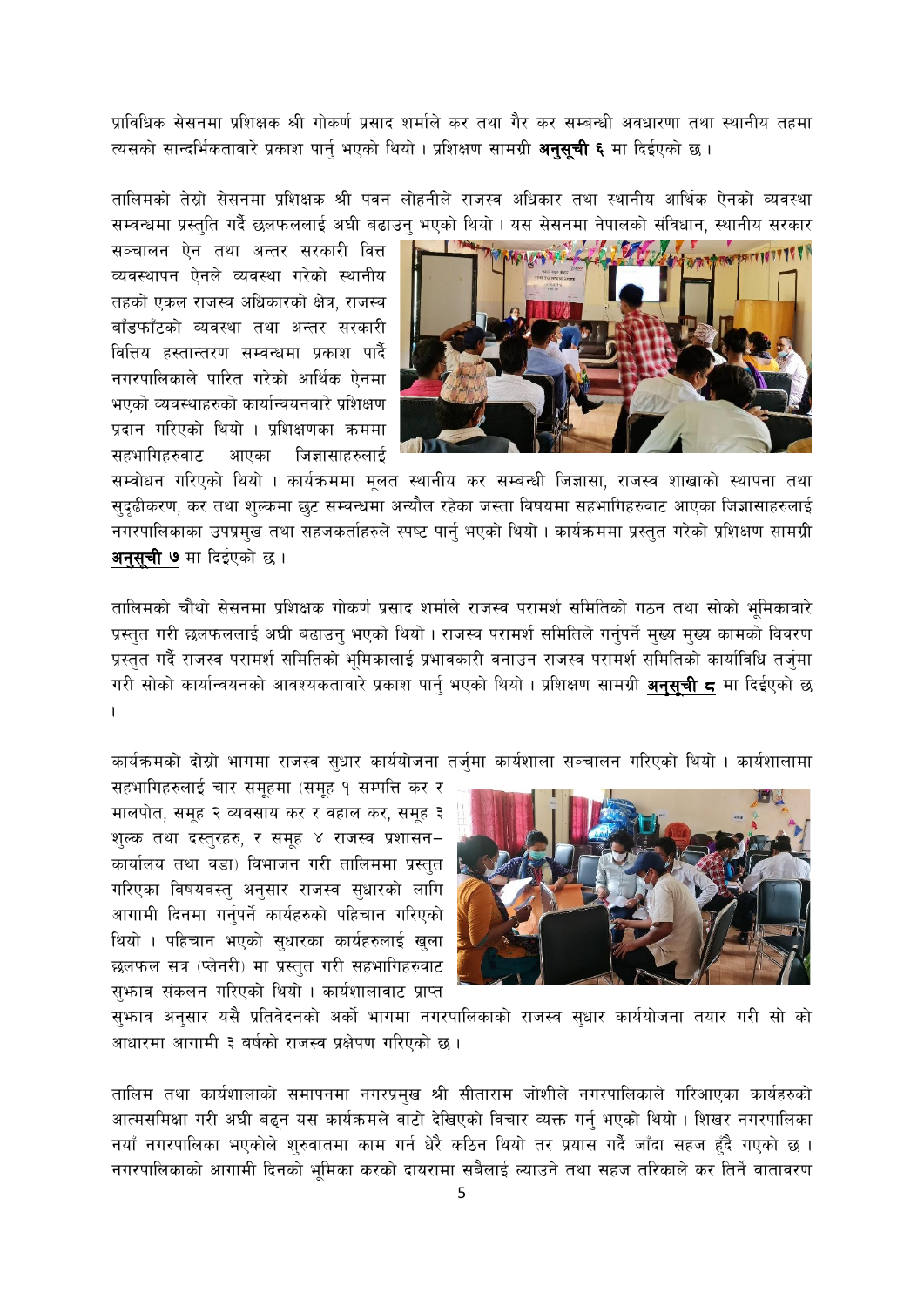प्राविधिक सेसनमा प्रशिक्षक श्री गोकर्ण प्रसाद शर्माले कर तथा गैर कर सम्बन्धी अवधारणा तथा स्थानीय तहमा त्यसको सान्दर्भिकतावारे प्रकाश पार्नु भएको थियो । प्रशिक्षण सामग्री **अनुसूची ६** मा दिईएको छ ।

तालिमको तेस्रो सेसनमा प्रशिक्षक श्री पवन लोहनीले राजस्व अधिकार तथा स्थानीय आर्थिक ऐनको व्यवस्था सम्बन्धमा प्रस्तुति गर्दै छलफललाई अघी बढाउनु भएको थियो । यस सेसनमा नेपालको संविधान, स्थानीय सरकार सञ्चालन ऐन तथा अन्तर सरकारी वित्त व्यवस्थापन ऐनले व्यवस्था गरेको स्थानीय तहको एकल राजस्व अधिकारको क्षेत्र, राजस्व बाँडफाँटको व्यवस्था तथा अन्तर सरकारी वित्तिय हस्तान्तरण सम्बन्धमा प्रकाश पार्दै नगरपालिकाले पारित गरेको आर्थिक ऐनमा भएको व्यवस्थाहरुको कार्यान्वयनवारे प्रशिक्षण प्रदान गरिएको थियो । प्रशिक्षणका क्रममा सहभागिहरुवाट आएका जिज्ञासाहरुलाई सम्वोधन गरिएको थियो । कार्यक्रममा मूलत स्थानीय कर सम्बन्धी जिज्ञासा, राजस्व शाखाको स्थापना तथा सुदृढीकरण, कर तथा शुल्कमा छुट सम्बन्धमा अन्यौल रहेका जस्ता विषयमा सहभागिहरुवाट आएका जिज्ञासाहरुलाई नगरपालिकाका उपप्रमुख तथा सहजकर्ताहरुले स्पष्ट पार्नु भएको थियो । कार्यक्रममा प्रस्तुत गरेको प्रशिक्षण सामग्री **अनुसूची ७** मा दिईएको छ ।

तालिमको चौथो सेसनमा प्रशिक्षक गोकर्ण प्रसाद शर्माले राजस्व परामर्श समितिको गठन तथा सोको भूमिकावारे प्रस्तुत गरी छलफललाई अघी बढाउनु भएको थियो । राजस्व परामर्श समितिले गर्नुपर्ने मुख्य मुख्य कामको विवरण प्रस्तुत गर्दै राजस्व परामर्श समितिको भूमिकालाई प्रभावकारी वनाउन राजस्व परामर्श समितिको कार्याविधि तर्जुमा गरी सोको कार्यान्वयनको आवश्यकतावारे प्रकाश पार्नु भएको थियो । प्रशिक्षण सामग्री **अनुसूची ८** मा दिईएको छ ।

कार्यक्रमको दोस्रो भागमा राजस्व सुधार कार्ययोजना तर्जुमा कार्यशाला सञ्चालन गरिएको थियो । कार्यशालामा सहभागिहरुलाई चार समूहमा (समूह १ सम्पत्ति कर र मालपोत, समूह २ व्यवसाय कर र वहाल कर, समूह ३ शुल्क तथा दस्तुरहरु, र समूह ४ राजस्व प्रशासन– कार्यालय तथा वडा) विभाजन गरी तालिममा प्रस्तुत गरिएका विषयवस्तु अनुसार राजस्व सुधारको लागि आगामी दिनमा गर्नुपर्ने कार्यहरुको पहिचान गरिएको थियो । पहिचान भएको सुधारका कार्यहरुलाई खुला छलफल सत्र (प्लेनरी) मा प्रस्तुत गरी सहभागिहरुवाट सुझाव संकलन गरिएको थियो । कार्यशालावाट प्राप्त सुझाव अनुसार यसै प्रतिवेदनको अर्को भागमा नगरपालिकाको राजस्व सुधार कार्ययोजना तयार गरी सो को आधारमा आगामी ३ बर्षको राजस्व प्रक्षेपण गरिएको छ ।

तालिम तथा कार्यशालाको समापनमा नगरप्रमुख श्री सीताराम जोशीले नगरपालिकाले गरिआएका कार्यहरुको आत्मसमिक्षा गरी अघी बढ्न यस कार्यक्रमले वाटो देखिएको विचार व्यक्त गर्नु भएको थियो । शिखर नगरपालिका नयाँ नगरपालिका भएकोले शुरुवातमा काम गर्न धेरै कठिन थियो तर प्रयास गर्दै जाँदा सहज हुँदै गएको छ । नगरपालिकाको आगामी दिनको भूमिका करको दायरामा सबैलाई ल्याउने तथा सहज तरिकाले कर तिर्ने वातावरण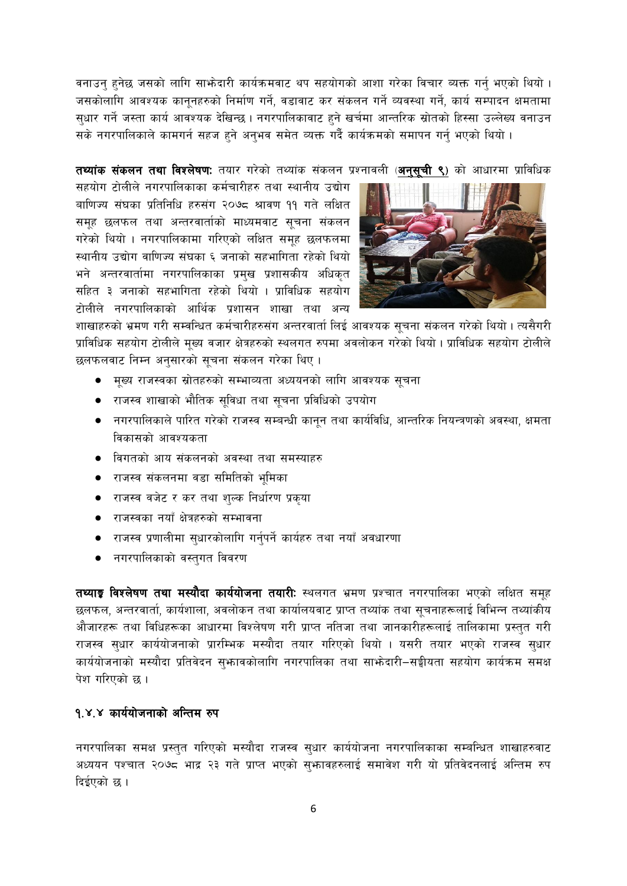वनाउनु हुनेछ जसको लागि साझेदारी कार्यक्रमवाट थप सहयोगको आशा गरेका विचार व्यक्त गर्नु भएको थियो । जसकोलागि आवश्यक कानूनहरुको निर्माण गर्ने, वडावाट कर संकलन गर्ने व्यवस्था गर्ने, कार्य सम्पादन क्षमतामा सुधार गर्ने जस्ता कार्य आवश्यक देखिन्छ । नगरपालिकावाट हुने खर्चमा आन्तरिक स्रोतको हिस्सा उल्लेख्य वनाउन सके नगरपालिकाले कामगर्न सहज हुने अनुभव समेत व्यक्त गर्दै कार्यक्रमको समापन गर्नु भएको थियो ।

**तथ्यांक संकलन तथा विश्लेषण:** तयार गरेको तथ्यांक संकलन प्रश्नावली (**अनुसूची ९**) को आधारमा प्राविधिक सहयोग टोलीले नगरपालिकाका कर्मचारीहरु तथा स्थानीय उद्योग वाणिज्य संघका प्रतिनिधि हरुसंग २०७८ श्रावण ११ गते लक्षित समूह छलफल तथा अन्तरवार्ताको माध्यमवाट सूचना संकलन गरेको थियो । नगरपालिकामा गरिएको लक्षित समूह छलफलमा स्थानीय उद्योग वाणिज्य संघका ६ जनाको सहभागिता रहेको थियो भने अन्तरवार्तामा नगरपालिकाका प्रमुख प्रशासकीय अधिकृत सहित ३ जनाको सहभागिता रहेको थियो । प्राविधिक सहयोग टोलीले नगरपालिकाको आर्थिक प्रशासन शाखा तथा अन्य शाखाहरुको भ्रमण गरी सम्वन्धित कर्मचारीहरुसंग अन्तरवार्ता लिई आवश्यक सूचना संकलन गरेको थियो । त्यसैगरी प्राविधिक सहयोग टोलीले मूख्य वजार क्षेत्रहरुको स्थलगत रुपमा अवलोकन गरेको थियो । प्राविधिक सहयोग टोलीले छलफलवाट निम्न अनुसारको सूचना संकलन गरेका थिए ।

- मूख्य राजस्वका स्रोतहरुको सम्भाव्यता अध्ययनको लागि आवश्यक सूचना
- राजस्व शाखाको भौतिक सुविधा तथा सूचना प्रविधिको उपयोग
- नगरपालिकाले पारित गरेको राजस्व सम्बन्धी कानून तथा कार्यविधि, आन्तरिक नियन्त्रणको अवस्था, क्षमता विकासको आवश्यकता
- विगतको आय संकलनको अवस्था तथा समस्याहरु
- राजस्व संकलनमा वडा समितिको भूमिका
- राजस्व वजेट र कर तथा शुल्क निर्धारण प्रकृया
- राजस्वका नयाँ क्षेत्रहरुको सम्भावना
- राजस्व प्रणालीमा सुधारकोलागि गर्नुपर्ने कार्यहरु तथा नयाँ अवधारणा
- नगरपालिकाको वस्तुगत विवरण

**तथ्याङ्क विश्लेषण तथा मस्यौदा कार्ययोजना तयारी:** स्थलगत भ्रमण पश्चात नगरपालिका भएको लक्षित समूह छलफल, अन्तरवार्ता, कार्यशाला, अवलोकन तथा कार्यालयवाट प्राप्त तथ्यांक तथा सूचनाहरूलाई विभिन्न तथ्यांकीय औजारहरू तथा विधिहरूका आधारमा विश्लेषण गरी प्राप्त नतिजा तथा जानकारीहरूलाई तालिकामा प्रस्तुत गरी राजस्व सुधार कार्ययोजनाको प्रारम्भिक मस्यौदा तयार गरिएको थियो । यसरी तयार भएको राजस्व सुधार कार्ययोजनाको मस्यौदा प्रतिवेदन सुझावकोलागि नगरपालिका तथा साझेदारी–सङ्घीयता सहयोग कार्यक्रम समक्ष पेश गरिएको छ ।

### १.४.४ कार्ययोजनाको अन्तिम रुप

नगरपालिका समक्ष प्रस्तुत गरिएको मस्यौदा राजस्व सुधार कार्ययोजना नगरपालिकाका सम्वन्धित शाखाहरुवाट अध्ययन पश्चात २०७८ भाद्र २३ गते प्राप्त भएको सुझावहरुलाई समावेश गरी यो प्रतिवेदनलाई अन्तिम रुप दिईएको छ ।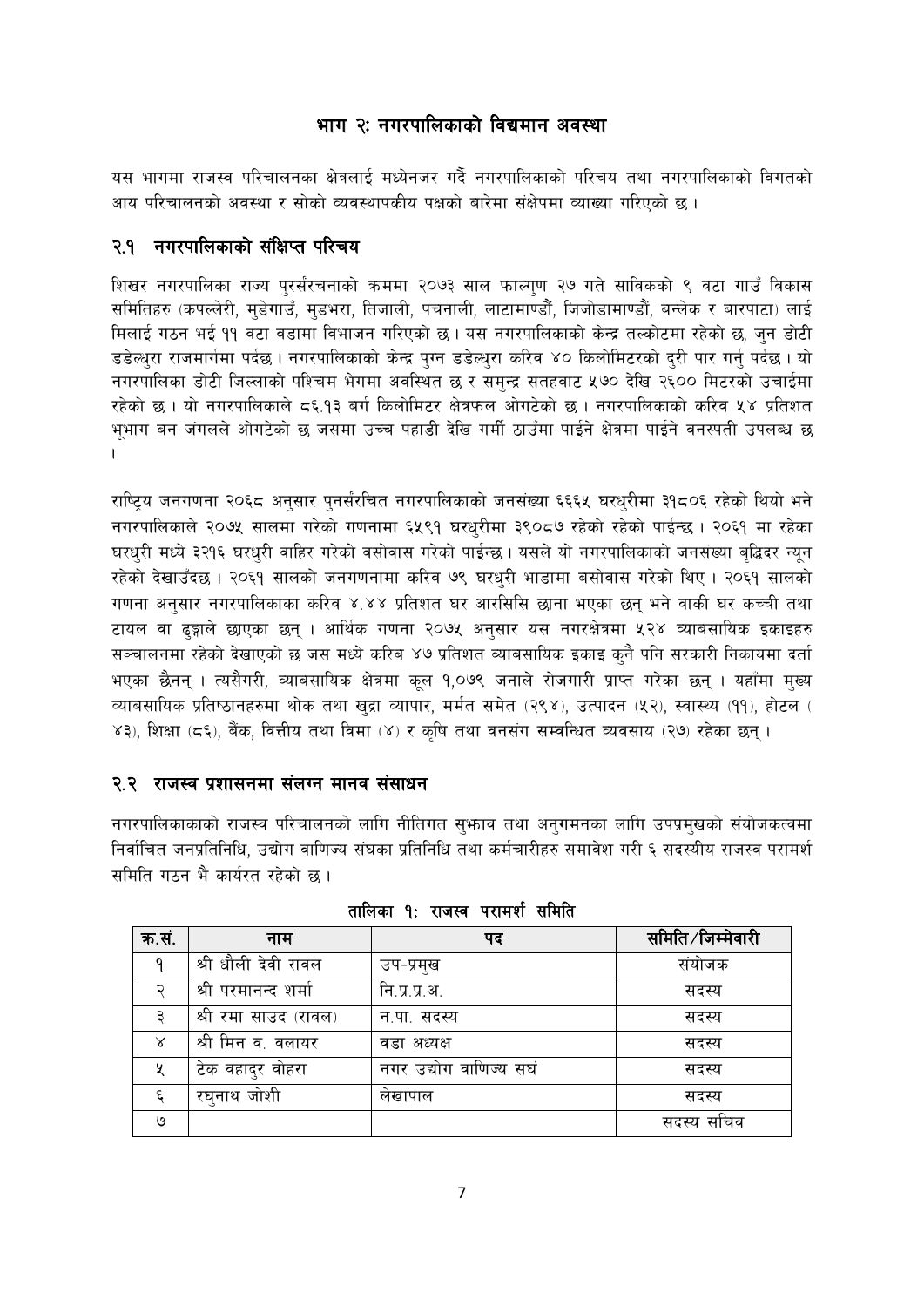# भाग २: नगरपालिकाको विद्यमान अवस्था

यस भागमा राजस्व परिचालनका क्षेत्रलाई मध्येनजर गर्दै नगरपालिकाको परिचय तथा नगरपालिकाको विगतको आय परिचालनको अवस्था र सोको व्यवस्थापकीय पक्षको बारेमा संक्षेपमा व्याख्या गरिएको छ ।

## २.१ नगरपालिकाको संक्षिप्त परिचय

शिखर नगरपालिका राज्य पुरर्संरचनाको क्रममा २०७३ साल फाल्गुण २७ गते साविकको ९ वटा गाउँ विकास समितिहरु (कपल्लेरी, मुडेगाउँ, मुडभरा, तिजाली, पचनाली, लाटामाण्डौं, जिजोडामाण्डौं, बन्लेक र बारपाटा) लाई मिलाई गठन भई ११ वटा वडामा विभाजन गरिएको छ । यस नगरपालिकाको केन्द्र तल्कोटमा रहेको छ, जुन डोटी डडेल्धुरा राजमार्गमा पर्दछ । नगरपालिकाको केन्द्र पुग्न डडेल्धुरा करिव ४० किलोमिटरको दुरी पार गर्नु पर्दछ । यो नगरपालिका डोटी जिल्लाको पश्चिम भेगमा अवस्थित छ र समुन्द्र सतहवाट ५७० देखि २६०० मिटरको उचाईमा रहेको छ । यो नगरपालिकाले ८६.१३ बर्ग किलोमिटर क्षेत्रफल ओगटेको छ । नगरपालिकाको करिव ५४ प्रतिशत भूभाग बन जंगलले ओगटेको छ जसमा उच्च पहाडी देखि गर्मी ठाउँमा पाईने क्षेत्रमा पाईने वनस्पती उपलब्ध छ ।

राष्ट्रिय जनगणना २०६८ अनुसार पुनर्संरचित नगरपालिकाको जनसंख्या ६६६५ घरधुरीमा ३१८०६ रहेको थियो भने नगरपालिकाले २०७५ सालमा गरेको गणनामा ६५९१ घरधुरीमा ३९०८७ रहेको रहेको पाईन्छ । २०६१ मा रहेका घरधुरी मध्ये ३२१६ घरधुरी वाहिर गरेको वसोवास गरेको पाईन्छ । यसले यो नगरपालिकाको जनसंख्या वृद्धिदर न्यून रहेको देखाउँदछ । २०६१ सालको जनगणनामा करिव ७९ घरधुरी भाडामा बसोवास गरेको थिए । २०६१ सालको गणना अनुसार नगरपालिकाका करिव ४.४४ प्रतिशत घर आरसिसि छाना भएका छन् भने वाकी घर कच्ची तथा टायल वा ढुङ्गाले छाएका छन् । आर्थिक गणना २०७५ अनुसार यस नगरक्षेत्रमा ५२४ व्याबसायिक इकाइहरु सञ्चालनमा रहेको देखाएको छ जस मध्ये करिब ४७ प्रतिशत व्याबसायिक इकाइ कुनै पनि सरकारी निकायमा दर्ता भएका छैनन् । त्यसैगरी, व्याबसायिक क्षेत्रमा कूल १,०७९ जनाले रोजगारी प्राप्त गरेका छन् । यहाँमा मुख्य व्याबसायिक प्रतिष्ठानहरुमा थोक तथा खुद्रा व्यापार, मर्मत समेत (२९४), उत्पादन (५२), स्वास्थ्य (११), होटल (४३), शिक्षा (८६), बैंक, वित्तीय तथा विमा (४) र कृषि तथा वनसंग सम्वन्धित व्यवसाय (२७) रहेका छन् ।

## २.२ राजस्व प्रशासनमा संलग्न मानव संसाधन

नगरपालिकाकाको राजस्व परिचालनको लागि नीतिगत सुझाव तथा अनुगमनका लागि उपप्रमुखको संयोजकत्वमा निर्वाचित जनप्रतिनिधि, उद्योग वाणिज्य संघका प्रतिनिधि तथा कर्मचारीहरु समावेश गरी ६ सदस्यीय राजस्व परामर्श समिति गठन भै कार्यरत रहेको छ ।

**तालिका १: राजस्व परामर्श समिति**

| क्र.सं. | नाम | पद | समिति/जिम्मेवारी |
|---|---|---|---|
| १ | श्री धौली देवी रावल | उप-प्रमुख | संयोजक |
| २ | श्री परमानन्द शर्मा | नि.प्र.प्र.अ. | सदस्य |
| ३ | श्री रमा साउद (रावल) | न.पा. सदस्य | सदस्य |
| ४ | श्री मिन व. वलायर | वडा अध्यक्ष | सदस्य |
| ५ | टेक वहादुर वोहरा | नगर उद्योग वाणिज्य सघं | सदस्य |
| ६ | रघुनाथ जोशी | लेखापाल | सदस्य |
| ७ | | | सदस्य सचिव |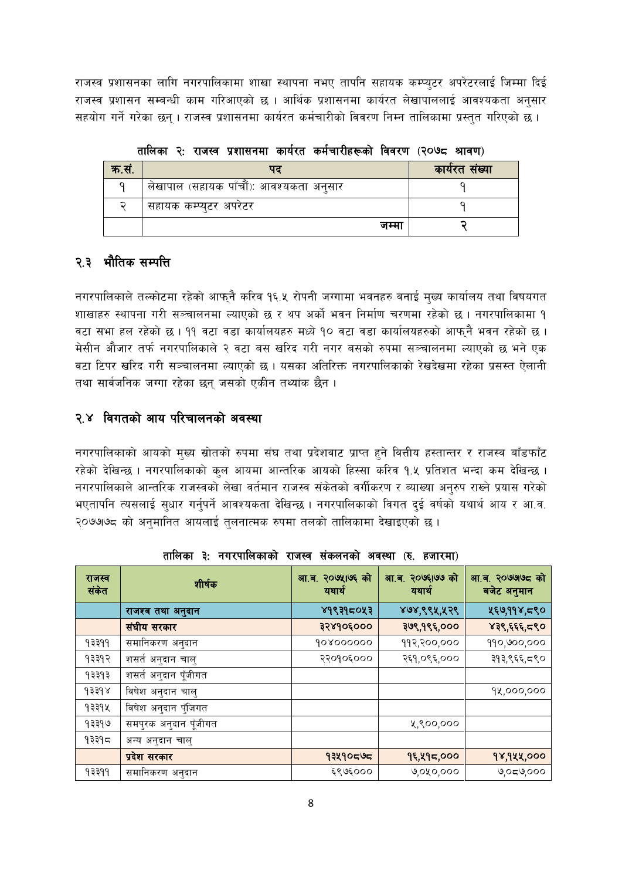राजस्व प्रशासनका लागि नगरपालिकामा शाखा स्थापना नभए तापनि सहायक कम्प्युटर अपरेटरलाई जिम्मा दिई राजस्व प्रशासन सम्बन्धी काम गरिआएको छ । आर्थिक प्रशासनमा कार्यरत लेखापाललाई आवश्यकता अनुसार सहयोग गर्ने गरेका छन् । राजस्व प्रशासनमा कार्यरत कर्मचारीको विवरण निम्न तालिकामा प्रस्तुत गरिएको छ ।

**तालिका २: राजस्व प्रशासनमा कार्यरत कर्मचारीहरूको विवरण (२०७८ श्रावण)**

| क्र.सं. | पद | कार्यरत संख्या |
|---|---|---|
| १ | लेखापाल (सहायक पाँचौं): आवश्यकता अनुसार | १ |
| २ | सहायक कम्प्युटर अपरेटर | १ |
| | जम्मा | २ |

## २.३ भौतिक सम्पत्ति

नगरपालिकाले तल्कोटमा रहेको आफ्नै करिव १६.५ रोपनी जग्गामा भवनहरु वनाई मुख्य कार्यालय तथा विषयगत शाखाहरु स्थापना गरी सञ्चालनमा ल्याएको छ र थप अर्को भवन निर्माण चरणमा रहेको छ । नगरपालिकामा १ वटा सभा हल रहेको छ । ११ वटा वडा कार्यालयहरु मध्ये १० वटा वडा कार्यालयहरुको आफ्नै भवन रहेको छ । मेसीन औजार तर्फ नगरपालिकाले २ वटा बस खरिद गरी नगर बसको रुपमा सञ्चालनमा ल्याएको छ भने एक वटा टिपर खरिद गरी सञ्चालनमा ल्याएको छ । यसका अतिरिक्त नगरपालिकाको रेखदेखमा रहेका प्रसस्त ऐलानी तथा सार्वजनिक जग्गा रहेका छन् जसको एकीन तथ्यांक छैन ।

## २.४ विगतको आय परिचालनको अवस्था

नगरपालिकाको आयको मुख्य स्रोतको रुपमा संघ तथा प्रदेशवाट प्राप्त हुने वित्तीय हस्तान्तर र राजस्व बाँडफाँट रहेको देखिन्छ । नगरपालिकाको कुल आयमा आन्तरिक आयको हिस्सा करिव १.५ प्रतिशत भन्दा कम देखिन्छ । नगरपालिकाले आन्तरिक राजस्वको लेखा वर्तमान राजस्व संकेतको वर्गीकरण र ब्याख्या अनुरुप राख्ने प्रयास गरेको भएतापनि त्यसलाई सुधार गर्नुपर्ने आवश्यकता देखिन्छ । नगरपालिकाको विगत दुई वर्षको यथार्थ आय र आ.व. २०७७।७८ को अनुमानित आयलाई तुलनात्मक रुपमा तलको तालिकामा देखाइएको छ ।

**तालिका ३: नगरपालिकाको राजस्व संकलनको अवस्था (रु. हजारमा)**

| राजस्व संकेत | शीर्षक | आ.ब. २०७५।७६ को यथार्थ | आ.ब. २०७६।७७ को यथार्थ | आ.ब. २०७७।७८ को बजेट अनुमान |
|---|---|---|---|---|
| | **राजश्व तथा अनुदान** | **४१९३१८०५३** | **४७४,९९५,५२९** | **५६७,११४,८९०** |
| | **संघीय सरकार** | **३२४१०६०००** | **३७९,१९६,०००** | **४३९,६६६,८९०** |
| १३३११ | समानिकरण अनुदान | १०४०००००० | ११२,२००,००० | ११०,७००,००० |
| १३३१२ | शसर्त अनुदान चालु | २२०१०६००० | २६१,०९६,००० | ३१३,९६६,८९० |
| १३३१३ | शसर्त अनुदान पूँजीगत | | | |
| १३३१४ | विषेश अनुदान चालु | | | १५,०००,००० |
| १३३१५ | विषेश अनुदान पुँजिगत | | | |
| १३३१७ | समपुरक अनुदान पूँजीगत | | ५,९००,००० | |
| १३३१८ | अन्य अनुदान चालु | | | |
| | **प्रदेश सरकार** | **१३५१०८७८** | **१६,५१८,०००** | **१४,१५५,०००** |
| १३३११ | समानिकरण अनुदान | ६९७६००० | ७,०५०,००० | ७,०८७,००० |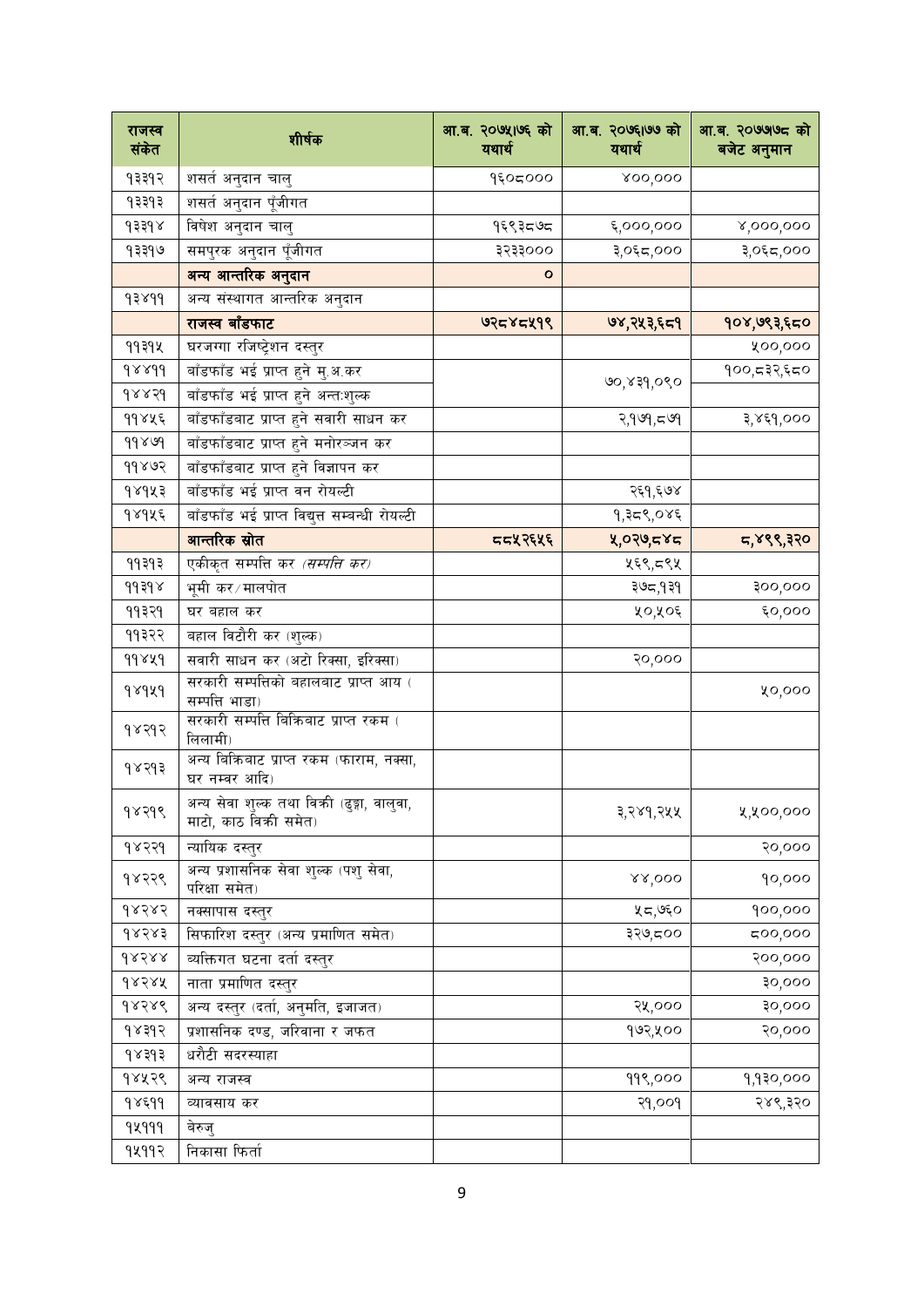| राजस्व संकेत | शीर्षक | आ.ब. २०७५।७६ को यथार्थ | आ.ब. २०७६।७७ को यथार्थ | आ.ब. २०७७।७८ को बजेट अनुमान |
|---|---|---|---|---|
| १३३१२ | शसर्त अनुदान चालु | १६०८००० | ४००,००० | |
| १३३१३ | शसर्त अनुदान पूँजीगत | | | |
| १३३१४ | विषेश अनुदान चालु | १६९३८७८ | ६,०००,००० | ४,०००,००० |
| १३३१७ | समपुरक अनुदान पूँजीगत | ३२३३००० | ३,०६८,००० | ३,०६८,००० |
| | **अन्य आन्तरिक अनुदान** | **०** | | |
| १३४११ | अन्य संस्थागत आन्तरिक अनुदान | | | |
| | **राजस्व बाँडफाट** | **७२८४८५१९** | **७४,२५३,६८१** | **१०४,७९३,६८०** |
| ११३१५ | घरजग्गा रजिष्ट्रेशन दस्तुर | | | ५००,००० |
| १४४११ | बाँडफाँड भई प्राप्त हुने मु.अ.कर | | ७०,४३१,०९० | १००,८३२,६८० |
| १४४२१ | बाँडफाँड भई प्राप्त हुने अन्तःशुल्क | | | |
| ११४५६ | बाँडफाँडबाट प्राप्त हुने सवारी साधन कर | | २,१७१,८७१ | ३,४६१,००० |
| ११४७१ | बाँडफाँडबाट प्राप्त हुने मनोरञ्जन कर | | | |
| ११४७२ | बाँडफाँडबाट प्राप्त हुने विज्ञापन कर | | | |
| १४१५३ | बाँडफाँड भई प्राप्त वन रोयल्टी | | २६१,६७४ | |
| १४१५६ | बाँडफाँड भई प्राप्त विद्युत्त सम्बन्धी रोयल्टी | | १,३८९,०४६ | |
| | **आन्तरिक स्रोत** | **८८५२६५६** | **५,०२७,८४८** | **८,४९९,३२०** |
| ११३१३ | एकीकृत सम्पत्ति कर *(सम्पत्ति कर)* | | ५६९,८९५ | |
| ११३१४ | भूमी कर/मालपोत | | ३७८,१३१ | ३००,००० |
| ११३२१ | घर बहाल कर | | ५०,५०६ | ६०,००० |
| ११३२२ | बहाल विटौरी कर (शुल्क) | | | |
| ११४५१ | सवारी साधन कर (अटो रिक्सा, इरिक्सा) | | २०,००० | |
| १४१५१ | सरकारी सम्पत्तिको बहालबाट प्राप्त आय ( सम्पत्ति भाडा) | | | ५०,००० |
| १४२१२ | सरकारी सम्पत्ति बिक्रिबाट प्राप्त रकम ( लिलामी) | | | |
| १४२१३ | अन्य बिक्रिबाट प्राप्त रकम (फाराम, नक्सा, घर नम्वर आदि) | | | |
| १४२१९ | अन्य सेवा शुल्क तथा विक्री (ढुङ्गा, बालुवा, माटो, काठ विक्री समेत) | | ३,२४१,२५५ | ५,५००,००० |
| १४२२१ | न्यायिक दस्तुर | | | २०,००० |
| १४२२९ | अन्य प्रशासनिक सेवा शुल्क (पशु सेवा, परिक्षा समेत) | | ४४,००० | १०,००० |
| १४२४२ | नक्सापास दस्तुर | | ५८,७६० | १००,००० |
| १४२४३ | सिफारिश दस्तुर (अन्य प्रमाणित समेत) | | ३२७,८०० | ८००,००० |
| १४२४४ | ब्यक्तिगत घटना दर्ता दस्तुर | | | २००,००० |
| १४२४५ | नाता प्रमाणित दस्तुर | | | ३०,००० |
| १४२४९ | अन्य दस्तुर (दर्ता, अनुमति, इजाजत) | | २५,००० | ३०,००० |
| १४३१२ | प्रशासनिक दण्ड, जरिवाना र जफत | | १७२,५०० | २०,००० |
| १४३१३ | धरौटी सदरस्याहा | | | |
| १४५२९ | अन्य राजस्व | | ११९,००० | १,१३०,००० |
| १४६११ | व्यावसाय कर | | २१,००१ | २४९,३२० |
| १५१११ | वेरुजु | | | |
| १५११२ | निकासा फिर्ता | | | |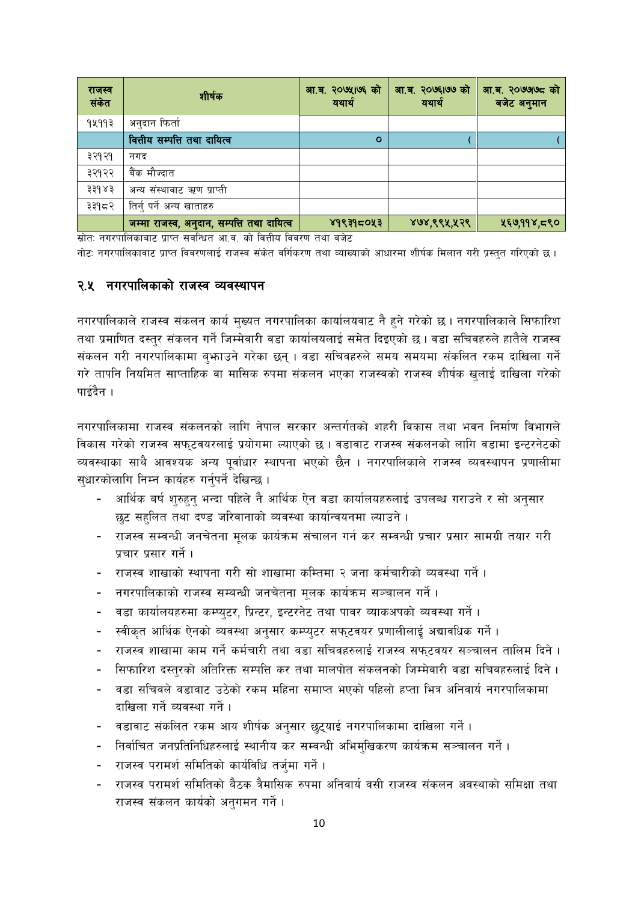| राजस्व संकेत | शीर्षक | आ.ब. २०७५।७६ को यथार्थ | आ.ब. २०७६।७७ को यथार्थ | आ.ब. २०७७।७८ को बजेट अनुमान |
|---|---|---|---|---|
| १५११३ | अनुदान फिर्ता | | | |
| | **वित्तीय सम्पत्ति तथा दायित्व** | ० | ( | ( |
| ३२१२१ | नगद | | | |
| ३२१२२ | बैंक मौज्दात | | | |
| ३३१४३ | अन्य संस्थावाट ऋण प्राप्ती | | | |
| ३३१८२ | तिर्नु पर्ने अन्य खाताहरु | | | |
| | **जम्मा राजस्व, अनुदान, सम्पत्ति तथा दायित्व** | ४१९३१८०५३ | ४७४,९९५,५२९ | ५६७,११४,८९० |

स्रोतः नगरपालिकाबाट प्राप्त सबन्धित आ.व. को वित्तीय विवरण तथा बजेट

नोटः नगरपालिकावाट प्राप्त विवरणलाई राजस्व संकेत वर्गिकरण तथा व्याख्याको आधारमा शीर्षक मिलान गरी प्रस्तुत गरिएको छ ।

## २.५ नगरपालिकाको राजस्व व्यवस्थापन

नगरपालिकाले राजस्व संकलन कार्य मुख्यत नगरपालिका कार्यालयवाट नै हुने गरेको छ । नगरपालिकाले सिफारिश तथा प्रमाणित दस्तुर संकलन गर्ने जिम्मेवारी वडा कार्यालयलाई समेत दिइएको छ । वडा सचिवहरुले हातैले राजस्व संकलन गरी नगरपालिकामा बुझाउने गरेका छन् । वडा सचिवहरुले समय समयमा संकलित रकम दाखिला गर्ने गरे तापनि नियमित साप्ताहिक वा मासिक रुपमा संकलन भएका राजस्वको राजस्व शीर्षक खुलाई दाखिला गरेको पाईदैन ।

नगरपालिकामा राजस्व संकलनको लागि नेपाल सरकार अन्तर्गतको शहरी विकास तथा भवन निर्माण विभागले विकास गरेको राजस्व सफ्टवयरलाई प्रयोगमा ल्याएको छ । वडावाट राजस्व संकलनको लागि वडामा इन्टरनेटको व्यवस्थाका साथै आवश्यक अन्य पूर्वाधार स्थापना भएको छैन । नगरपालिकाले राजस्व व्यवस्थापन प्रणालीमा सुधारकोलागि निम्न कार्यहरु गर्नुपर्ने देखिन्छ ।

- आर्थिक बर्ष शुरुहुनु भन्दा पहिले नै आर्थिक ऐन वडा कार्यालयहरुलाई उपलब्ध गराउने र सो अनुसार छुट सहुलित तथा दण्ड जरिवानाको व्यवस्था कार्यान्वयनमा ल्याउने ।
- राजस्व सम्बन्धी जनचेतना मूलक कार्यक्रम संचालन गर्न कर सम्वन्धी प्रचार प्रसार सामग्री तयार गरी प्रचार प्रसार गर्ने ।
- राजस्व शाखाको स्थापना गरी सो शाखामा कम्तिमा २ जना कर्मचारीको व्यवस्था गर्ने ।
- नगरपालिकाको राजस्व सम्बन्धी जनचेतना मूलक कार्यक्रम सञ्चालन गर्ने ।
- वडा कार्यालयहरुमा कम्प्युटर, प्रिन्टर, इन्टरनेट तथा पावर व्याकअपको व्यवस्था गर्ने ।
- स्वीकृत आर्थिक ऐनको व्यवस्था अनुसार कम्प्युटर सफ्टवयर प्रणालीलाई अद्यावधिक गर्ने ।
- राजस्व शाखामा काम गर्ने कर्मचारी तथा वडा सचिवहरुलाई राजस्व सफ्टवयर सञ्चालन तालिम दिने ।
- सिफारिश दस्तुरको अतिरिक्त सम्पत्ति कर तथा मालपोत संकलनको जिम्मेवारी वडा सचिवहरुलाई दिने ।
- वडा सचिवले वडावाट उठेको रकम महिना समाप्त भएको पहिलो हप्ता भित्र अनिवार्य नगरपालिकामा दाखिला गर्ने व्यवस्था गर्ने ।
- वडावाट संकलित रकम आय शीर्षक अनुसार छुट्याई नगरपालिकामा दाखिला गर्ने ।
- निर्वाचित जनप्रतिनिधिहरुलाई स्थानीय कर सम्वन्धी अभिमुखिकरण कार्यक्रम सञ्चालन गर्ने ।
- राजस्व परामर्श समितिको कार्यविधि तर्जुमा गर्ने ।
- राजस्व परामर्श समितिको बैठक त्रैमासिक रुपमा अनिवार्य वसी राजस्व संकलन अवस्थाको समिक्षा तथा राजस्व संकलन कार्यको अनुगमन गर्ने ।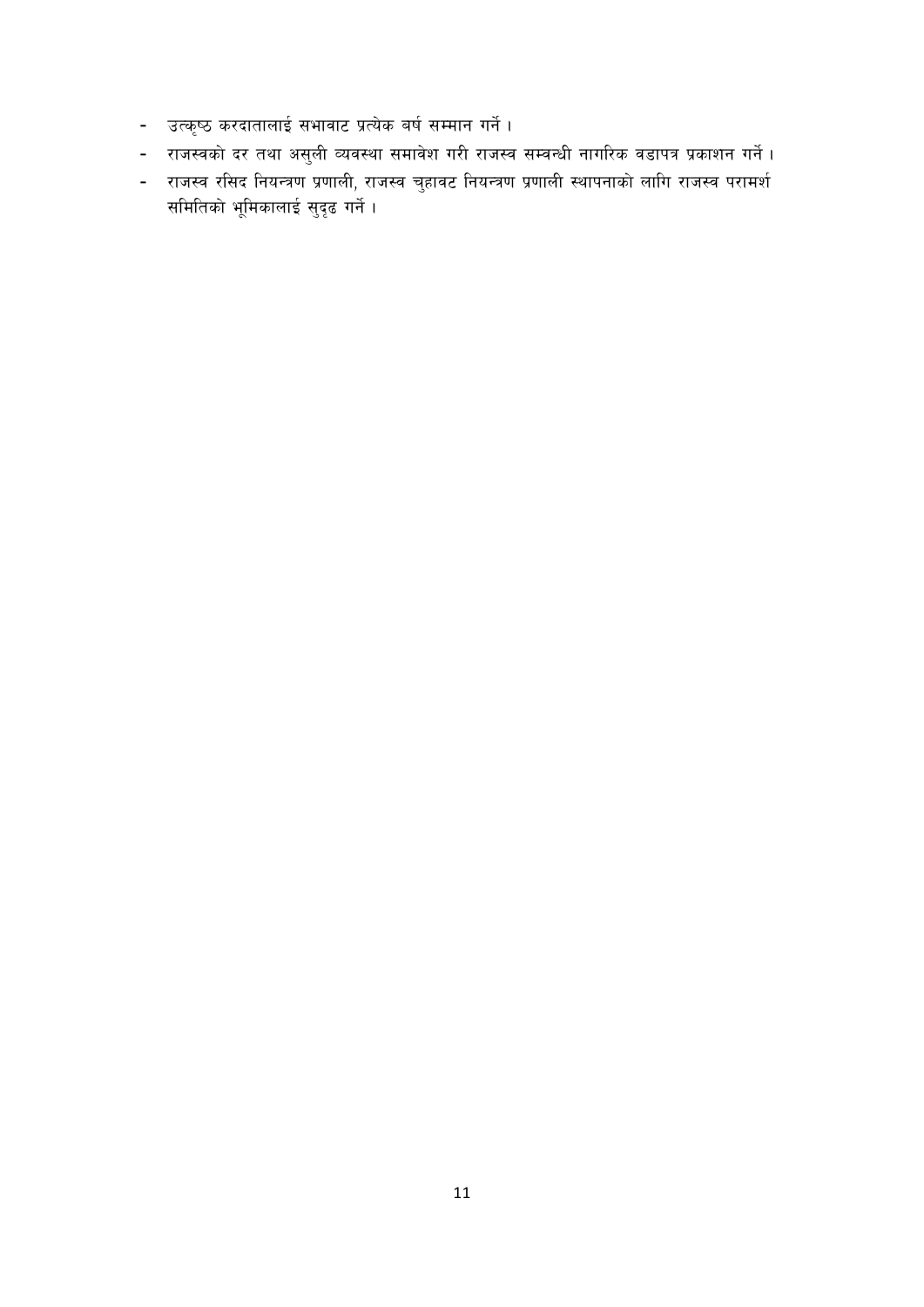- उत्कृष्ठ करदातालाई सभावाट प्रत्येक बर्ष सम्मान गर्ने ।
- राजस्वको दर तथा असुली व्यवस्था समावेश गरी राजस्व सम्वन्धी नागरिक वडापत्र प्रकाशन गर्ने ।
- राजस्व रसिद नियन्त्रण प्रणाली, राजस्व चुहावट नियन्त्रण प्रणाली स्थापनाको लागि राजस्व परामर्श समितिको भूमिकालाई सुदृढ गर्ने ।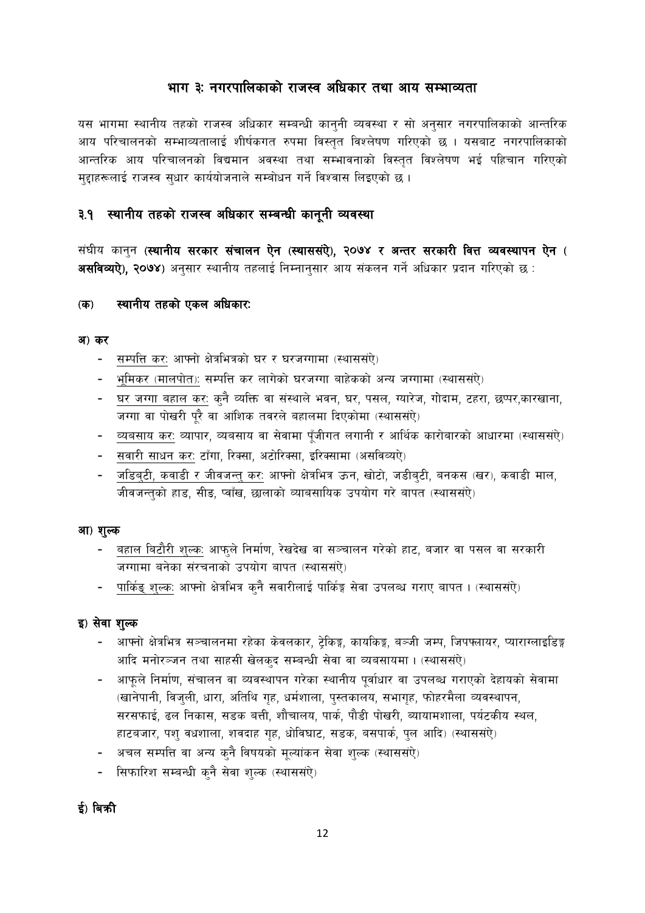# भाग ३: नगरपालिकाको राजस्व अधिकार तथा आय सम्भाव्यता

यस भागमा स्थानीय तहको राजस्व अधिकार सम्बन्धी कानुनी व्यवस्था र सो अनुसार नगरपालिकाको आन्तरिक आय परिचालनको सम्भाव्यतालाई शीर्षकगत रुपमा विस्तृत विश्लेषण गरिएको छ । यसबाट नगरपालिकाको आन्तरिक आय परिचालनको विद्यमान अवस्था तथा सम्भावनाको विस्तृत विश्लेषण भई पहिचान गरिएको मुद्दाहरूलाई राजस्व सुधार कार्ययोजनाले सम्बोधन गर्ने विश्वास लिइएको छ ।

## ३.१ स्थानीय तहको राजस्व अधिकार सम्बन्धी कानूनी व्यवस्था

संघीय कानुन (**स्थानीय सरकार संचालन ऐन (स्थाससंऐ), २०७४ र अन्तर सरकारी वित्त व्यवस्थापन ऐन ( असविव्यऐ), २०७४**) अनुसार स्थानीय तहलाई निम्नानुसार आय संकलन गर्ने अधिकार प्रदान गरिएको छ :

### (क) स्थानीय तहको एकल अधिकार:

**अ) कर**

- सम्पत्ति कर: आफ्नो क्षेत्रभित्रको घर र घरजग्गामा (स्थाससंऐ)
- भूमिकर (मालपोत): सम्पत्ति कर लागेको घरजग्गा बाहेकको अन्य जग्गामा (स्थाससंऐ)
- घर जग्गा बहाल कर: कुनै व्यक्ति वा संस्थाले भवन, घर, पसल, ग्यारेज, गोदाम, टहरा, छप्पर,कारखाना, जग्गा वा पोखरी पूरै वा आंशिक तवरले बहालमा दिएकोमा (स्थाससंऐ)
- व्यवसाय कर: व्यापार, व्यवसाय वा सेवामा पूँजीगत लगानी र आर्थिक कारोबारको आधारमा (स्थाससंऐ)
- सवारी साधन कर: टाँगा, रिक्सा, अटोरिक्सा, इरिक्सामा (असविव्यऐ)
- जडिबुटी, कवाडी र जीवजन्तु कर: आफ्नो क्षेत्रभित्र ऊन, खोटो, जडीबुटी, बनकस (खर), कवाडी माल, जीवजन्तुको हाड, सीङ, प्वाँख, छालाको व्याबसायिक उपयोग गरे बापत (स्थाससंऐ)

**आ) शुल्क**

- बहाल बिटौरी शुल्क: आफुले निर्माण, रेखदेख वा सञ्चालन गरेको हाट, बजार वा पसल वा सरकारी जग्गामा बनेका संरचनाको उपयोग बापत (स्थाससंऐ)
- पार्किङ् शुल्क: आफ्नो क्षेत्रभित्र कुनै सवारीलाई पार्किङ्ग सेवा उपलब्ध गराए बापत । (स्थाससंऐ)

**इ) सेवा शुल्क**

- आफ्नो क्षेत्रभित्र सञ्चालनमा रहेका केवलकार, ट्रेकिङ्ग, कायकिङ्ग, बञ्जी जम्प, जिपफ्लायर, प्याराग्लाइडिङ्ग आदि मनोरञ्जन तथा साहसी खेलकुद सम्बन्धी सेवा वा व्यवसायमा । (स्थाससंऐ)
- आफूले निर्माण, संचालन वा व्यवस्थापन गरेका स्थानीय पूर्वाधार वा उपलब्ध गराएको देहायको सेवामा (खानेपानी, विजुली, धारा, अतिथि गृह, धर्मशाला, पुस्तकालय, सभागृह, फोहरमैला व्यवस्थापन, सरसफाई, ढल निकास, सडक बत्ती, शौचालय, पार्क, पौडी पोखरी, व्यायामशाला, पर्यटकीय स्थल, हाटबजार, पशु वधशाला, शवदाह गृह, धोविघाट, सडक, बसपार्क, पुल आदि) (स्थाससंऐ)
- अचल सम्पत्ति वा अन्य कुनै विषयको मूल्यांकन सेवा शुल्क (स्थाससंऐ)
- सिफारिश सम्बन्धी कुनै सेवा शुल्क (स्थाससंऐ)

**ई) बिक्री**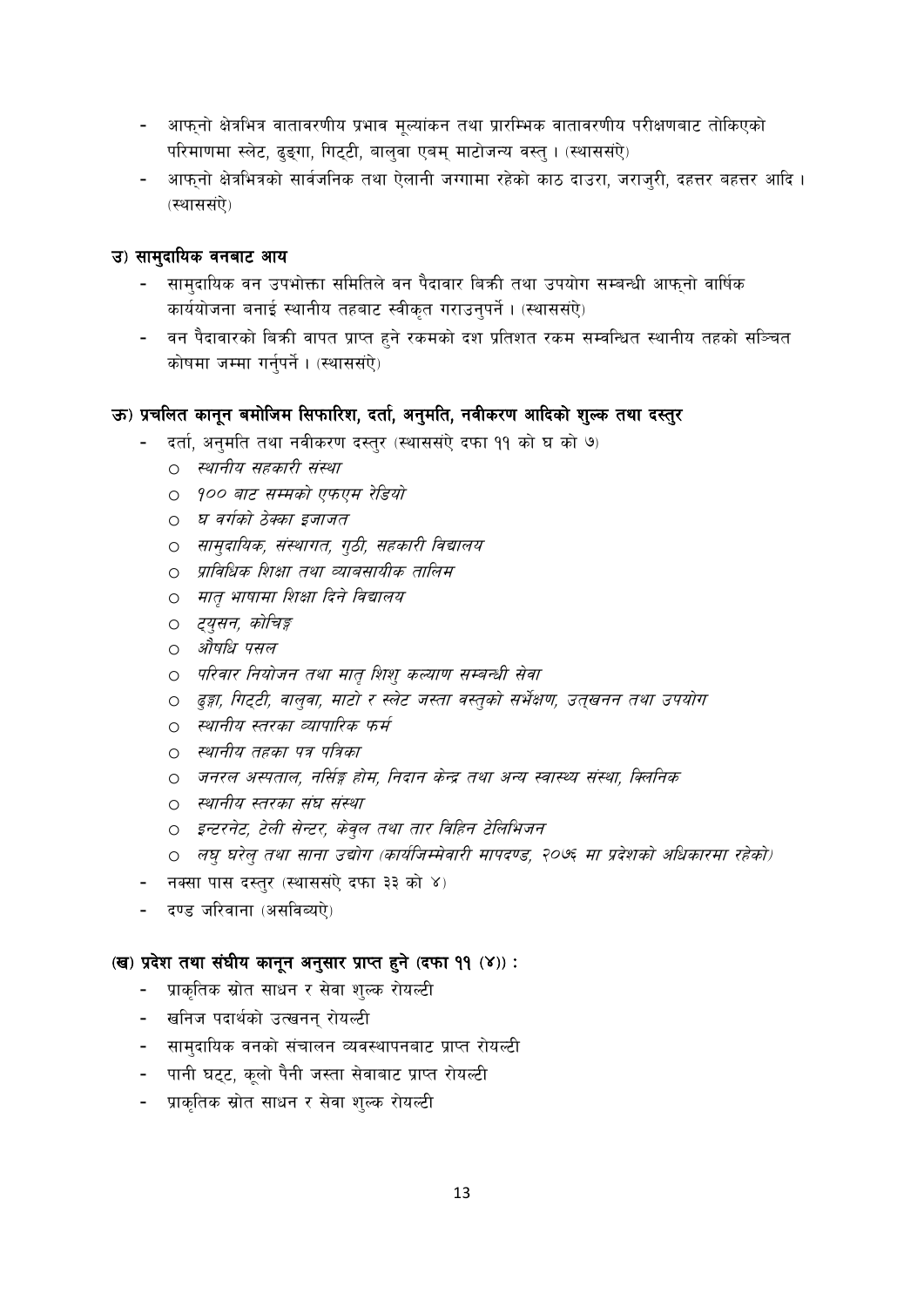- आफ्नो क्षेत्रभित्र वातावरणीय प्रभाव मूल्यांकन तथा प्रारम्भिक वातावरणीय परीक्षणबाट तोकिएको परिमाणमा स्लेट, ढुङ्गा, गिट्टी, बालुवा एबम् माटोजन्य वस्तु । (स्थाससंऐ)
- आफ्नो क्षेत्रभित्रको सार्वजनिक तथा ऐलानी जग्गामा रहेको काठ दाउरा, जराजुरी, दहत्तर बहत्तर आदि । (स्थाससंऐ)

### उ) सामुदायिक वनबाट आय

- सामुदायिक वन उपभोक्ता समितिले वन पैदावार बिक्री तथा उपयोग सम्बन्धी आफ्नो वार्षिक कार्ययोजना बनाई स्थानीय तहबाट स्वीकृत गराउनुपर्ने । (स्थाससंऐ)
- वन पैदावारको बिक्री वापत प्राप्त हुने रकमको दश प्रतिशत रकम सम्वन्धित स्थानीय तहको सञ्चित कोषमा जम्मा गर्नुपर्ने । (स्थाससंऐ)

### ऊ) प्रचलित कानून बमोजिम सिफारिश, दर्ता, अनुमति, नवीकरण आदिको शुल्क तथा दस्तुर

- दर्ता, अनुमति तथा नवीकरण दस्तुर (स्थाससंऐ दफा ११ को घ को ७)
  - *स्थानीय सहकारी संस्था*
  - *१०० वाट सम्मको एफएम रेडियो*
  - *घ वर्गको ठेक्का इजाजत*
  - *सामुदायिक, संस्थागत, गुठी, सहकारी विद्यालय*
  - *प्राविधिक शिक्षा तथा व्याबसायीक तालिम*
  - *मातृ भाषामा शिक्षा दिने विद्यालय*
  - *ट्युसन, कोचिङ*
  - *औषधि पसल*
  - *परिवार नियोजन तथा मातृ शिशु कल्याण सम्बन्धी सेवा*
  - *ढुङ्गा, गिट्टी, वालुवा, माटो र स्लेट जस्ता वस्तुको सर्भेक्षण, उत्खनन तथा उपयोग*
  - *स्थानीय स्तरका व्यापारिक फर्म*
  - *स्थानीय तहका पत्र पत्रिका*
  - *जनरल अस्पताल, नर्सिङ्ग होम, निदान केन्द्र तथा अन्य स्वास्थ्य संस्था, क्लिनिक*
  - *स्थानीय स्तरका संघ संस्था*
  - *इन्टरनेट, टेली सेन्टर, केवुल तथा तार विहिन टेलिभिजन*
  - *लघु घरेलु तथा साना उद्योग (कार्यजिम्मेवारी मापदण्ड, २०७६ मा प्रदेशको अधिकारमा रहेको)*
- नक्सा पास दस्तुर (स्थाससंऐ दफा ३३ को ४)
- दण्ड जरिवाना (असविव्यऐ)

### (ख) प्रदेश तथा संघीय कानून अनुसार प्राप्त हुने (दफा ११ (४)) :

- प्राकृतिक स्रोत साधन र सेवा शुल्क रोयल्टी
- खनिज पदार्थको उत्खनन् रोयल्टी
- सामुदायिक वनको संचालन व्यवस्थापनबाट प्राप्त रोयल्टी
- पानी घट्ट, कूलो पैनी जस्ता सेवाबाट प्राप्त रोयल्टी
- प्राकृतिक स्रोत साधन र सेवा शुल्क रोयल्टी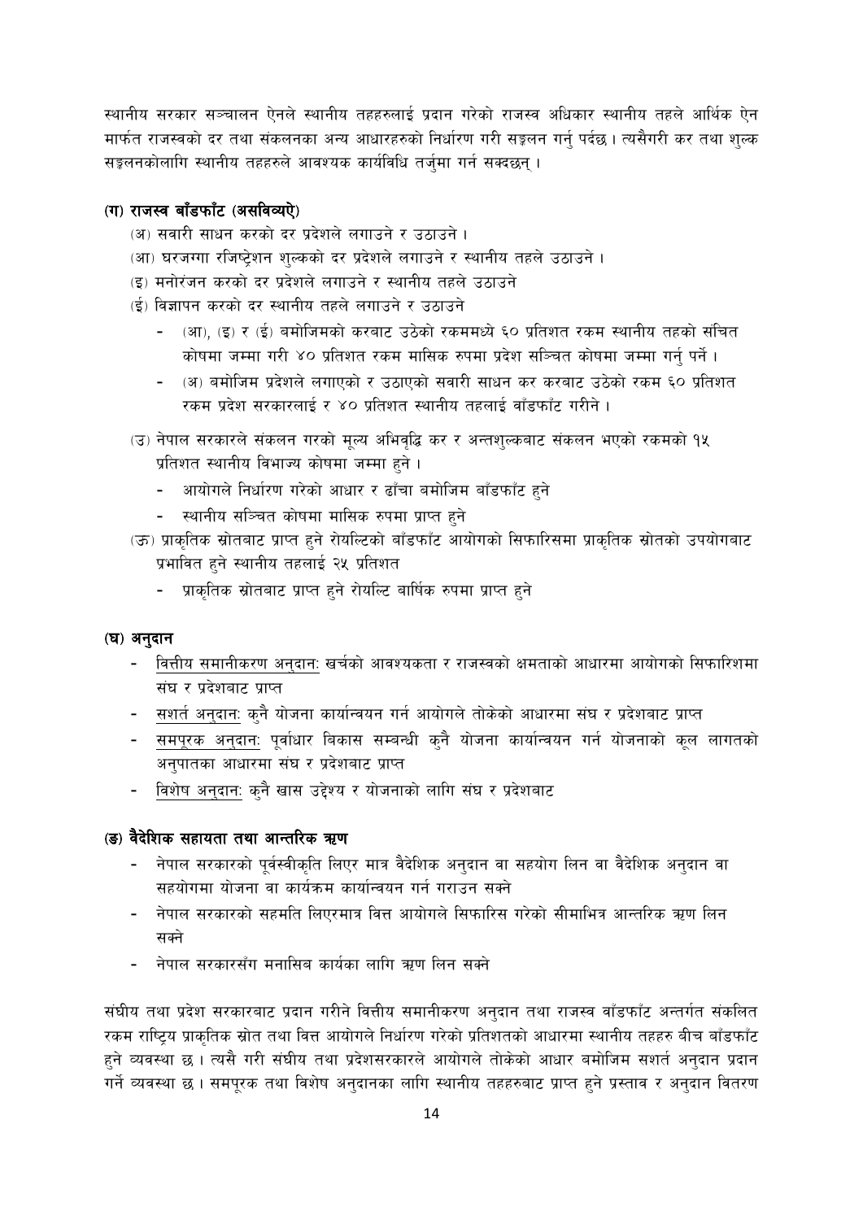स्थानीय सरकार सञ्चालन ऐनले स्थानीय तहहरुलाई प्रदान गरेको राजस्व अधिकार स्थानीय तहले आर्थिक ऐन मार्फत राजस्वको दर तथा संकलनका अन्य आधारहरुको निर्धारण गरी सङ्कलन गर्नु पर्दछ। त्यसैगरी कर तथा शुल्क सङ्कलनकोलागि स्थानीय तहहरुले आवश्यक कार्यविधि तर्जुमा गर्न सक्दछन्।

**(ग) राजस्व बाँडफाँट (असविव्यऐ)**

(अ) सवारी साधन करको दर प्रदेशले लगाउने र उठाउने।

(आ) घरजग्गा रजिष्ट्रेशन शुल्कको दर प्रदेशले लगाउने र स्थानीय तहले उठाउने।

(इ) मनोरंजन करको दर प्रदेशले लगाउने र स्थानीय तहले उठाउने

(ई) विज्ञापन करको दर स्थानीय तहले लगाउने र उठाउने

- (आ), (इ) र (ई) बमोजिमको करबाट उठेको रकममध्ये ६० प्रतिशत रकम स्थानीय तहको संचित कोषमा जम्मा गरी ४० प्रतिशत रकम मासिक रुपमा प्रदेश सञ्चित कोषमा जम्मा गर्नु पर्ने।
- (अ) बमोजिम प्रदेशले लगाएको र उठाएको सवारी साधन कर करबाट उठेको रकम ६० प्रतिशत रकम प्रदेश सरकारलाई र ४० प्रतिशत स्थानीय तहलाई बाँडफाँट गरीने।

(उ) नेपाल सरकारले संकलन गरको मूल्य अभिवृद्धि कर र अन्तशुल्कबाट संकलन भएको रकमको १५ प्रतिशत स्थानीय विभाज्य कोषमा जम्मा हुने।

- आयोगले निर्धारण गरेको आधार र ढाँचा बमोजिम बाँडफाँट हुने
- स्थानीय सञ्चित कोषमा मासिक रुपमा प्राप्त हुने

(ऊ) प्राकृतिक स्रोतबाट प्राप्त हुने रोयल्टिको बाँडफाँट आयोगको सिफारिसमा प्राकृतिक स्रोतको उपयोगबाट प्रभावित हुने स्थानीय तहलाई २५ प्रतिशत

- प्राकृतिक स्रोतबाट प्राप्त हुने रोयल्टि बार्षिक रुपमा प्राप्त हुने

**(घ) अनुदान**

- <u>वित्तीय समानीकरण अनुदानः</u> खर्चको आवश्यकता र राजस्वको क्षमताको आधारमा आयोगको सिफारिशमा संघ र प्रदेशबाट प्राप्त
- <u>सशर्त अनुदानः</u> कुनै योजना कार्यान्वयन गर्न आयोगले तोकेको आधारमा संघ र प्रदेशबाट प्राप्त
- <u>समपूरक अनुदानः</u> पूर्वाधार बिकास सम्बन्धी कुनै योजना कार्यान्वयन गर्न योजनाको कूल लागतको अनुपातका आधारमा संघ र प्रदेशबाट प्राप्त
- <u>विशेष अनुदानः</u> कुनै खास उद्देश्य र योजनाको लागि संघ र प्रदेशबाट

**(ङ) वैदेशिक सहायता तथा आन्तरिक ऋण**

- नेपाल सरकारको पूर्वस्वीकृति लिएर मात्र वैदेशिक अनुदान वा सहयोग लिन वा वैदेशिक अनुदान वा सहयोगमा योजना वा कार्यक्रम कार्यान्वयन गर्न गराउन सक्ने
- नेपाल सरकारको सहमति लिएरमात्र वित्त आयोगले सिफारिस गरेको सीमाभित्र आन्तरिक ऋण लिन सक्ने
- नेपाल सरकारसँग मनासिब कार्यका लागि ऋण लिन सक्ने

संघीय तथा प्रदेश सरकारबाट प्रदान गरीने वित्तीय समानीकरण अनुदान तथा राजस्व बाँडफाँट अन्तर्गत संकलित रकम राष्ट्रिय प्राकृतिक स्रोत तथा वित्त आयोगले निर्धारण गरेको प्रतिशतको आधारमा स्थानीय तहहरु बीच बाँडफाँट हुने व्यवस्था छ। त्यसै गरी संघीय तथा प्रदेशसरकारले आयोगले तोकेको आधार बमोजिम सशर्त अनुदान प्रदान गर्ने व्यवस्था छ। समपूरक तथा विशेष अनुदानका लागि स्थानीय तहहरुबाट प्राप्त हुने प्रस्ताव र अनुदान वितरण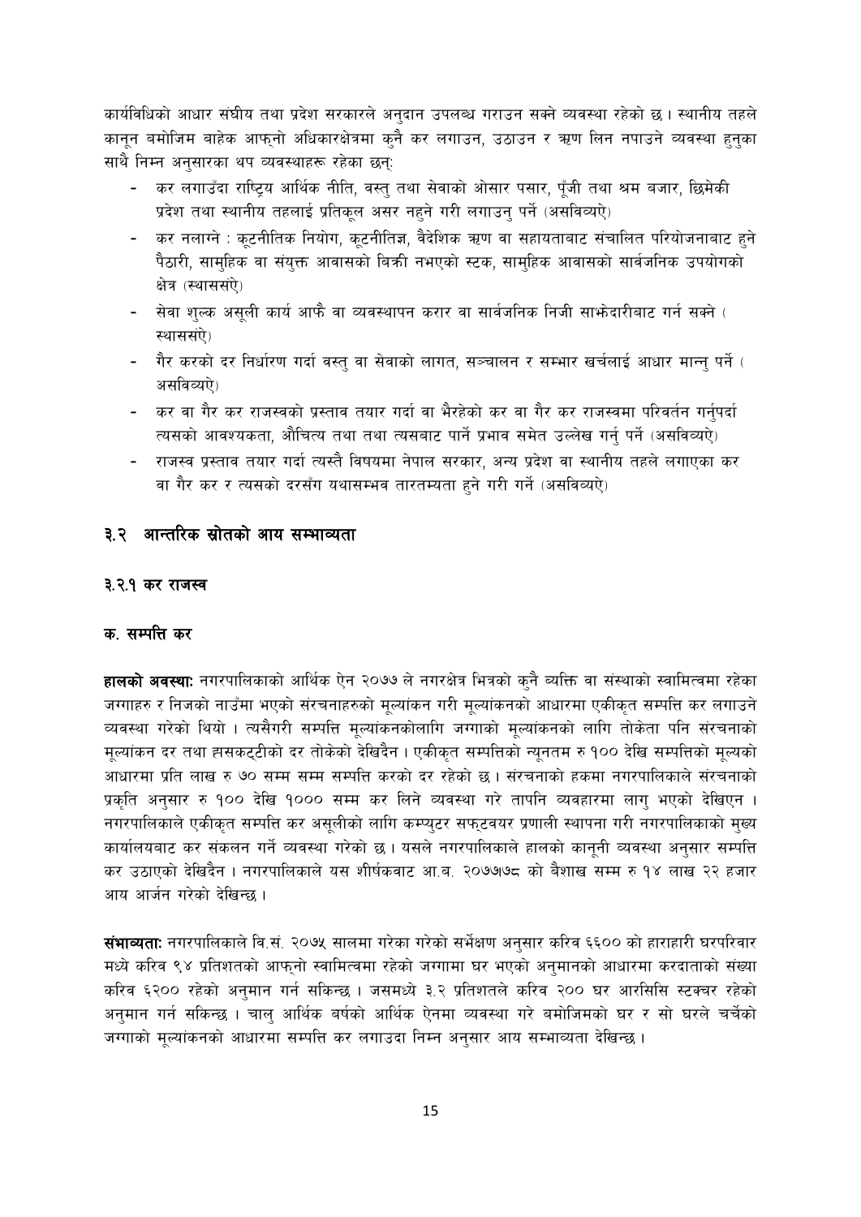कार्यविधिको आधार संघीय तथा प्रदेश सरकारले अनुदान उपलब्ध गराउन सक्ने व्यवस्था रहेको छ। स्थानीय तहले कानून बमोजिम बाहेक आफ्नो अधिकारक्षेत्रमा कुनै कर लगाउन, उठाउन र ऋण लिन नपाउने व्यवस्था हुनुका साथै निम्न अनुसारका थप व्यवस्थाहरू रहेका छन्:

- कर लगाउँदा राष्ट्रिय आर्थिक नीति, वस्तु तथा सेवाको ओसार पसार, पूँजी तथा श्रम बजार, छिमेकी प्रदेश तथा स्थानीय तहलाई प्रतिकूल असर नहुने गरी लगाउनु पर्ने (असविव्यऐ)
- कर नलाग्ने : कूटनीतिक नियोग, कूटनीतिज्ञ, वैदेशिक ऋण वा सहायताबाट संचालित परियोजनाबाट हुने पैठारी, सामुहिक वा संयुक्त आवासको बिक्री नभएको स्टक, सामुहिक आवासको सार्वजनिक उपयोगको क्षेत्र (स्थाससंऐ)
- सेवा शुल्क असूली कार्य आफै वा व्यवस्थापन करार वा सार्वजनिक निजी साझेदारीबाट गर्न सक्ने (स्थाससंऐ)
- गैर करको दर निर्धारण गर्दा वस्तु वा सेवाको लागत, सञ्चालन र सम्भार खर्चलाई आधार मान्नु पर्ने (असविव्यऐ)
- कर वा गैर कर राजस्वको प्रस्ताव तयार गर्दा वा भैरहेको कर वा गैर कर राजस्वमा परिवर्तन गर्नुपर्दा त्यसको आवश्यकता, औचित्य तथा तथा त्यसबाट पार्ने प्रभाव समेत उल्लेख गर्नु पर्ने (असविव्यऐ)
- राजस्व प्रस्ताव तयार गर्दा त्यस्तै विषयमा नेपाल सरकार, अन्य प्रदेश वा स्थानीय तहले लगाएका कर वा गैर कर र त्यसको दरसँग यथासम्भव तारतम्यता हुने गरी गर्ने (असविव्यऐ)

## ३.२ आन्तरिक स्रोतको आय सम्भाव्यता

### ३.२.१ कर राजस्व

### क. सम्पत्ति कर

**हालको अवस्था:** नगरपालिकाको आर्थिक ऐन २०७७ ले नगरक्षेत्र भित्रको कुनै व्यक्ति वा संस्थाको स्वामित्वमा रहेका जग्गाहरु र निजको नाउँमा भएको संरचनाहरुको मूल्यांकन गरी मूल्यांकनको आधारमा एकीकृत सम्पत्ति कर लगाउने व्यवस्था गरेको थियो । त्यसैगरी सम्पत्ति मूल्यांकनकोलागि जग्गाको मूल्यांकनको लागि तोकेता पनि संरचनाको मूल्यांकन दर तथा ह्रासकट्टीको दर तोकेको देखिदैन । एकीकृत सम्पत्तिको न्यूनतम रु १०० देखि सम्पत्तिको मूल्यको आधारमा प्रति लाख रु ७० सम्म सम्म सम्पत्ति करको दर रहेको छ । संरचनाको हकमा नगरपालिकाले संरचनाको प्रकृति अनुसार रु १०० देखि १००० सम्म कर लिने व्यवस्था गरे तापनि व्यवहारमा लागु भएको देखिएन । नगरपालिकाले एकीकृत सम्पत्ति कर असूलीको लागि कम्प्युटर सफ्टवयर प्रणाली स्थापना गरी नगरपालिकाको मुख्य कार्यालयबाट कर संकलन गर्ने व्यवस्था गरेको छ। यसले नगरपालिकाले हालको कानूनी व्यवस्था अनुसार सम्पत्ति कर उठाएको देखिदैन । नगरपालिकाले यस शीर्षकवाट आ.ब. २०७७/७८ को बैशाख सम्म रु १४ लाख २२ हजार आय आर्जन गरेको देखिन्छ ।

**संभाव्यता:** नगरपालिकाले वि.सं. २०७५ सालमा गरेका गरेको सर्भेक्षण अनुसार करिब ६६०० को हाराहारी घरपरिवार मध्ये करिब ९४ प्रतिशतको आफ्नो स्वामित्वमा रहेको जग्गामा घर भएको अनुमानको आधारमा करदाताको संख्या करिब ६२०० रहेको अनुमान गर्न सकिन्छ । जसमध्ये ३.२ प्रतिशतले करिब २०० घर आरसिसि स्टक्चर रहेको अनुमान गर्न सकिन्छ । चालु आर्थिक बर्षको आर्थिक ऐनमा व्यवस्था गरे बमोजिमको घर र सो घरले चर्चेको जग्गाको मूल्यांकनको आधारमा सम्पत्ति कर लगाउदा निम्न अनुसार आय सम्भाव्यता देखिन्छ ।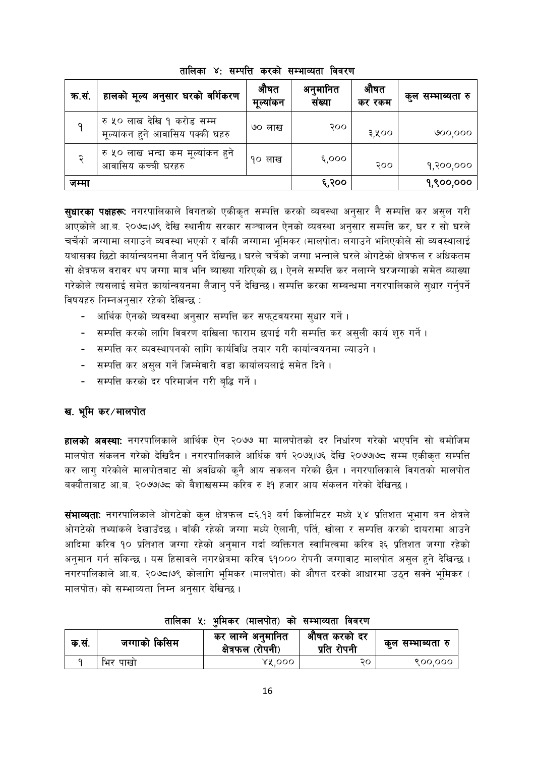तालिका ४: सम्पत्ति करको सम्भाव्यता विवरण

| क.सं. | हालको मूल्य अनुसार घरको वर्गिकरण | औषत मूल्यांकन | अनुमानित संख्या | औषत कर रकम | कुल सम्भाव्यता रु |
|---|---|---|---|---|---|
| १ | रु ५० लाख देखि १ करोड सम्म मूल्यांकन हुने आवासिय पक्की घहरु | ७० लाख | २०० | ३,५०० | ७००,००० |
| २ | रु ५० लाख भन्दा कम मूल्यांकन हुने आवासिय कच्ची घरहरु | १० लाख | ६,००० | २०० | १,२००,००० |
| जम्मा | | | ६,२०० | | १,९००,००० |

**सुधारका पक्षहरू:** नगरपालिकाले विगतको एकीकृत सम्पत्ति करको व्यवस्था अनुसार नै सम्पत्ति कर असुल गरी आएकोले आ.ब. २०७८।७९ देखि स्थानीय सरकार सञ्चालन ऐनको व्यवस्था अनुसार सम्पत्ति कर, घर र सो घरले चर्चेको जग्गामा लगाउने व्यवस्था भएको र बाँकी जग्गामा भूमिकर (मालपोत) लगाउने भनिएकोले सो व्यवस्थालाई यथासक्य छिटो कार्यान्वयनमा लैजानु पर्ने देखिन्छ। घरले चर्चेको जग्गा भन्नाले घरले ओगटेको क्षेत्रफल र अधिकतम सो क्षेत्रफल वरावर थप जग्गा मात्र भनि ब्याख्या गरिएको छ। ऐनले सम्पत्ति कर नलाग्ने घरजग्गाको समेत ब्याख्या गरेकोले त्यसलाई समेत कार्यान्वयनमा लैजानु पर्ने देखिन्छ। सम्पत्ति करका सम्बन्धमा नगरपालिकाले सुधार गर्नुपर्ने विषयहरु निम्नअनुसार रहेको देखिन्छ :

- आर्थिक ऐनको व्यवस्था अनुसार सम्पत्ति कर सफ्टवयरमा सुधार गर्ने।
- सम्पत्ति करको लागि विवरण दाखिला फाराम छपाई गरी सम्पत्ति कर असुली कार्य शुरु गर्ने।
- सम्पत्ति कर व्यवस्थापनको लागि कार्यविधि तयार गरी कार्यान्वयनमा ल्याउने।
- सम्पत्ति कर असुल गर्ने जिम्मेवारी वडा कार्यालयलाई समेत दिने।
- सम्पत्ति करको दर परिमार्जन गरी बृद्धि गर्ने।

### ख. भूमि कर/मालपोत

**हालको अवस्था:** नगरपालिकाले आर्थिक ऐन २०७७ मा मालपोतको दर निर्धारण गरेको भएपनि सो बमोजिम मालपोत संकलन गरेको देखिदैन। नगरपालिकाले आर्थिक बर्ष २०७५।७६ देखि २०७७।७८ सम्म एकीकृत सम्पत्ति कर लागु गरेकोले मालपोतवाट सो अवधिको कुनै आय संकलन गरेको छैन। नगरपालिकाले विगतको मालपोत बक्यौतावाट आ.ब. २०७७।७८ को बैशाखसम्म करिव रु ३१ हजार आय संकलन गरेको देखिन्छ।

**संभाव्यता:** नगरपालिकाले ओगटेको कुल क्षेत्रफल ८६.१३ वर्ग किलोमिटर मध्ये ५४ प्रतिशत भूभाग वन क्षेत्रले ओगटेको तथ्यांकले देखाउँदछ। बाँकी रहेको जग्गा मध्ये ऐलानी, पर्ति, खोला र सम्पत्ति करको दायरामा आउने आदिमा करिव १० प्रतिशत जग्गा रहेको अनुमान गर्दा व्यक्तिगत स्वामित्वमा करिव ३६ प्रतिशत जग्गा रहेको अनुमान गर्न सकिन्छ। यस हिसावले नगरक्षेत्रमा करिव ६१००० रोपनी जग्गावाट मालपोत असुल हुने देखिन्छ। नगरपालिकाले आ.ब. २०७८।७९ कोलागि भूमिकर (मालपोत) को औषत दरको आधारमा उठ्न सक्ने भूमिकर (मालपोत) को सम्भाव्यता निम्न अनुसार देखिन्छ।

तालिका ५: भुमिकर (मालपोत) को सम्भाव्यता विवरण

| क.सं. | जग्गाको किसिम | कर लाग्ने अनुमानित क्षेत्रफल (रोपनी) | औषत करको दर प्रति रोपनी | कुल सम्भाव्यता रु |
|---|---|---|---|---|
| १ | भिर पाखो | ४५,००० | २० | ९००,००० |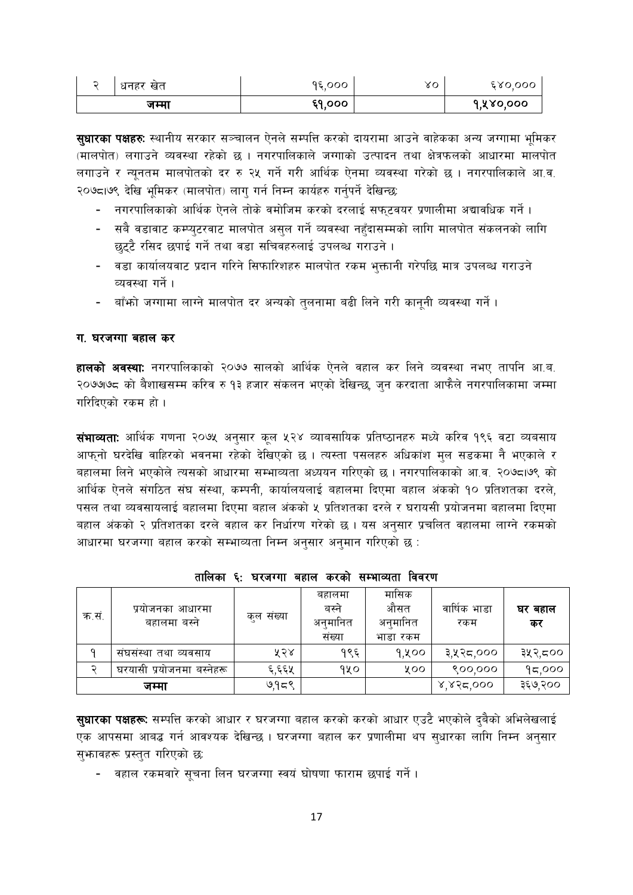| २ | धनहर खेत | १६,००० | ४० | ६४०,००० |
|---|---|---|---|---|
| जम्मा | | ६१,००० | | १,५४०,००० |

**सुधारका पक्षहरु:** स्थानीय सरकार सञ्चालन ऐनले सम्पत्ति करको दायरामा आउने वाहेकका अन्य जग्गामा भूमिकर (मालपोत) लगाउने व्यवस्था रहेको छ । नगरपालिकाले जग्गाको उत्पादन तथा क्षेत्रफलको आधारमा मालपोत लगाउने र न्यूनतम मालपोतको दर रु २५ गर्ने गरी आर्थिक ऐनमा व्यवस्था गरेको छ । नगरपालिकाले आ.व. २०७८।७९ देखि भूमिकर (मालपोत) लागु गर्न निम्न कार्यहरु गर्नुपर्ने देखिन्छ:

- नगरपालिकाको आर्थिक ऐनले तोके वमोजिम करको दरलाई सफ्टवयर प्रणालीमा अद्यावधिक गर्ने ।
- सबै वडावाट कम्प्युटरवाट मालपोत असुल गर्ने व्यवस्था नहुँदासम्मको लागि मालपोत संकलनको लागि छुट्टै रसिद छपाई गर्ने तथा वडा सचिवहरुलाई उपलब्ध गराउने ।
- वडा कार्यालयवाट प्रदान गरिने सिफारिशहरु मालपोत रकम भुक्तानी गरेपछि मात्र उपलब्ध गराउने व्यवस्था गर्ने ।
- बाँझो जग्गामा लाग्ने मालपोत दर अन्यको तुलनामा बढी लिने गरी कानूनी व्यवस्था गर्ने ।

### ग. घरजग्गा बहाल कर

**हालको अवस्था:** नगरपालिकाको २०७७ सालको आर्थिक ऐनले वहाल कर लिने व्यवस्था नभए तापनि आ.ब. २०७७।७८ को बैशाखसम्म करिव रु १३ हजार संकलन भएको देखिन्छ, जुन करदाता आफैले नगरपालिकामा जम्मा गरिदिएको रकम हो ।

**संभाव्यता:** आर्थिक गणना २०७५ अनुसार कूल ५२४ व्याबसायिक प्रतिष्ठानहरु मध्ये करिव १९६ वटा व्यबसाय आफ्नो घरदेखि वाहिरको भवनमा रहेको देखिएको छ । त्यस्ता पसलहरु अधिकांश मुल सडकमा नै भएकाले र बहालमा लिने भएकोले त्यसको आधारमा सम्भाव्यता अध्ययन गरिएको छ । नगरपालिकाको आ.व. २०७८।७९ को आर्थिक ऐनले संगठित संघ संस्था, कम्पनी, कार्यालयलाई बहालमा दिएमा बहाल अंकको १० प्रतिशतका दरले, पसल तथा व्यवसायलाई बहालमा दिएमा बहाल अंकको ५ प्रतिशतका दरले र घरायसी प्रयोजनमा बहालमा दिएमा बहाल अंकको २ प्रतिशतका दरले वहाल कर निर्धारण गरेको छ । यस अनुसार प्रचलित वहालमा लाग्ने रकमको आधारमा घरजग्गा बहाल करको सम्भाव्यता निम्न अनुसार अनुमान गरिएको छ :

**तालिका ६: घरजग्गा बहाल करको सम्भाव्यता विवरण**

| क.सं. | प्रयोजनका आधारमा बहालमा बस्ने | कुल संख्या | बहालमा बस्ने अनुमानित संख्या | मासिक औसत अनुमानित भाडा रकम | वार्षिक भाडा रकम | घर बहाल कर |
|---|---|---|---|---|---|---|
| १ | संघसंस्था तथा व्यवसाय | ५२४ | १९६ | १,५०० | ३,५२८,००० | ३५२,८०० |
| २ | घरयासी प्रयोजनमा बस्नेहरू | ६,६६५ | १५० | ५०० | ९००,००० | १८,००० |
| जम्मा | | ७,१८९ | | | ४,४२८,००० | ३६७,२०० |

**सुधारका पक्षहरू:** सम्पत्ति करको आधार र घरजग्गा बहाल करको करको आधार एउटै भएकोले दुवैको अभिलेखलाई एक आपसमा आबद्ध गर्न आवश्यक देखिन्छ । घरजग्गा बहाल कर प्रणालीमा थप सुधारका लागि निम्न अनुसार सुझावहरू प्रस्तुत गरिएको छ:

- वहाल रकमवारे सूचना लिन घरजग्गा स्वयं घोषणा फाराम छपाई गर्ने ।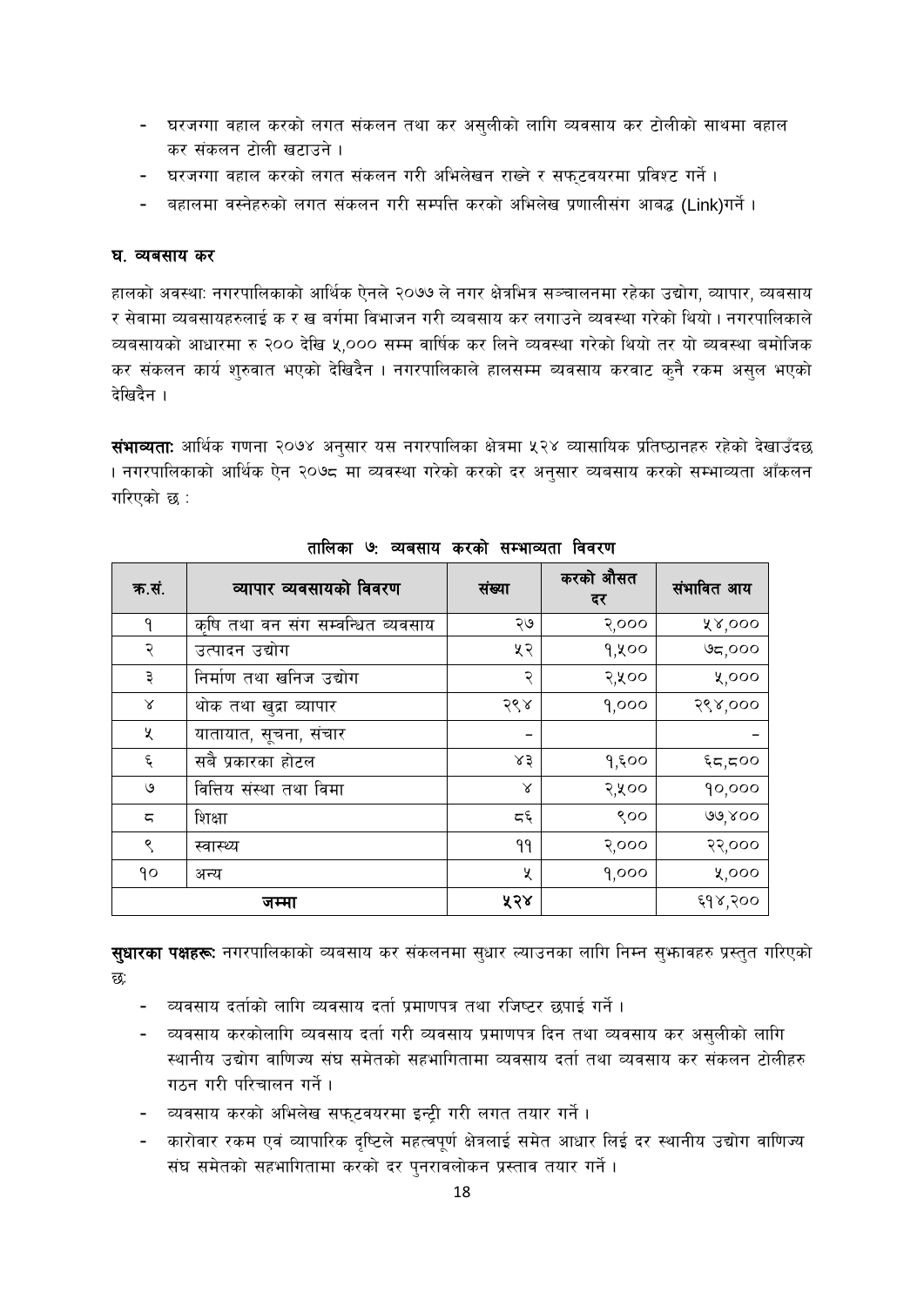- घरजग्गा वहाल करको लगत संकलन तथा कर असुलीको लागि व्यवसाय कर टोलीको साथमा वहाल कर संकलन टोली खटाउने ।
- घरजग्गा वहाल करको लगत संकलन गरी अभिलेखन राख्ने र सफट्वयरमा प्रविश्ट गर्ने ।
- बहालमा वस्नेहरुको लगत संकलन गरी सम्पत्ति करको अभिलेख प्रणालीसंग आवद्ध (Link)गर्ने ।

### घ. व्यबसाय कर

हालको अवस्था: नगरपालिकाको आर्थिक ऐनले २०७७ ले नगर क्षेत्रभित्र सञ्चालनमा रहेका उद्योग, व्यापार, व्यबसाय र सेवामा व्यबसायहरुलाई क र ख बर्गमा विभाजन गरी व्यबसाय कर लगाउने व्यवस्था गरेको थियो । नगरपालिकाले व्यबसायको आधारमा रु २०० देखि ५,००० सम्म वार्षिक कर लिने व्यवस्था गरेको थियो तर यो व्यवस्था बमोजिक कर संकलन कार्य शुरुवात भएको देखिदैन । नगरपालिकाले हालसम्म व्यबसाय करवाट कुनै रकम असुल भएको देखिदैन ।

**संभाव्यता:** आर्थिक गणना २०७४ अनुसार यस नगरपालिका क्षेत्रमा ५२४ व्यासायिक प्रतिष्ठानहरु रहेको देखाउँदछ । नगरपालिकाको आर्थिक ऐन २०७८ मा व्यवस्था गरेको करको दर अनुसार व्यबसाय करको सम्भाव्यता आँकलन गरिएको छ :

**तालिका ७: व्यबसाय करको सम्भाव्यता विवरण**

| क्र.सं. | व्यापार व्यवसायको विवरण | संख्या | करको औसत दर | संभावित आय |
|---|---|---|---|---|
| १ | कृषि तथा वन संग सम्वन्धित ब्यवसाय | २७ | २,००० | ५४,००० |
| २ | उत्पादन उद्योग | ५२ | १,५०० | ७८,००० |
| ३ | निर्माण तथा खनिज उद्योग | २ | २,५०० | ५,००० |
| ४ | थोक तथा खुद्रा ब्यापार | २९४ | १,००० | २९४,००० |
| ५ | यातायात, सूचना, संचार | - | | - |
| ६ | सबै प्रकारका होटल | ४३ | १,६०० | ६८,८०० |
| ७ | वित्तिय संस्था तथा विमा | ४ | २,५०० | १०,००० |
| ८ | शिक्षा | ८६ | ९०० | ७७,४०० |
| ९ | स्वास्थ्य | ११ | २,००० | २२,००० |
| १० | अन्य | ५ | १,००० | ५,००० |
| **जम्मा** | | **५२४** | | ६१४,२०० |

**सुधारका पक्षहरू:** नगरपालिकाको व्यबसाय कर संकलनमा सुधार ल्याउनका लागि निम्न सुझावहरु प्रस्तुत गरिएको छ:

- व्यवसाय दर्ताको लागि व्यवसाय दर्ता प्रमाणपत्र तथा रजिष्टर छपाई गर्ने ।
- व्यवसाय करकोलागि व्यवसाय दर्ता गरी व्यवसाय प्रमाणपत्र दिन तथा व्यवसाय कर असुलीको लागि स्थानीय उद्योग वाणिज्य संघ समेतको सहभागितामा व्यवसाय दर्ता तथा व्यवसाय कर संकलन टोलीहरु गठन गरी परिचालन गर्ने ।
- व्यवसाय करको अभिलेख सफट्वयरमा इन्ट्री गरी लगत तयार गर्ने ।
- कारोवार रकम एवं व्यापारिक दृष्टिले महत्वपूर्ण क्षेत्रलाई समेत आधार लिई दर स्थानीय उद्योग वाणिज्य संघ समेतको सहभागितामा करको दर पुनरावलोकन प्रस्ताव तयार गर्ने ।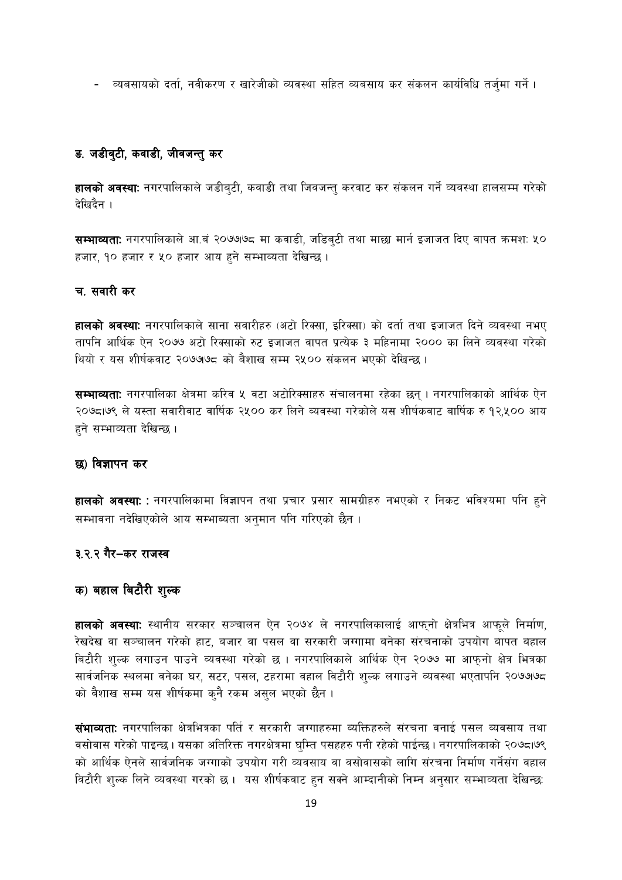- व्यबसायको दर्ता, नवीकरण र खारेजीको व्यवस्था सहित व्यबसाय कर संकलन कार्यविधि तर्जुमा गर्ने ।

### ङ. जडीबुटी, कवाडी, जीवजन्तु कर

**हालको अवस्था:** नगरपालिकाले जडीबुटी, कवाडी तथा जिवजन्तु करवाट कर संकलन गर्ने व्यवस्था हालसम्म गरेको देखिदैन ।

**सम्भाव्यता:** नगरपालिकाले आ.वं २०७७।७८ मा कवाडी, जडिबुटी तथा माछा मार्न इजाजत दिए वापत क्रमशः ५० हजार, १० हजार र ५० हजार आय हुने सम्भाव्यता देखिन्छ ।

### च. सवारी कर

**हालको अवस्था:** नगरपालिकाले साना सवारीहरु (अटो रिक्सा, इरिक्सा) को दर्ता तथा इजाजत दिने व्यवस्था नभए तापनि आर्थिक ऐन २०७७ अटो रिक्साको रुट इजाजत वापत प्रत्येक ३ महिनामा २००० का लिने व्यवस्था गरेको थियो र यस शीर्षकवाट २०७७।७८ को बैशाख सम्म २५०० संकलन भएको देखिन्छ ।

**सम्भाव्यता:** नगरपालिका क्षेत्रमा करिव ५ वटा अटोरिक्साहरु संचालनमा रहेका छन् । नगरपालिकाको आर्थिक ऐन २०७८।७९ ले यस्ता सवारीवाट वार्षिक २५०० कर लिने व्यवस्था गरेकोले यस शीर्षकवाट बार्षिक रु १२,५०० आय हुने सम्भाव्यता देखिन्छ ।

### छ) विज्ञापन कर

**हालको अवस्था:** : नगरपालिकामा विज्ञापन तथा प्रचार प्रसार सामग्रीहरु नभएको र निकट भविश्यमा पनि हुने सम्भावना नदेखिएकोले आय सम्भाव्यता अनुमान पनि गरिएको छैन ।

### ३.२.२ गैर–कर राजस्व

### क) बहाल बिटौरी शुल्क

**हालको अवस्था:** स्थानीय सरकार सञ्चालन ऐन २०७४ ले नगरपालिकालाई आफ्नो क्षेत्रभित्र आफूले निर्माण, रेखदेख वा सञ्चालन गरेको हाट, बजार वा पसल वा सरकारी जग्गामा बनेका संरचनाको उपयोग बापत बहाल बिटौरी शुल्क लगाउन पाउने व्यवस्था गरेको छ । नगरपालिकाले आर्थिक ऐन २०७७ मा आफ्नो क्षेत्र भित्रका सार्वजनिक स्थलमा वनेका घर, सटर, पसल, टहरामा वहाल विटौरी शुल्क लगाउने व्यवस्था भएतापनि २०७७।७८ को बैशाख सम्म यस शीर्षकमा कुनै रकम असुल भएको छैन ।

**संभाव्यता:** नगरपालिका क्षेत्रभित्रका पर्ति र सरकारी जग्गाहरुमा व्यक्तिहरुले संरचना वनाई पसल व्यवसाय तथा वसोवास गरेको पाइन्छ । यसका अतिरिक्त नगरक्षेत्रमा घुम्ति पसहहरु पनी रहेको पाईन्छ । नगरपालिकाको २०७८।७९ को आर्थिक ऐनले सार्वजनिक जग्गाको उपयोग गरी व्यवसाय वा वसोवासको लागि संरचना निर्माण गर्नेसंग वहाल विटौरी शुल्क लिने व्यवस्था गरको छ । यस शीर्षकवाट हुन सक्ने आम्दानीको निम्न अनुसार सम्भाव्यता देखिन्छ: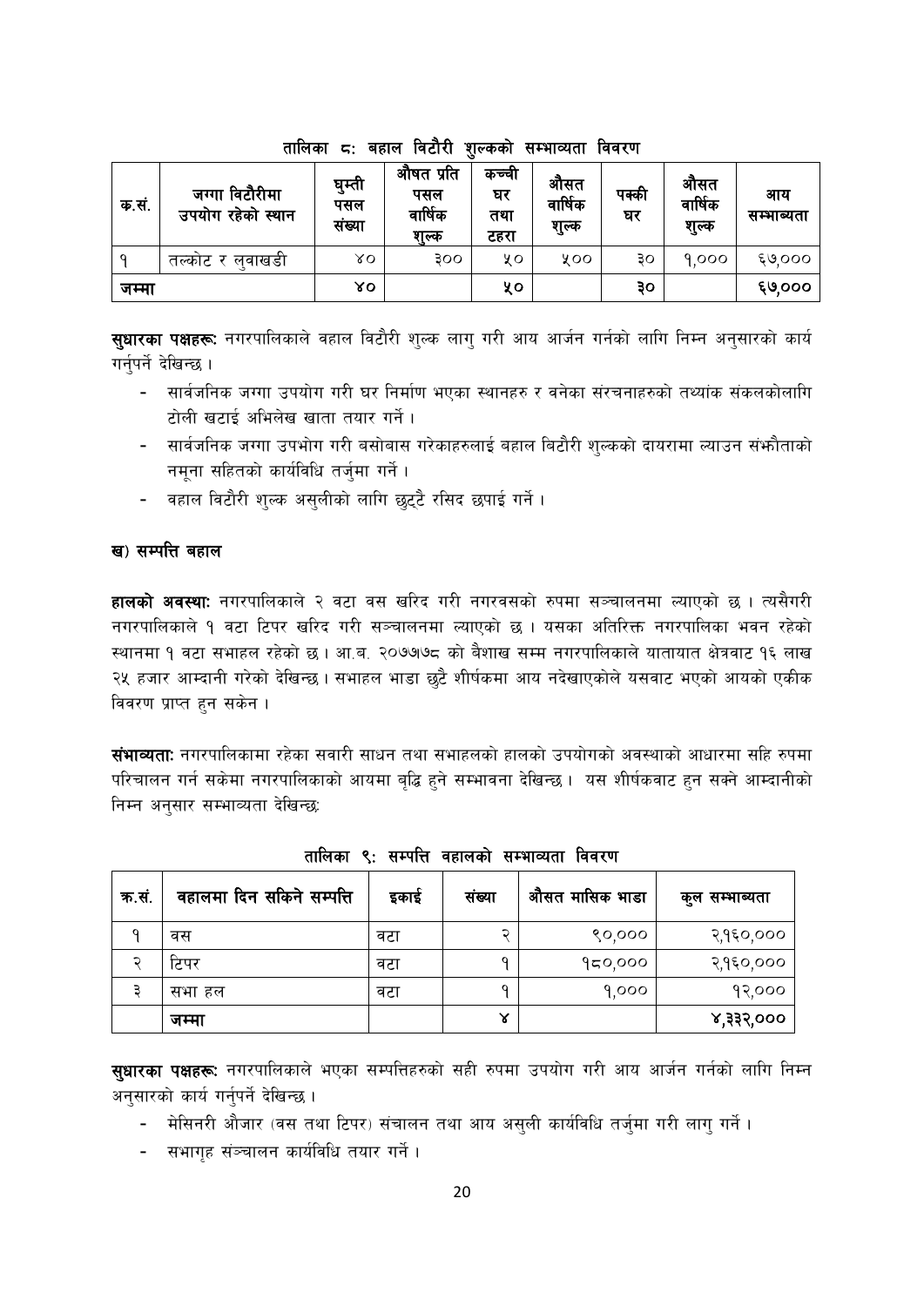तालिका ८: बहाल विटौरी शुल्कको सम्भाव्यता विवरण

| क.सं. | जग्गा विटौरीमा उपयोग रहेको स्थान | घुम्ती पसल संख्या | औषत प्रति पसल वार्षिक शुल्क | कच्ची घर तथा टहरा | औसत वार्षिक शुल्क | पक्की घर | औसत वार्षिक शुल्क | आय सम्भाव्यता |
|---|---|---|---|---|---|---|---|---|
| १ | तल्कोट र लुवाखडी | ४० | ३०० | ५० | ५०० | ३० | १,००० | ६७,००० |
| जम्मा | | ४० | | ५० | | ३० | | ६७,००० |

**सुधारका पक्षहरू:** नगरपालिकाले वहाल विटौरी शुल्क लागु गरी आय आर्जन गर्नको लागि निम्न अनुसारको कार्य गर्नुपर्ने देखिन्छ ।

- सार्वजनिक जग्गा उपयोग गरी घर निर्माण भएका स्थानहरु र वनेका संरचनाहरुको तथ्यांक संकलकोलागि टोली खटाई अभिलेख खाता तयार गर्ने ।
- सार्वजनिक जग्गा उपभोग गरी बसोबास गरेकाहरुलाई बहाल बिटौरी शुल्कको दायरामा ल्याउन संभौताको नमूना सहितको कार्यविधि तर्जुमा गर्ने ।
- वहाल विटौरी शुल्क असुलीको लागि छुट्टै रसिद छपाई गर्ने ।

### ख) सम्पत्ति बहाल

**हालको अवस्था:** नगरपालिकाले २ वटा वस खरिद गरी नगरवसको रुपमा सञ्चालनमा ल्याएको छ । त्यसैगरी नगरपालिकाले १ वटा टिपर खरिद गरी सञ्चालनमा ल्याएको छ । यसका अतिरिक्त नगरपालिका भवन रहेको स्थानमा १ वटा सभाहल रहेको छ । आ.ब. २०७७७८ को वैशाख सम्म नगरपालिकाले यातायात क्षेत्रवाट १६ लाख २५ हजार आम्दानी गरेको देखिन्छ । सभाहल भाडा छुटै शीर्षकमा आय नदेखाएकोले यसवाट भएको आयको एकीक विवरण प्राप्त हुन सकेन ।

**संभाव्यता:** नगरपालिकामा रहेका सवारी साधन तथा सभाहलको हालको उपयोगको अवस्थाको आधारमा सहि रुपमा परिचालन गर्न सकेमा नगरपालिकाको आयमा बृद्धि हुने सम्भावना देखिन्छ । यस शीर्षकवाट हुन सक्ने आम्दानीको निम्न अनुसार सम्भाव्यता देखिन्छ:

तालिका ९: सम्पत्ति वहालको सम्भाव्यता विवरण

| क्र.सं. | वहालमा दिन सकिने सम्पत्ति | इकाई | संख्या | औसत मासिक भाडा | कुल सम्भाव्यता |
|---|---|---|---|---|---|
| १ | वस | वटा | २ | ९०,००० | २,१६०,००० |
| २ | टिपर | वटा | १ | १८०,००० | २,१६०,००० |
| ३ | सभा हल | वटा | १ | १,००० | १२,००० |
| | जम्मा | | ४ | | ४,३३२,००० |

**सुधारका पक्षहरू:** नगरपालिकाले भएका सम्पत्तिहरुको सही रुपमा उपयोग गरी आय आर्जन गर्नको लागि निम्न अनुसारको कार्य गर्नुपर्ने देखिन्छ ।

- मेसिनरी औजार (वस तथा टिपर) संचालन तथा आय असुली कार्यविधि तर्जुमा गरी लागु गर्ने ।
- सभागृह संञ्चालन कार्यविधि तयार गर्ने ।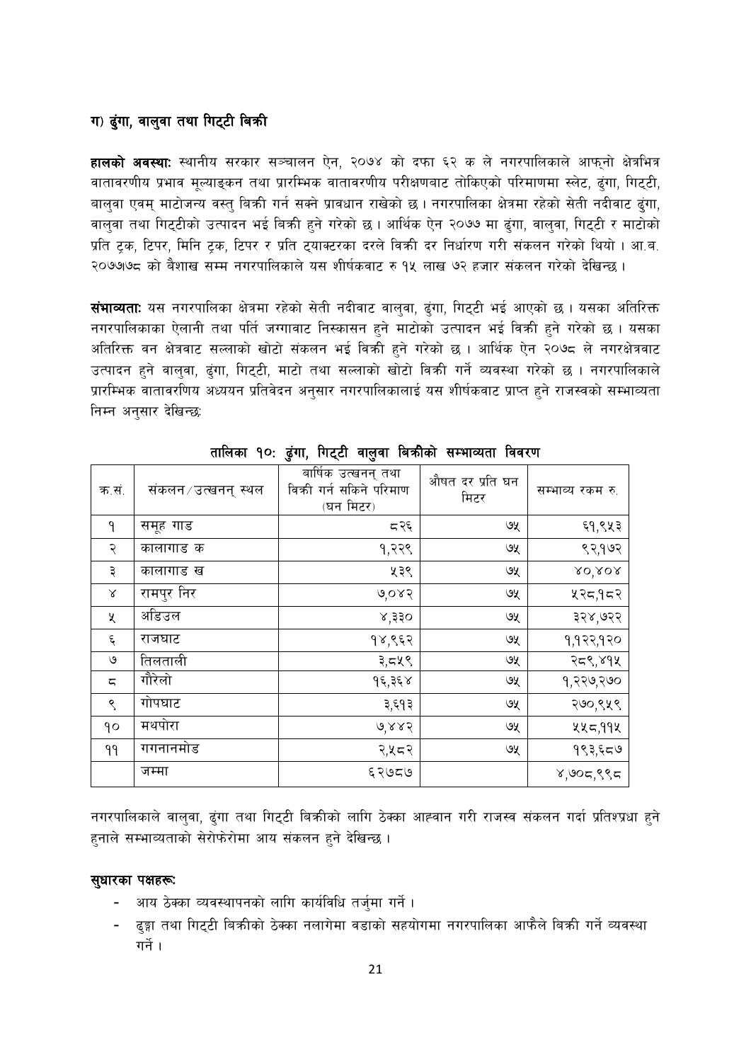### ग) ढुंगा, वालुवा तथा गिट्टी बिक्री

**हालको अवस्था:** स्थानीय सरकार सञ्चालन ऐन, २०७४ को दफा ६२ क ले नगरपालिकाले आफ्नो क्षेत्रभित्र वातावरणीय प्रभाव मूल्याङ्कन तथा प्रारम्भिक वातावरणीय परीक्षणबाट तोकिएको परिमाणमा स्लेट, ढुंगा, गिट्टी, बालुवा एवम् माटोजन्य वस्तु बिक्री गर्न सक्ने प्रावधान राखेको छ। नगरपालिका क्षेत्रमा रहेको सेती नदीवाट ढुंगा, वालुवा तथा गिट्टीको उत्पादन भई बिक्री हुने गरेको छ। आर्थिक ऐन २०७७ मा ढुंगा, वालुवा, गिट्टी र माटोको प्रति ट्रक, टिपर, मिनि ट्रक, टिपर र प्रति ट्याक्टरका दरले विक्री दर निर्धारण गरी संकलन गरेको थियो। आ.व. २०७७।७८ को वैशाख सम्म नगरपालिकाले यस शीर्षकवाट रु १५ लाख ७२ हजार संकलन गरेको देखिन्छ।

**संभाव्यता:** यस नगरपालिका क्षेत्रमा रहेको सेती नदीवाट वालुवा, ढुंगा, गिट्टी भई आएको छ। यसका अतिरिक्त नगरपालिकाका ऐलानी तथा पर्ति जग्गावाट निस्कासन हुने माटोको उत्पादन भई विक्री हुने गरेको छ। यसका अतिरिक्त वन क्षेत्रवाट सल्लाको खोटो संकलन भई विक्री हुने गरेको छ। आर्थिक ऐन २०७८ ले नगरक्षेत्रवाट उत्पादन हुने वालुवा, ढुंगा, गिट्टी, माटो तथा सल्लाको खोटो विक्री गर्ने व्यवस्था गरेको छ। नगरपालिकाले प्रारम्भिक वातावरणिय अध्ययन प्रतिवेदन अनुसार नगरपालिकालाई यस शीर्षकवाट प्राप्त हुने राजस्वको सम्भाव्यता निम्न अनुसार देखिन्छ:

**तालिका १०: ढुंगा, गिट्टी वालुवा बिक्रीको सम्भाव्यता विवरण**

| क.सं. | संकलन/उत्खनन् स्थल | बार्षिक उत्खनन् तथा विक्री गर्न सकिने परिमाण (घन मिटर) | औषत दर प्रति घन मिटर | सम्भाव्य रकम रु. |
|---|---|---|---|---|
| १ | समूह गाड | ८२६ | ७५ | ६१,९५३ |
| २ | कालागाड क | १,२२९ | ७५ | ९२,१७२ |
| ३ | कालागाड ख | ५३९ | ७५ | ४०,४०४ |
| ४ | रामपुर निर | ७,०४२ | ७५ | ५२८,१८२ |
| ५ | अडिउल | ४,३३० | ७५ | ३२४,७२२ |
| ६ | राजघाट | १४,९६२ | ७५ | १,१२२,१२० |
| ७ | तिलताली | ३,८५९ | ७५ | २८९,४१५ |
| ८ | गौरेलो | १६,३६४ | ७५ | १,२२७,२७० |
| ९ | गोपघाट | ३,६१३ | ७५ | २७०,९५९ |
| १० | मथपोरा | ७,४४२ | ७५ | ५५८,११५ |
| ११ | गगनानमोड | २,५८२ | ७५ | १९३,६८७ |
| | जम्मा | ६२७८७ | | ४,७०८,९९८ |

नगरपालिकाले वालुवा, ढुंगा तथा गिट्टी बिक्रीको लागि ठेक्का आह्वान गरी राजस्व संकलन गर्दा प्रतिश्प्रधा हुने हुनाले सम्भाव्यताको सेरोफेरोमा आय संकलन हुने देखिन्छ।

**सुधारका पक्षहरू:**

- आय ठेक्का व्यवस्थापनको लागि कार्यविधि तर्जुमा गर्ने।
- ढुङ्गा तथा गिट्टी बिक्रीको ठेक्का नलागेमा वडाको सहयोगमा नगरपालिका आफैले बिक्री गर्ने व्यवस्था गर्ने।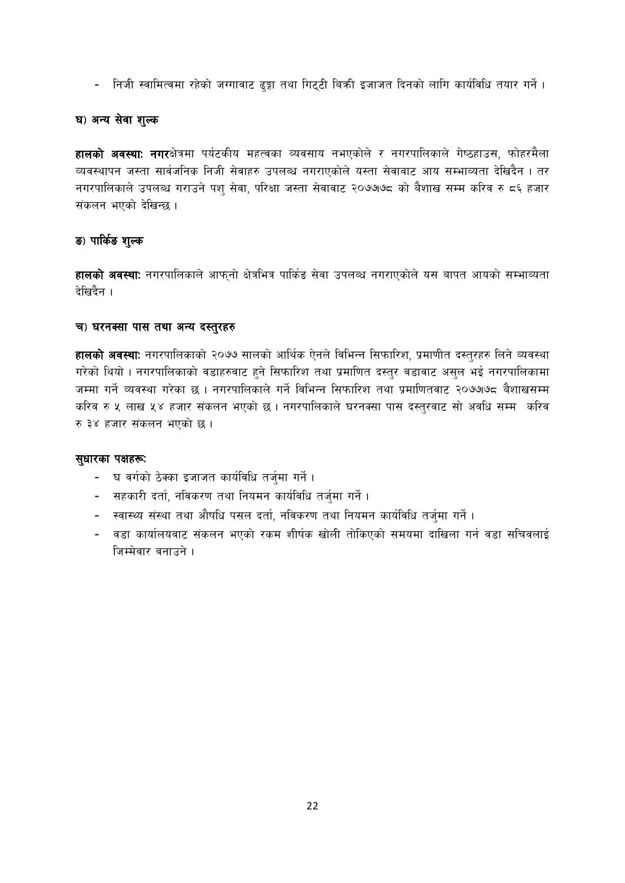- निजी स्वामित्वमा रहेको जग्गावाट ढुङ्गा तथा गिट्टी बिक्री इजाजत दिनको लागि कार्यविधि तयार गर्ने ।

### घ) अन्य सेवा शुल्क

**हालको अवस्था: नगर**क्षेत्रमा पर्यटकीय महत्वका व्यवसाय नभएकोले र नगरपालिकाले गेष्ठहाउस, फोहरमैला व्यवस्थापन जस्ता सार्वजनिक निजी सेवाहरु उपलब्ध नगराएकोले यस्ता सेवावाट आय सम्भाव्यता देखिदैन । तर नगरपालिकाले उपलब्ध गराउने पशु सेवा, परिक्षा जस्ता सेवावाट २०७७।७८ को बैशाख सम्म करिव रु ८६ हजार संकलन भएको देखिन्छ ।

### ङ) पार्किङ शुल्क

**हालको अवस्था:** नगरपालिकाले आफ्नो क्षेत्रभित्र पार्किङ सेवा उपलब्ध नगराएकोले यस बापत आयको सम्भाव्यता देखिदैन ।

### च) घरनक्सा पास तथा अन्य दस्तुरहरु

**हालको अवस्था:** नगरपालिकाको २०७७ सालको आर्थिक ऐनले विभिन्न सिफारिश, प्रमाणीत दस्तुरहरु लिने व्यवस्था गरेको थियो । नगरपालिकाको वडाहरुवाट हुने सिफारिश तथा प्रमाणित दस्तुर वडावाट असुल भई नगरपालिकामा जम्मा गर्ने व्यवस्था गरेका छ । नगरपालिकाले गर्ने विभिन्न सिफारिश तथा प्रमाणितवाट २०७७।७८ बैशाखसम्म करिव रु ५ लाख ५४ हजार संकलन भएको छ । नगरपालिकाले घरनक्सा पास दस्तुरवाट सो अवधि सम्म करिव रु ३४ हजार संकलन भएको छ ।

**सुधारका पक्षहरू:**

- घ वर्गको ठेक्का इजाजत कार्यविधि तर्जुमा गर्ने ।
- सहकारी दर्ता, नविकरण तथा नियमन कार्यविधि तर्जुमा गर्ने ।
- स्वास्थ्य संस्था तथा औषधि पसल दर्ता, नविकरण तथा नियमन कार्यविधि तर्जुमा गर्ने ।
- वडा कार्यालयवाट संकलन भएको रकम शीर्षक खोली तोकिएको समयमा दाखिला गर्न वडा सचिवलाई जिम्मेवार वनाउने ।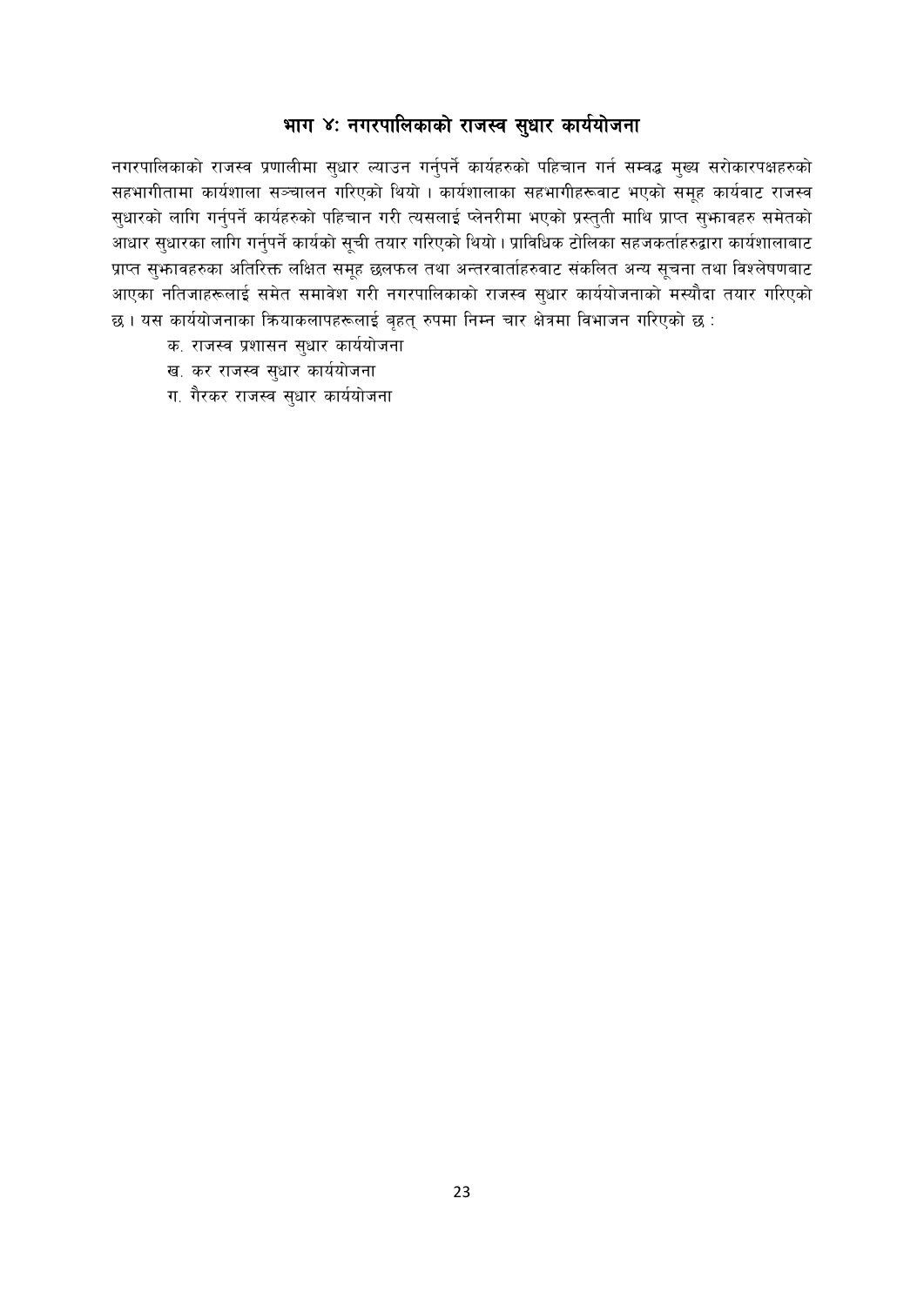## भाग ४: नगरपालिकाको राजस्व सुधार कार्ययोजना

नगरपालिकाको राजस्व प्रणालीमा सुधार ल्याउन गर्नुपर्ने कार्यहरुको पहिचान गर्न सम्वद्ध मुख्य सरोकारपक्षहरुको सहभागीतामा कार्यशाला सञ्चालन गरिएको थियो । कार्यशालाका सहभागीहरूवाट भएको समूह कार्यवाट राजस्व सुधारको लागि गर्नुपर्ने कार्यहरुको पहिचान गरी त्यसलाई प्लेनरीमा भएको प्रस्तुती माथि प्राप्त सुझावहरु समेतको आधार सुधारका लागि गर्नुपर्ने कार्यको सूची तयार गरिएको थियो । प्राविधिक टोलिका सहजकर्ताहरुद्वारा कार्यशालाबाट प्राप्त सुझावहरुका अतिरिक्त लक्षित समूह छलफल तथा अन्तरवार्ताहरुवाट संकलित अन्य सूचना तथा विश्लेषणबाट आएका नतिजाहरूलाई समेत समावेश गरी नगरपालिकाको राजस्व सुधार कार्ययोजनाको मस्यौदा तयार गरिएको छ । यस कार्ययोजनाका क्रियाकलापहरूलाई बृहत् रुपमा निम्न चार क्षेत्रमा विभाजन गरिएको छ :

क. राजस्व प्रशासन सुधार कार्ययोजना

ख. कर राजस्व सुधार कार्ययोजना

ग. गैरकर राजस्व सुधार कार्ययोजना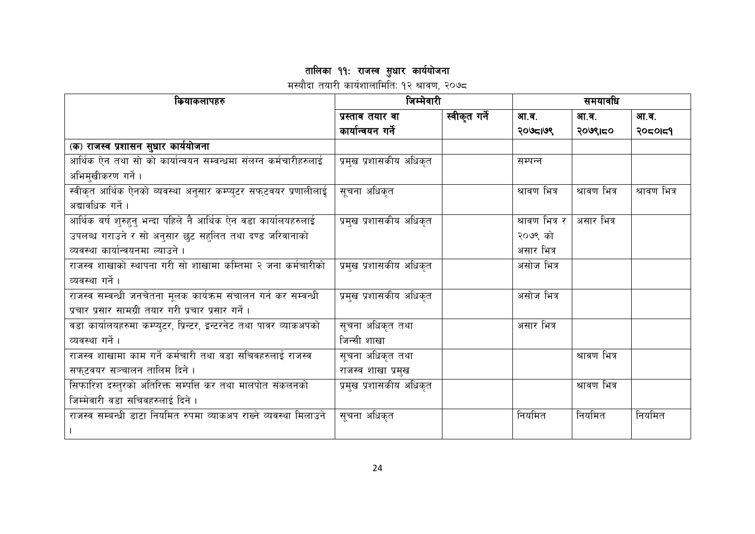## तालिका ११: राजस्व सुधार कार्ययोजना

मस्यौदा तयारी कार्यशालामितिः १२ श्रावण, २०७८

| कियाकलापहरु | जिम्मेवारी | | समयावधि | | |
|---|---|---|---|---|---|
| | प्रस्ताव तयार वा कार्यान्वयन गर्ने | स्वीकृत गर्ने | आ.व. २०७८।७९ | आ.व. २०७९।८० | आ.व. २०८०।८१ |
| (क) **राजस्व प्रशासन सुधार कार्ययोजना** | | | | | |
| आर्थिक ऐन तथा सो को कार्यान्वयन सम्वन्धमा संलग्न कर्मचारीहरुलाई अभिमुखीकरण गर्ने । | प्रमुख प्रशासकीय अधिकृत | | सम्पन्न | | |
| स्वीकृत आर्थिक ऐनको व्यवस्था अनुसार कम्प्युटर सफ्टवयर प्रणालीलाई अद्यावधिक गर्ने । | सूचना अधिकृत | | श्रावण भित्र | श्रावण भित्र | श्रावण भित्र |
| आर्थिक बर्ष शुरुहुनु भन्दा पहिले नै आर्थिक ऐन वडा कार्यालयहरुलाई उपलब्ध गराउने र सो अनुसार छुट सहुलित तथा दण्ड जरिवानाको व्यवस्था कार्यान्वयनमा ल्याउने । | प्रमुख प्रशासकीय अधिकृत | | श्रावण भित्र र २०७९ को असार भित्र | असार भित्र | |
| राजस्व शाखाको स्थापना गरी सो शाखामा कम्तिमा २ जना कर्मचारीको व्यवस्था गर्ने । | प्रमुख प्रशासकीय अधिकृत | | असोज भित्र | | |
| राजस्व सम्वन्धी जनचेतना मूलक कार्यक्रम संचालन गर्न कर सम्वन्धी प्रचार प्रसार सामग्री तयार गरी प्रचार प्रसार गर्ने । | प्रमुख प्रशासकीय अधिकृत | | असोज भित्र | | |
| वडा कार्यालयहरुमा कम्प्युटर, प्रिन्टर, इन्टरनेट तथा पावर व्याकअपको व्यवस्था गर्ने । | सूचना अधिकृत तथा जिन्सी शाखा | | असार भित्र | | |
| राजस्व शाखामा काम गर्ने कर्मचारी तथा वडा सचिवहरुलाई राजस्व सफ्टवयर सञ्चालन तालिम दिने । | सूचना अधिकृत तथा राजस्व शाखा प्रमुख | | | श्रावण भित्र | |
| सिफारिश दस्तुरको अतिरिक्त सम्पत्ति कर तथा मालपोत संकलनको जिम्मेवारी वडा सचिवहरुलाई दिने । | प्रमुख प्रशासकीय अधिकृत | | | श्रावण भित्र | |
| राजस्व सम्वन्धी डाटा नियमित रुपमा व्याकअप राख्ने व्यवस्था मिलाउने । | सूचना अधिकृत | | नियमित | नियमित | नियमित |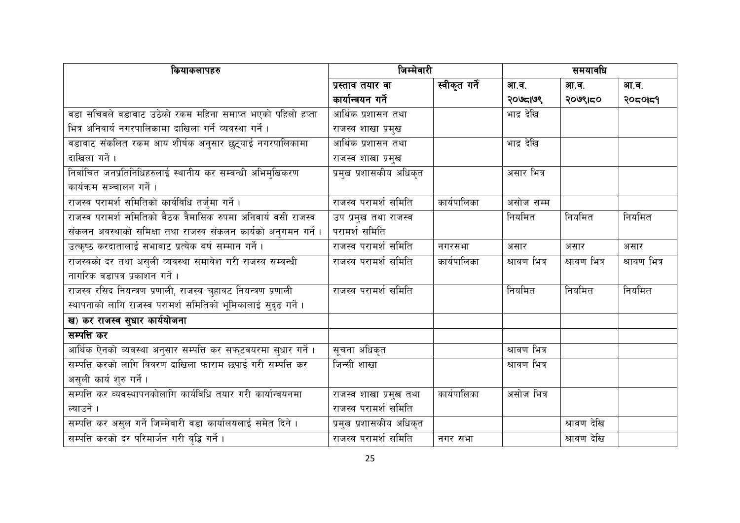| क्रियाकलापहरु | जिम्मेवारी | | समयावधि | | |
|---|---|---|---|---|---|
| | प्रस्ताव तयार वा कार्यान्वयन गर्ने | स्वीकृत गर्ने | आ.व. २०७८।७९ | आ.व. २०७९।८० | आ.व. २०८०।८१ |
| वडा सचिवले वडाबाट उठेको रकम महिना समाप्त भएको पहिलो हप्ता भित्र अनिवार्य नगरपालिकामा दाखिला गर्ने व्यवस्था गर्ने । | आर्थिक प्रशासन तथा राजस्व शाखा प्रमुख | | भाद्र देखि | | |
| वडाबाट संकलित रकम आय शीर्षक अनुसार छुट्याई नगरपालिकामा दाखिला गर्ने । | आर्थिक प्रशासन तथा राजस्व शाखा प्रमुख | | भाद्र देखि | | |
| निर्वाचित जनप्रतिनिधिहरुलाई स्थानीय कर सम्बन्धी अभिमुखिकरण कार्यक्रम सञ्चालन गर्ने । | प्रमुख प्रशासकीय अधिकृत | | असार भित्र | | |
| राजस्व परामर्श समितिको कार्यविधि तर्जुमा गर्ने । | राजस्व परामर्श समिति | कार्यपालिका | असोज सम्म | | |
| राजस्व परामर्श समितिको बैठक त्रैमासिक रुपमा अनिवार्य बसी राजस्व संकलन अवस्थाको समिक्षा तथा राजस्व संकलन कार्यको अनुगमन गर्ने । | उप प्रमुख तथा राजस्व परामर्श समिति | | नियमित | नियमित | नियमित |
| उत्कृष्ठ करदातालाई सभाबाट प्रत्येक बर्ष सम्मान गर्ने । | राजस्व परामर्श समिति | नगरसभा | असार | असार | असार |
| राजस्वको दर तथा असुली व्यवस्था समावेश गरी राजस्व सम्बन्धी नागरिक वडापत्र प्रकाशन गर्ने । | राजस्व परामर्श समिति | कार्यपालिका | श्रावण भित्र | श्रावण भित्र | श्रावण भित्र |
| राजस्व रसिद नियन्त्रण प्रणाली, राजस्व चुहावट नियन्त्रण प्रणाली स्थापनाको लागि राजस्व परामर्श समितिको भूमिकालाई सुदृढ गर्ने । | राजस्व परामर्श समिति | | नियमित | नियमित | नियमित |
| **ख) कर राजस्व सुधार कार्ययोजना** | | | | | |
| **सम्पत्ति कर** | | | | | |
| आर्थिक ऐनको व्यवस्था अनुसार सम्पत्ति कर सफ्टवयरमा सुधार गर्ने । | सूचना अधिकृत | | श्रावण भित्र | | |
| सम्पत्ति करको लागि विवरण दाखिला फाराम छपाई गरी सम्पत्ति कर असुली कार्य शुरु गर्ने । | जिन्सी शाखा | | श्रावण भित्र | | |
| सम्पत्ति कर व्यवस्थापनकोलागि कार्यविधि तयार गरी कार्यान्वयनमा ल्याउने । | राजस्व शाखा प्रमुख तथा राजस्व परामर्श समिति | कार्यपालिका | असोज भित्र | | |
| सम्पत्ति कर असुल गर्ने जिम्मेवारी वडा कार्यालयलाई समेत दिने । | प्रमुख प्रशासकीय अधिकृत | | | श्रावण देखि | |
| सम्पत्ति करको दर परिमार्जन गरी बृद्धि गर्ने । | राजस्व परामर्श समिति | नगर सभा | | श्रावण देखि | |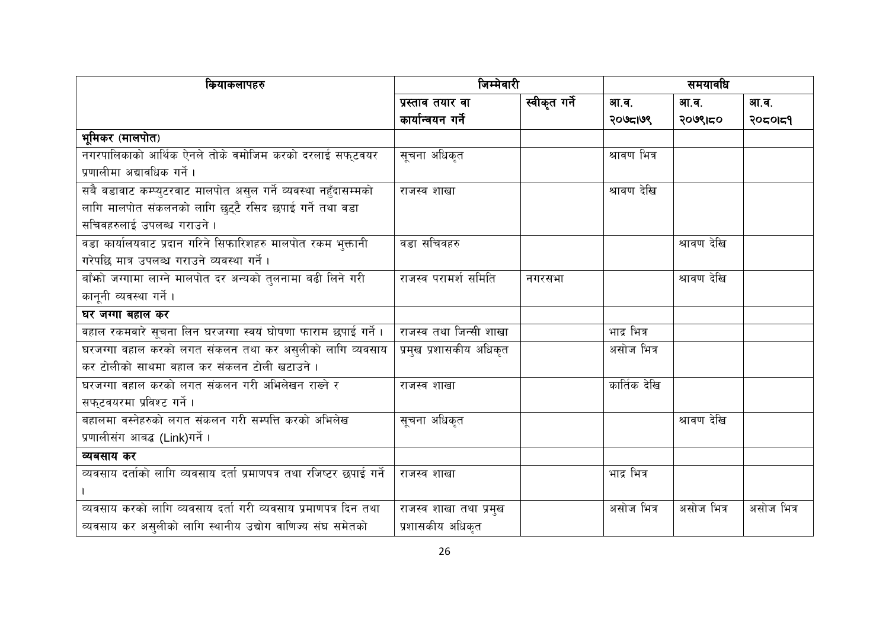| क्रियाकलापहरु | जिम्मेवारी | | समयावधि | | |
|---|---|---|---|---|---|
| | प्रस्ताव तयार वा कार्यान्वयन गर्ने | स्वीकृत गर्ने | आ.व. २०७८।७९ | आ.व. २०७९।८० | आ.व. २०८०।८१ |
| **भूमिकर (मालपोत)** | | | | | |
| नगरपालिकाको आर्थिक ऐनले तोके बमोजिम करको दरलाई सफ्टवयर प्रणालीमा अद्यावधिक गर्ने । | सूचना अधिकृत | | श्रावण भित्र | | |
| सबै वडावाट कम्प्युटरवाट मालपोत असुल गर्ने व्यवस्था नहुँदासम्मको लागि मालपोत संकलनको लागि छुट्टै रसिद छपाई गर्ने तथा वडा सचिवहरुलाई उपलब्ध गराउने । | राजस्व शाखा | | श्रावण देखि | | |
| वडा कार्यालयवाट प्रदान गरिने सिफारिशहरु मालपोत रकम भुक्तानी गरेपछि मात्र उपलब्ध गराउने व्यवस्था गर्ने । | वडा सचिवहरु | | | श्रावण देखि | |
| बाँझो जग्गामा लाग्ने मालपोत दर अन्यको तुलनामा बढी लिने गरी कानूनी व्यवस्था गर्ने । | राजस्व परामर्श समिति | नगरसभा | | श्रावण देखि | |
| **घर जग्गा बहाल कर** | | | | | |
| वहाल रकमवारे सूचना लिन घरजग्गा स्वयं घोषणा फाराम छपाई गर्ने । | राजस्व तथा जिन्सी शाखा | | भाद्र भित्र | | |
| घरजग्गा वहाल करको लगत संकलन तथा कर असुलीको लागि व्यवसाय कर टोलीको साथमा वहाल कर संकलन टोली खटाउने । | प्रमुख प्रशासकीय अधिकृत | | असोज भित्र | | |
| घरजग्गा वहाल करको लगत संकलन गरी अभिलेखन राख्ने र सफ्टवयरमा प्रविश्ट गर्ने । | राजस्व शाखा | | कार्तिक देखि | | |
| बहालमा वस्नेहरुको लगत संकलन गरी सम्पत्ति करको अभिलेख प्रणालीसंग आबद्ध (Link)गर्ने । | सूचना अधिकृत | | | श्रावण देखि | |
| **व्यबसाय कर** | | | | | |
| व्यवसाय दर्ताको लागि व्यवसाय दर्ता प्रमाणपत्र तथा रजिष्टर छपाई गर्ने । | राजस्व शाखा | | भाद्र भित्र | | |
| व्यवसाय करको लागि व्यवसाय दर्ता गरी व्यवसाय प्रमाणपत्र दिन तथा व्यवसाय कर असुलीको लागि स्थानीय उद्योग वाणिज्य संघ समेतको | राजस्व शाखा तथा प्रमुख प्रशासकीय अधिकृत | | असोज भित्र | असोज भित्र | असोज भित्र |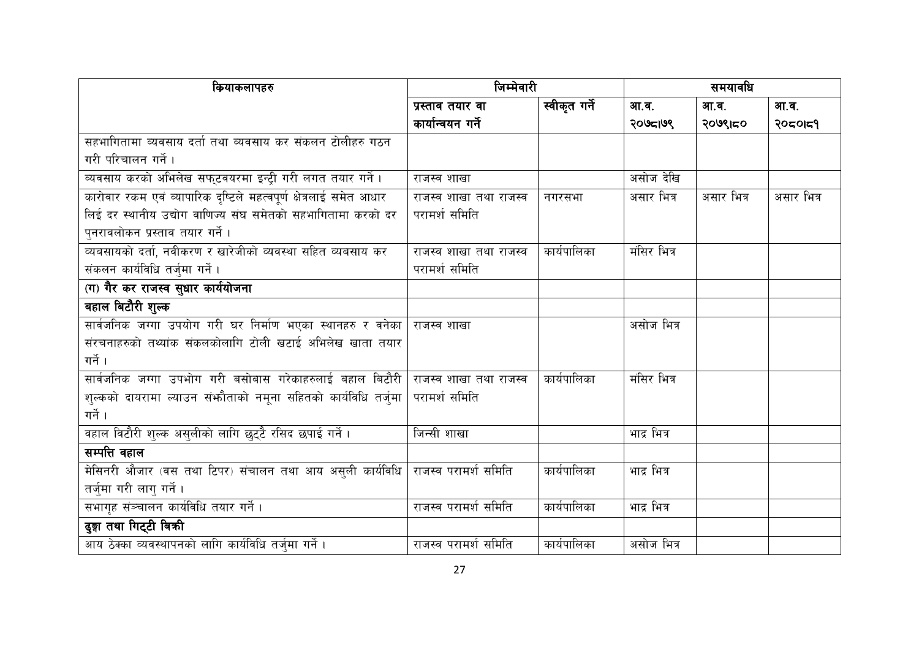| कियाकलापहरु | जिम्मेवारी | | समयावधि | | |
|---|---|---|---|---|---|
| | प्रस्ताव तयार वा कार्यान्वयन गर्ने | स्वीकृत गर्ने | आ.व. २०७८।७९ | आ.व. २०७९।८० | आ.व. २०८०।८१ |
| सहभागितामा व्यवसाय दर्ता तथा व्यवसाय कर संकलन टोलीहरु गठन गरी परिचालन गर्ने । | | | | | |
| व्यवसाय करको अभिलेख सफ्टवयरमा इन्ट्री गरी लगत तयार गर्ने । | राजस्व शाखा | | असोज देखि | | |
| कारोवार रकम एवं व्यापारिक दृष्टिले महत्वपूर्ण क्षेत्रलाई समेत आधार लिई दर स्थानीय उद्योग वाणिज्य संघ समेतको सहभागितामा करको दर पुनरावलोकन प्रस्ताव तयार गर्ने । | राजस्व शाखा तथा राजस्व परामर्श समिति | नगरसभा | असार भित्र | असार भित्र | असार भित्र |
| व्यबसायको दर्ता, नवीकरण र खारेजीको व्यवस्था सहित व्यबसाय कर संकलन कार्यविधि तर्जुमा गर्ने । | राजस्व शाखा तथा राजस्व परामर्श समिति | कार्यपालिका | मंसिर भित्र | | |
| **(ग) गैर कर राजस्व सुधार कार्ययोजना** | | | | | |
| **बहाल बिटौरी शुल्क** | | | | | |
| सार्वजनिक जग्गा उपयोग गरी घर निर्माण भएका स्थानहरु र बनेका संरचनाहरुको तथ्यांक संकलकोलागि टोली खटाई अभिलेख खाता तयार गर्ने । | राजस्व शाखा | | असोज भित्र | | |
| सार्वजनिक जग्गा उपभोग गरी बसोबास गरेकाहरुलाई बहाल बिटौरी शुल्कको दायरामा ल्याउन संभ्कौताको नमूना सहितको कार्यविधि तर्जुमा गर्ने । | राजस्व शाखा तथा राजस्व परामर्श समिति | कार्यपालिका | मंसिर भित्र | | |
| वहाल विटौरी शुल्क असुलीको लागि छुट्टै रसिद छपाई गर्ने । | जिन्सी शाखा | | भाद्र भित्र | | |
| **सम्पत्ति वहाल** | | | | | |
| मेसिनरी औजार (वस तथा टिपर) संचालन तथा आय असुली कार्यविधि तर्जुमा गरी लागु गर्ने । | राजस्व परामर्श समिति | कार्यपालिका | भाद्र भित्र | | |
| सभागृह संञ्चालन कार्यविधि तयार गर्ने । | राजस्व परामर्श समिति | कार्यपालिका | भाद्र भित्र | | |
| **ढुङ्गा तथा गिट्टी बिक्री** | | | | | |
| आय ठेक्का व्यवस्थापनको लागि कार्यविधि तर्जुमा गर्ने । | राजस्व परामर्श समिति | कार्यपालिका | असोज भित्र | | |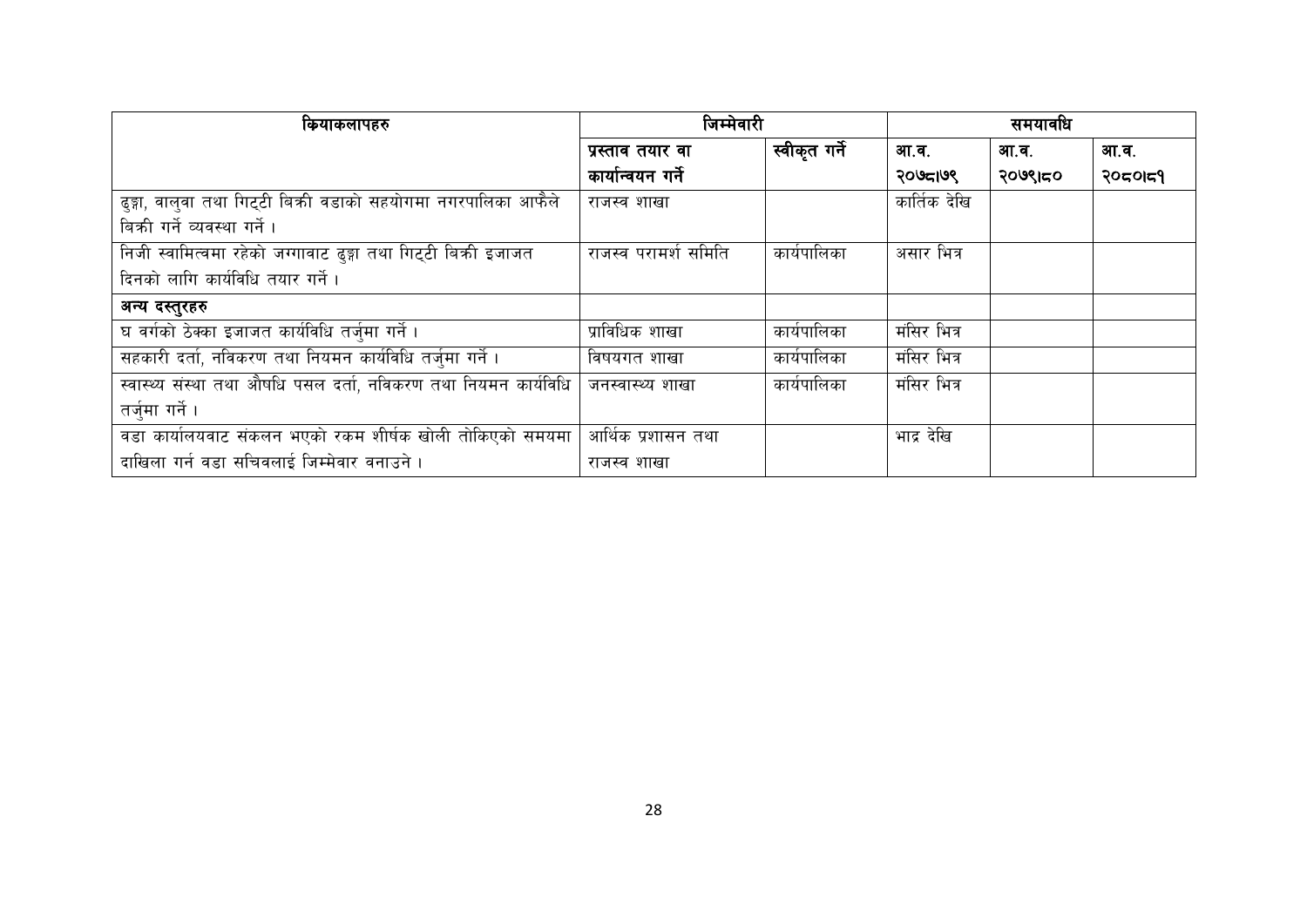| क्रियाकलापहरु | जिम्मेवारी | | समयावधि | | |
|---|---|---|---|---|---|
| | प्रस्ताव तयार वा कार्यान्वयन गर्ने | स्वीकृत गर्ने | आ.व. २०७८।७९ | आ.व. २०७९।८० | आ.व. २०८०।८१ |
| ढुङ्गा, वालुवा तथा गिट्टी बिक्री वडाको सहयोगमा नगरपालिका आफैले बिक्री गर्ने व्यवस्था गर्ने । | राजस्व शाखा | | कार्तिक देखि | | |
| निजी स्वामित्वमा रहेको जग्गावाट ढुङ्गा तथा गिट्टी बिक्री इजाजत दिनको लागि कार्यविधि तयार गर्ने । | राजस्व परामर्श समिति | कार्यपालिका | असार भित्र | | |
| **अन्य दस्तुरहरु** | | | | | |
| घ वर्गको ठेक्का इजाजत कार्यविधि तर्जुमा गर्ने । | प्राविधिक शाखा | कार्यपालिका | मंसिर भित्र | | |
| सहकारी दर्ता, नविकरण तथा नियमन कार्यविधि तर्जुमा गर्ने । | विषयगत शाखा | कार्यपालिका | मंसिर भित्र | | |
| स्वास्थ्य संस्था तथा औषधि पसल दर्ता, नविकरण तथा नियमन कार्यविधि तर्जुमा गर्ने । | जनस्वास्थ्य शाखा | कार्यपालिका | मंसिर भित्र | | |
| वडा कार्यालयवाट संकलन भएको रकम शीर्षक खोली तोकिएको समयमा दाखिला गर्न वडा सचिवलाई जिम्मेवार वनाउने । | आर्थिक प्रशासन तथा राजस्व शाखा | | भाद्र देखि | | |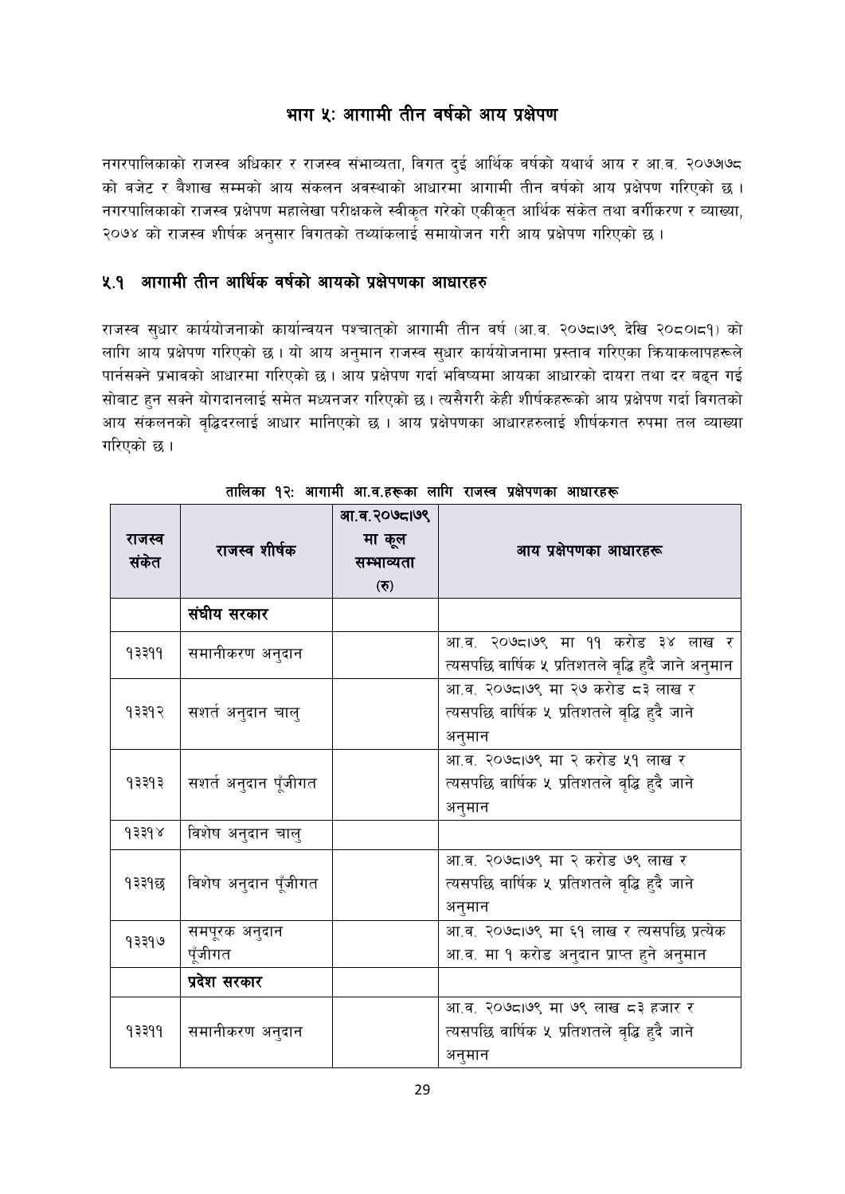# भाग ५: आगामी तीन वर्षको आय प्रक्षेपण

नगरपालिकाको राजस्व अधिकार र राजस्व संभाव्यता, विगत दुई आर्थिक वर्षको यथार्थ आय र आ.व. २०७७।७८ को वजेट र बैशाख सम्मको आय संकलन अवस्थाको आधारमा आगामी तीन वर्षको आय प्रक्षेपण गरिएको छ । नगरपालिकाको राजस्व प्रक्षेपण महालेखा परीक्षकले स्वीकृत गरेको एकीकृत आर्थिक संकेत तथा वर्गीकरण र व्याख्या, २०७४ को राजस्व शीर्षक अनुसार विगतको तथ्यांकलाई समायोजन गरी आय प्रक्षेपण गरिएको छ ।

## ५.१ आगामी तीन आर्थिक वर्षको आयको प्रक्षेपणका आधारहरु

राजस्व सुधार कार्ययोजनाको कार्यान्वयन पश्चात्को आगामी तीन वर्ष (आ.व. २०७८।७९ देखि २०८०।८१) को लागि आय प्रक्षेपण गरिएको छ । यो आय अनुमान राजस्व सुधार कार्ययोजनामा प्रस्ताव गरिएका क्रियाकलापहरूले पार्नसक्ने प्रभावको आधारमा गरिएको छ । आय प्रक्षेपण गर्दा भविष्यमा आयका आधारको दायरा तथा दर बढ्न गई सोबाट हुन सक्ने योगदानलाई समेत मध्यनजर गरिएको छ । त्यसैगरी केही शीर्षकहरूको आय प्रक्षेपण गर्दा विगतको आय संकलनको वृद्धिदरलाई आधार मानिएको छ । आय प्रक्षेपणका आधारहरुलाई शीर्षकगत रुपमा तल व्याख्या गरिएको छ ।

**तालिका १२: आगामी आ.व.हरूका लागि राजस्व प्रक्षेपणका आधारहरू**

| राजस्व संकेत | राजस्व शीर्षक | आ.व.२०७८।७९ मा कूल सम्भाव्यता (रु) | आय प्रक्षेपणका आधारहरू |
|---|---|---|---|
| | **संघीय सरकार** | | |
| १३३११ | समानीकरण अनुदान | | आ.व. २०७८।७९ मा ११ करोड ३४ लाख र त्यसपछि वार्षिक ५ प्रतिशतले वृद्धि हुदै जाने अनुमान |
| १३३१२ | सशर्त अनुदान चालु | | आ.व. २०७८।७९ मा २७ करोड ८३ लाख र त्यसपछि वार्षिक ५ प्रतिशतले वृद्धि हुदै जाने अनुमान |
| १३३१३ | सशर्त अनुदान पूँजीगत | | आ.व. २०७८।७९ मा २ करोड ५१ लाख र त्यसपछि वार्षिक ५ प्रतिशतले वृद्धि हुदै जाने अनुमान |
| १३३१४ | विशेष अनुदान चालु | | |
| १३३१छ | विशेष अनुदान पूँजीगत | | आ.व. २०७८।७९ मा २ करोड ७९ लाख र त्यसपछि वार्षिक ५ प्रतिशतले वृद्धि हुदै जाने अनुमान |
| १३३१७ | समपूरक अनुदान पूँजीगत | | आ.व. २०७८।७९ मा ६१ लाख र त्यसपछि प्रत्येक आ.व. मा १ करोड अनुदान प्राप्त हुने अनुमान |
| | **प्रदेश सरकार** | | |
| १३३११ | समानीकरण अनुदान | | आ.व. २०७८।७९ मा ७९ लाख ८३ हजार र त्यसपछि वार्षिक ५ प्रतिशतले वृद्धि हुदै जाने अनुमान |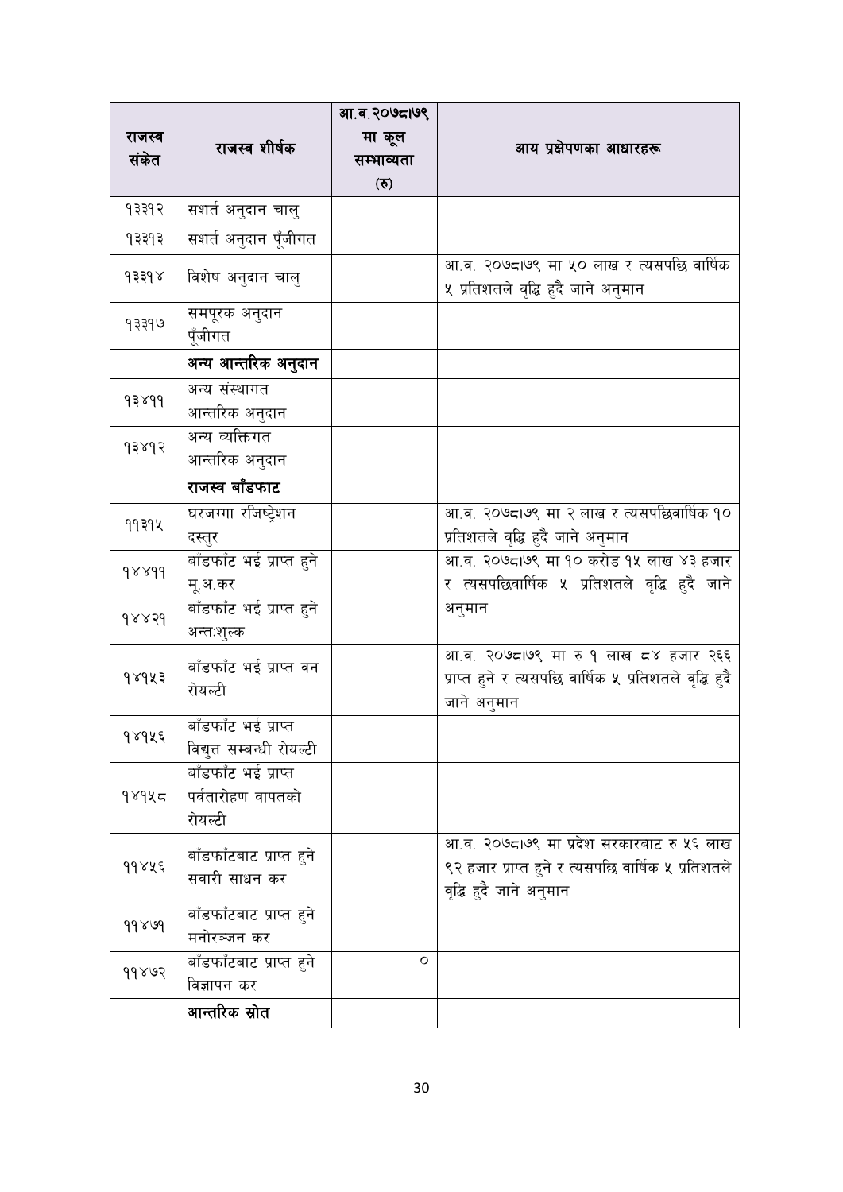| राजस्व संकेत | राजस्व शीर्षक | आ.व.२०७८।७९ मा कूल सम्भाव्यता (रु) | आय प्रक्षेपणका आधारहरू |
|---|---|---|---|
| १३३१२ | सशर्त अनुदान चालु | | |
| १३३१३ | सशर्त अनुदान पूँजीगत | | |
| १३३१४ | विशेष अनुदान चालु | | आ.व. २०७८।७९ मा ५० लाख र त्यसपछि वार्षिक ५ प्रतिशतले वृद्धि हुदै जाने अनुमान |
| १३३१७ | समपूरक अनुदान पूँजीगत | | |
| | **अन्य आन्तरिक अनुदान** | | |
| १३४११ | अन्य संस्थागत आन्तरिक अनुदान | | |
| १३४१२ | अन्य व्यक्तिगत आन्तरिक अनुदान | | |
| | **राजस्व बाँडफाट** | | |
| ११३१५ | घरजग्गा रजिष्ट्रेशन दस्तुर | | आ.व. २०७८।७९ मा २ लाख र त्यसपछिवार्षिक १० प्रतिशतले वृद्धि हुदै जाने अनुमान |
| १४४११ | बाँडफाँट भई प्राप्त हुने मू.अ.कर | | आ.व. २०७८।७९ मा १० करोड १५ लाख ४३ हजार र त्यसपछिवार्षिक ५ प्रतिशतले वृद्धि हुदै जाने अनुमान |
| १४४२१ | बाँडफाँट भई प्राप्त हुने अन्तःशुल्क | | |
| १४१५३ | बाँडफाँट भई प्राप्त वन रोयल्टी | | आ.व. २०७८।७९ मा रु १ लाख ८४ हजार २६६ प्राप्त हुने र त्यसपछि वार्षिक ५ प्रतिशतले वृद्धि हुदै जाने अनुमान |
| १४१५६ | बाँडफाँट भई प्राप्त विद्युत्त सम्बन्धी रोयल्टी | | |
| १४१५८ | बाँडफाँट भई प्राप्त पर्वतारोहण वापतको रोयल्टी | | |
| ११४५६ | बाँडफाँटबाट प्राप्त हुने सवारी साधन कर | | आ.व. २०७८।७९ मा प्रदेश सरकारबाट रु ५६ लाख ९२ हजार प्राप्त हुने र त्यसपछि वार्षिक ५ प्रतिशतले वृद्धि हुदै जाने अनुमान |
| ११४७१ | बाँडफाँटबाट प्राप्त हुने मनोरञ्जन कर | | |
| ११४७२ | बाँडफाँटबाट प्राप्त हुने विज्ञापन कर | ० | |
| | **आन्तरिक स्रोत** | | |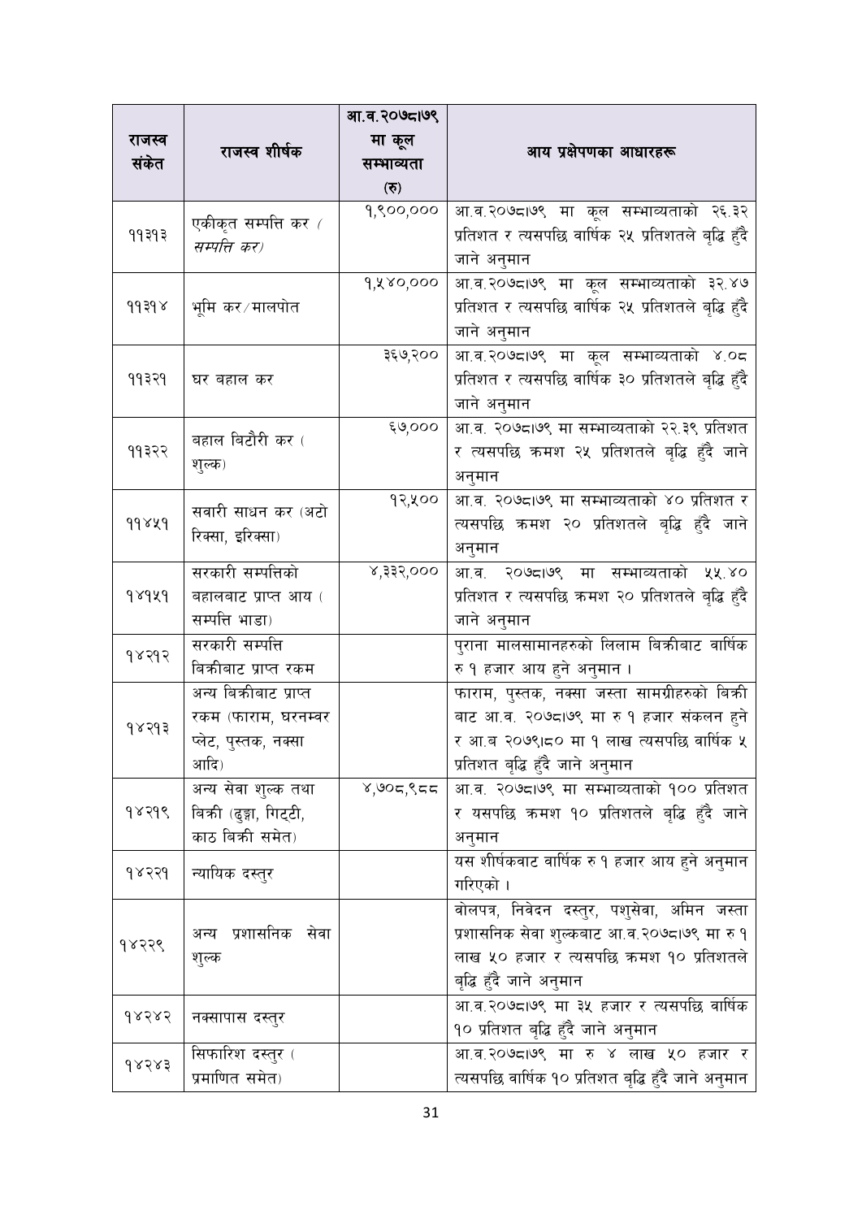| राजस्व संकेत | राजस्व शीर्षक | आ.व.२०७८।७९ मा कूल सम्भाव्यता (रु) | आय प्रक्षेपणका आधारहरू |
|---|---|---|---|
| ११३१३ | एकीकृत सम्पत्ति कर ( *सम्पत्ति कर)* | १,९००,००० | आ.व.२०७८।७९ मा कूल सम्भाव्यताको २६.३२ प्रतिशत र त्यसपछि वार्षिक २५ प्रतिशतले बृद्धि हुँदै जाने अनुमान |
| ११३१४ | भूमि कर/मालपोत | १,५४०,००० | आ.व.२०७८।७९ मा कूल सम्भाव्यताको ३२.४७ प्रतिशत र त्यसपछि वार्षिक २५ प्रतिशतले बृद्धि हुँदै जाने अनुमान |
| ११३२१ | घर बहाल कर | ३६७,२०० | आ.व.२०७८।७९ मा कूल सम्भाव्यताको ४.०८ प्रतिशत र त्यसपछि वार्षिक ३० प्रतिशतले बृद्धि हुँदै जाने अनुमान |
| ११३२२ | बहाल बिटौरी कर ( शुल्क) | ६७,००० | आ.व. २०७८।७९ मा सम्भाव्यताको २२.३९ प्रतिशत र त्यसपछि क्रमश २५ प्रतिशतले बृद्धि हुँदै जाने अनुमान |
| ११४५१ | सवारी साधन कर (अटो रिक्सा, इरिक्सा) | १२,५०० | आ.व. २०७८।७९ मा सम्भाव्यताको ४० प्रतिशत र त्यसपछि क्रमश २० प्रतिशतले बृद्धि हुँदै जाने अनुमान |
| १४१५१ | सरकारी सम्पत्तिको बहालबाट प्राप्त आय ( सम्पत्ति भाडा) | ४,३३२,००० | आ.व. २०७८।७९ मा सम्भाव्यताको ५५.४० प्रतिशत र त्यसपछि क्रमश २० प्रतिशतले बृद्धि हुँदै जाने अनुमान |
| १४२१२ | सरकारी सम्पत्ति बिक्रीबाट प्राप्त रकम | | पुराना मालसामानहरुको लिलाम बिक्रीबाट वार्षिक रु १ हजार आय हुने अनुमान । |
| १४२१३ | अन्य बिक्रीबाट प्राप्त रकम (फाराम, घरनम्बर प्लेट, पुस्तक, नक्सा आदि) | | फाराम, पुस्तक, नक्सा जस्ता सामग्रीहरुको बिक्री बाट आ.व. २०७८।७९ मा रु १ हजार संकलन हुने र आ.ब २०७९।८० मा १ लाख त्यसपछि वार्षिक ५ प्रतिशत बृद्धि हुँदै जाने अनुमान |
| १४२१९ | अन्य सेवा शुल्क तथा बिक्री (ढुङ्गा, गिट्टी, काठ बिक्री समेत) | ४,७०८,९८८ | आ.व. २०७८।७९ मा सम्भाव्यताको १०० प्रतिशत र यसपछि क्रमश १० प्रतिशतले बृद्धि हुँदै जाने अनुमान |
| १४२२१ | न्यायिक दस्तुर | | यस शीर्षकवाट वार्षिक रु १ हजार आय हुने अनुमान गरिएको । |
| १४२२९ | अन्य प्रशासनिक सेवा शुल्क | | वोलपत्र, निवेदन दस्तुर, पशुसेवा, अमिन जस्ता प्रशासनिक सेवा शुल्कबाट आ.व.२०७८।७९ मा रु १ लाख ५० हजार र त्यसपछि क्रमश १० प्रतिशतले बृद्धि हुँदै जाने अनुमान |
| १४२४२ | नक्सापास दस्तुर | | आ.व.२०७८।७९ मा ३५ हजार र त्यसपछि वार्षिक १० प्रतिशत बृद्धि हुँदै जाने अनुमान |
| १४२४३ | सिफारिश दस्तुर ( प्रमाणित समेत) | | आ.व.२०७८।७९ मा रु ४ लाख ५० हजार र त्यसपछि वार्षिक १० प्रतिशत बृद्धि हुँदै जाने अनुमान |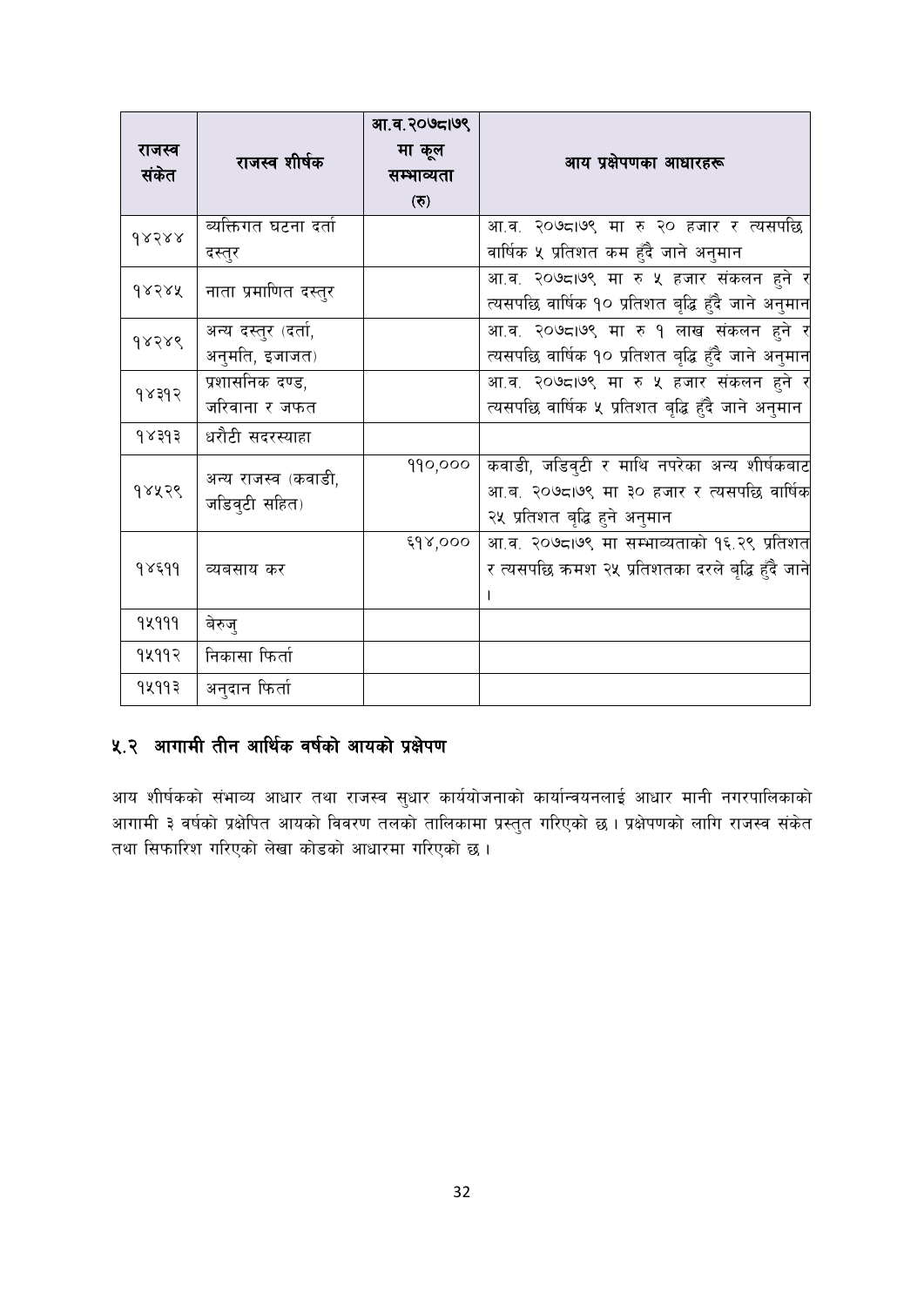| राजस्व संकेत | राजस्व शीर्षक | आ.व.२०७८।७९ मा कूल सम्भाव्यता (रु) | आय प्रक्षेपणका आधारहरू |
|---|---|---|---|
| १४२४४ | व्यक्तिगत घटना दर्ता दस्तुर | | आ.व. २०७८।७९ मा रु २० हजार र त्यसपछि वार्षिक ५ प्रतिशत कम हुँदै जाने अनुमान |
| १४२४५ | नाता प्रमाणित दस्तुर | | आ.व. २०७८।७९ मा रु ५ हजार संकलन हुने र त्यसपछि वार्षिक १० प्रतिशत बृद्धि हुँदै जाने अनुमान |
| १४२४९ | अन्य दस्तुर (दर्ता, अनुमति, इजाजत) | | आ.व. २०७८।७९ मा रु १ लाख संकलन हुने र त्यसपछि वार्षिक १० प्रतिशत बृद्धि हुँदै जाने अनुमान |
| १४३१२ | प्रशासनिक दण्ड, जरिवाना र जफत | | आ.व. २०७८।७९ मा रु ५ हजार संकलन हुने र त्यसपछि वार्षिक ५ प्रतिशत बृद्धि हुँदै जाने अनुमान |
| १४३१३ | धरौटी सदरस्याहा | | |
| १४५२९ | अन्य राजस्व (कवाडी, जडिवुटी सहित) | ११०,००० | कवाडी, जडिवुटी र माथि नपरेका अन्य शीर्षकबाट आ.व. २०७८।७९ मा ३० हजार र त्यसपछि वार्षिक २५ प्रतिशत बृद्धि हुने अनुमान |
| १४६११ | व्यवसाय कर | ६१४,००० | आ.व. २०७८।७९ मा सम्भाव्यताको १६.२९ प्रतिशत र त्यसपछि क्रमश २५ प्रतिशतका दरले बृद्धि हुँदै जाने । |
| १५१११ | बेरुजु | | |
| १५११२ | निकासा फिर्ता | | |
| १५११३ | अनुदान फिर्ता | | |

## ५.२ आगामी तीन आर्थिक वर्षको आयको प्रक्षेपण

आय शीर्षकको संभाव्य आधार तथा राजस्व सुधार कार्ययोजनाको कार्यान्वयनलाई आधार मानी नगरपालिकाको आगामी ३ वर्षको प्रक्षेपित आयको विवरण तलको तालिकामा प्रस्तुत गरिएको छ । प्रक्षेपणको लागि राजस्व संकेत तथा सिफारिश गरिएको लेखा कोडको आधारमा गरिएको छ ।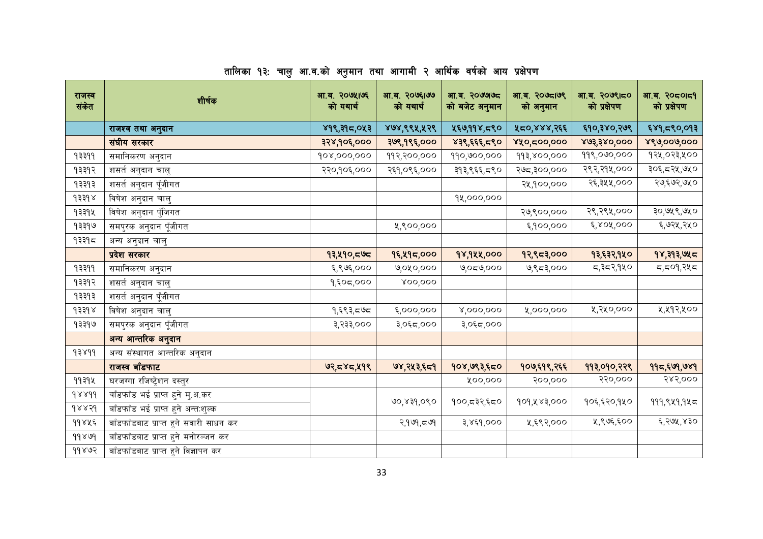## तालिका १३: चालु आ.व.को अनुमान तथा आगामी २ आर्थिक वर्षको आय प्रक्षेपण

| राजस्व संकेत | शीर्षक | आ.ब. २०७५।७६ को यथार्थ | आ.ब. २०७६।७७ को यथार्थ | आ.ब. २०७७।७८ को बजेट अनुमान | आ.ब. २०७८।७९ को अनुमान | आ.ब. २०७९।८० को प्रक्षेपण | आ.ब. २०८०।८१ को प्रक्षेपण |
|---|---|---|---|---|---|---|---|
| | **राजश्व तथा अनुदान** | **४१९,३१८,०५३** | **४७४,९९५,५२९** | **५६७,११४,८९०** | **५८०,४४४,२६६** | **६१०,३४०,२७९** | **६४१,८९०,०१३** |
| | **संघीय सरकार** | **३२४,१०६,०००** | **३७९,१९६,०००** | **४३९,६६६,८९०** | **४५०,८००,०००** | **४७३,३४०,०००** | **४९७,००७,०००** |
| १३३११ | समानिकरण अनुदान | १०४,०००,००० | ११२,२००,००० | ११०,७००,००० | ११३,४००,००० | ११९,०७०,००० | १२५,०२३,५०० |
| १३३१२ | शसर्त अनुदान चालु | २२०,१०६,००० | २६१,०९६,००० | ३१३,९६६,८९० | २७८,३००,००० | २९२,२१५,००० | ३०६,८२५,७५० |
| १३३१३ | शसर्त अनुदान पूँजीगत | | | | २५,१००,००० | २६,३५५,००० | २७,६७२,७५० |
| १३३१४ | विषेश अनुदान चालु | | | १५,०००,००० | | | |
| १३३१५ | विषेश अनुदान पुँजिगत | | | | २७,९००,००० | २९,२९५,००० | ३०,७५९,७५० |
| १३३१७ | समपुरक अनुदान पूँजीगत | | ५,९००,००० | | ६,१००,००० | ६,४०५,००० | ६,७२५,२५० |
| १३३१८ | अन्य अनुदान चालु | | | | | | |
| | **प्रदेश सरकार** | **१३,५१०,८७८** | **१६,५१८,०००** | **१४,१५५,०००** | **१२,९८३,०००** | **१३,६३२,१५०** | **१४,३१३,७५८** |
| १३३११ | समानिकरण अनुदान | ६,९७६,००० | ७,०५०,००० | ७,०८७,००० | ७,९८३,००० | ८,३८२,१५० | ८,८०१,२५८ |
| १३३१२ | शसर्त अनुदान चालु | १,६०८,००० | ४००,००० | | | | |
| १३३१३ | शसर्त अनुदान पूँजीगत | | | | | | |
| १३३१४ | विषेश अनुदान चालु | १,६९३,८७८ | ६,०००,००० | ४,०००,००० | ५,०००,००० | ५,२५०,००० | ५,५१२,५०० |
| १३३१७ | समपुरक अनुदान पूँजीगत | ३,२३३,००० | ३,०६८,००० | ३,०६८,००० | | | |
| | **अन्य आन्तरिक अनुदान** | | | | | | |
| १३४११ | अन्य संस्थागत आन्तरिक अनुदान | | | | | | |
| | **राजस्व बाँडफाट** | **७२,८४८,५१९** | **७४,२५३,६८१** | **१०४,७९३,६८०** | **१०७,६१९,२६६** | **११३,०१०,२२९** | **११८,६७१,७४१** |
| ११३१५ | घरजग्गा रजिष्ट्रेशन दस्तुर | | | ५००,००० | २००,००० | २२०,००० | २४२,००० |
| १४४११ | बाँडफाँड भई प्राप्त हुने मु.अ.कर | | ७०,४३१,०९० | १००,८३२,६८० | १०१,५४३,००० | १०६,६२०,१५० | १११,९५१,१५८ |
| १४४२१ | बाँडफाँड भई प्राप्त हुने अन्तःशुल्क | | | | | | |
| ११४५६ | बाँडफाँडबाट प्राप्त हुने सवारी साधन कर | | २,१७१,८७१ | ३,४६१,००० | ५,६९२,००० | ५,९७६,६०० | ६,२७५,४३० |
| ११४७१ | बाँडफाँडबाट प्राप्त हुने मनोरञ्जन कर | | | | | | |
| ११४७२ | बाँडफाँडबाट प्राप्त हुने विज्ञापन कर | | | | | | |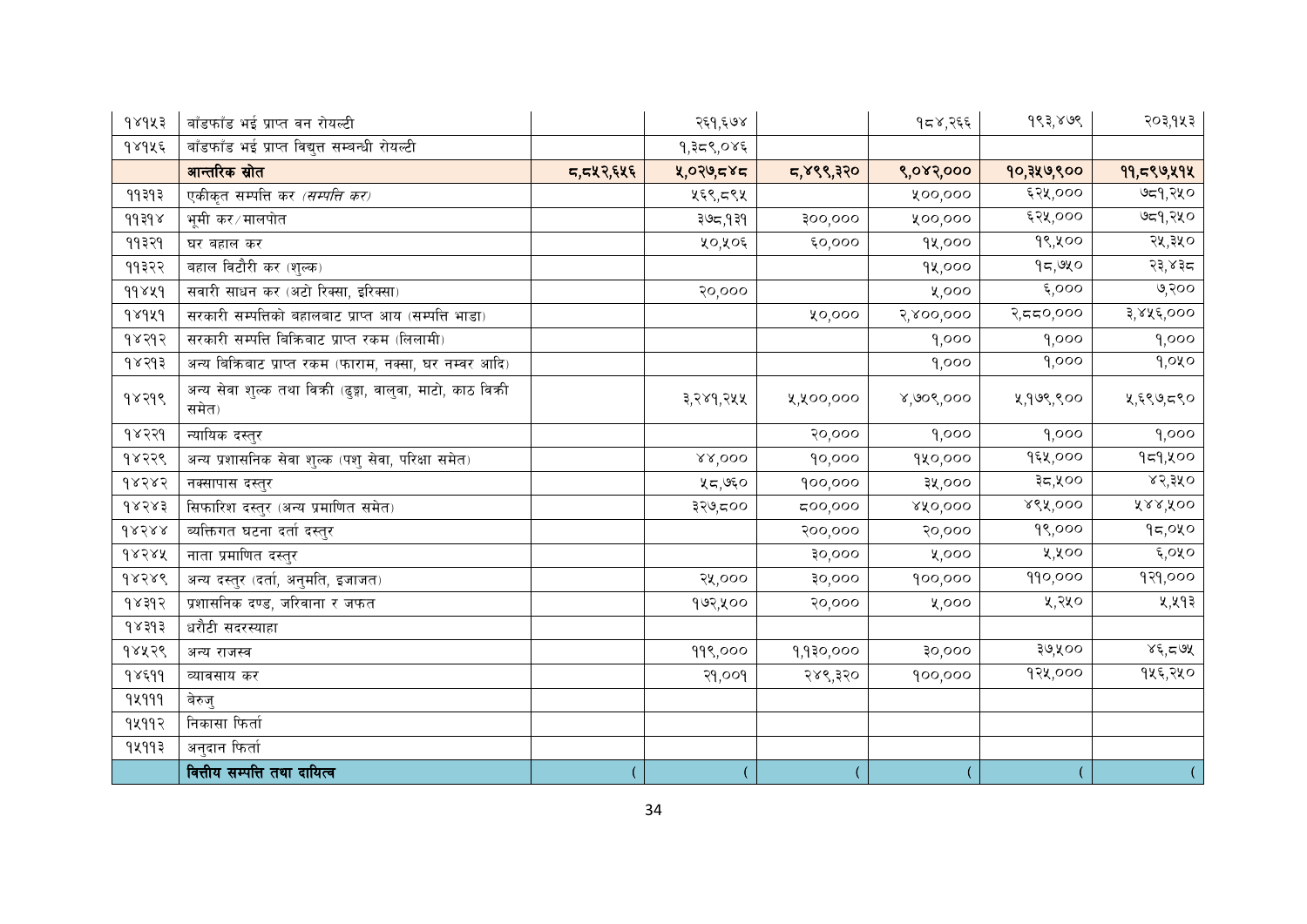| | | | | | | | |
|---|---|---|---|---|---|---|---|
| १४१५३ | बाँडफाँड भई प्राप्त वन रोयल्टी | | २६१,६७४ | | १८४,२६६ | १९३,४७९ | २०३,१५३ |
| १४१५६ | बाँडफाँड भई प्राप्त विद्युत सम्बन्धी रोयल्टी | | १,३८९,०४६ | | | | |
| | **आन्तरिक स्रोत** | **८,८५२,६५६** | **५,०२७,८४८** | **८,४९९,३२०** | **९,०४२,०००** | **१०,३५७,९००** | **११,८९७,५१५** |
| ११३१३ | एकीकृत सम्पत्ति कर *(सम्पत्ति कर)* | | ५६९,८९५ | | ५००,००० | ६२५,००० | ७८१,२५० |
| ११३१४ | भूमी कर/मालपोत | | ३७८,१३१ | ३००,००० | ५००,००० | ६२५,००० | ७८१,२५० |
| ११३२१ | घर बहाल कर | | ५०,५०६ | ६०,००० | १५,००० | १९,५०० | २५,३५० |
| ११३२२ | बहाल विटौरी कर (शुल्क) | | | | १५,००० | १८,७५० | २३,४३८ |
| ११४५१ | सवारी साधन कर (अटो रिक्सा, इरिक्सा) | | २०,००० | | ५,००० | ६,००० | ७,२०० |
| १४१५१ | सरकारी सम्पत्तिको बहालबाट प्राप्त आय (सम्पत्ति भाडा) | | | ५०,००० | २,४००,००० | २,८८०,००० | ३,४५६,००० |
| १४२१२ | सरकारी सम्पत्ति बिक्रिबाट प्राप्त रकम (लिलामी) | | | | १,००० | १,००० | १,००० |
| १४२१३ | अन्य बिक्रिबाट प्राप्त रकम (फाराम, नक्सा, घर नम्बर आदि) | | | | १,००० | १,००० | १,०५० |
| १४२१९ | अन्य सेवा शुल्क तथा विक्री (ढुङ्गा, वालुवा, माटो, काठ विक्री समेत) | | ३,२४१,२५५ | ५,५००,००० | ४,७०९,००० | ५,१७९,९०० | ५,६९७,८९० |
| १४२२१ | न्यायिक दस्तुर | | | २०,००० | १,००० | १,००० | १,००० |
| १४२२९ | अन्य प्रशासनिक सेवा शुल्क (पशु सेवा, परिक्षा समेत) | | ४४,००० | १०,००० | १५०,००० | १६५,००० | १८१,५०० |
| १४२४२ | नक्सापास दस्तुर | | ५८,७६० | १००,००० | ३५,००० | ३८,५०० | ४२,३५० |
| १४२४३ | सिफारिश दस्तुर (अन्य प्रमाणित समेत) | | ३२७,८०० | ८००,००० | ४५०,००० | ४९५,००० | ५४४,५०० |
| १४२४४ | ब्यक्तिगत घटना दर्ता दस्तुर | | | २००,००० | २०,००० | १९,००० | १८,०५० |
| १४२४५ | नाता प्रमाणित दस्तुर | | | ३०,००० | ५,००० | ५,५०० | ६,०५० |
| १४२४९ | अन्य दस्तुर (दर्ता, अनुमति, इजाजत) | | २५,००० | ३०,००० | १००,००० | ११०,००० | १२१,००० |
| १४३१२ | प्रशासनिक दण्ड, जरिवाना र जफत | | १७२,५०० | २०,००० | ५,००० | ५,२५० | ५,५१३ |
| १४३१३ | धरौटी सदरस्याहा | | | | | | |
| १४५२९ | अन्य राजस्व | | ११९,००० | १,१३०,००० | ३०,००० | ३७,५०० | ४६,८७५ |
| १४६११ | व्यावसाय कर | | २१,००१ | २४९,३२० | १००,००० | १२५,००० | १५६,२५० |
| १५१११ | बेरुजु | | | | | | |
| १५११२ | निकासा फिर्ता | | | | | | |
| १५११३ | अनुदान फिर्ता | | | | | | |
| | **वित्तीय सम्पत्ति तथा दायित्व** | ( | ( | ( | ( | ( | ( |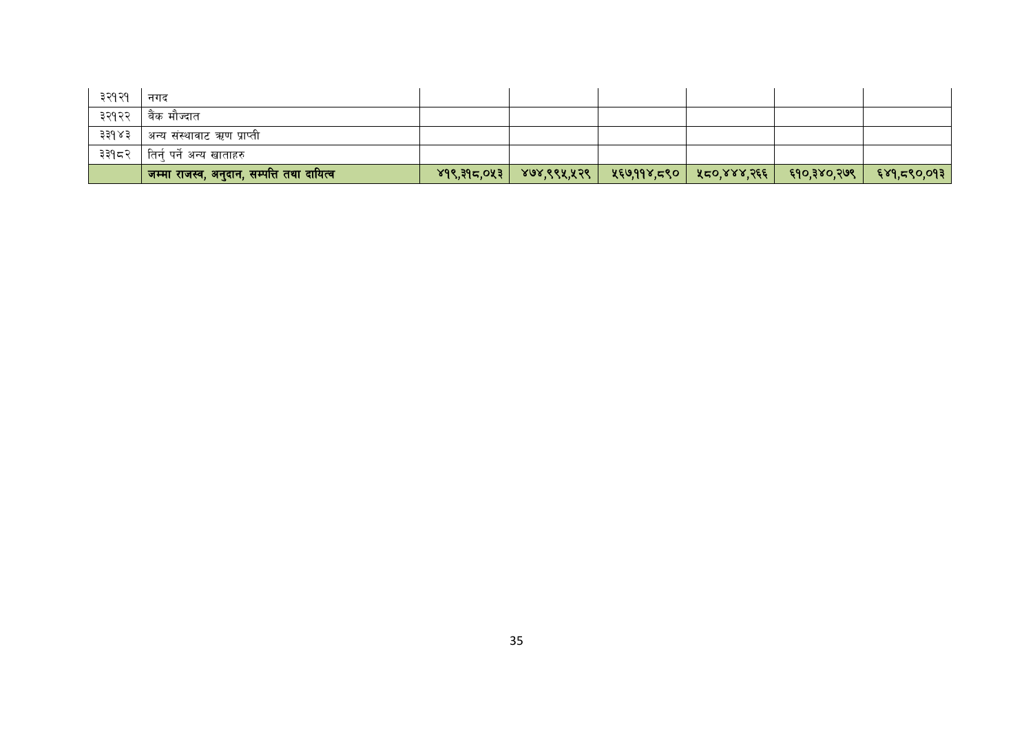| | | | | | | | |
|---|---|---|---|---|---|---|---|
| ३२१२१ | नगद | | | | | | |
| ३२१२२ | बैंक मौज्दात | | | | | | |
| ३३१४३ | अन्य संस्थावाट ऋण प्राप्ती | | | | | | |
| ३३१८२ | तिर्नु पर्ने अन्य खाताहरु | | | | | | |
| | **जम्मा राजस्व, अनुदान, सम्पत्ति तथा दायित्व** | **४१९,३१८,०५३** | **४७४,९९५,५२९** | **५६७,११४,८९०** | **५८०,४४४,२६६** | **६१०,३४०,२७९** | **६४१,८९०,०१३** |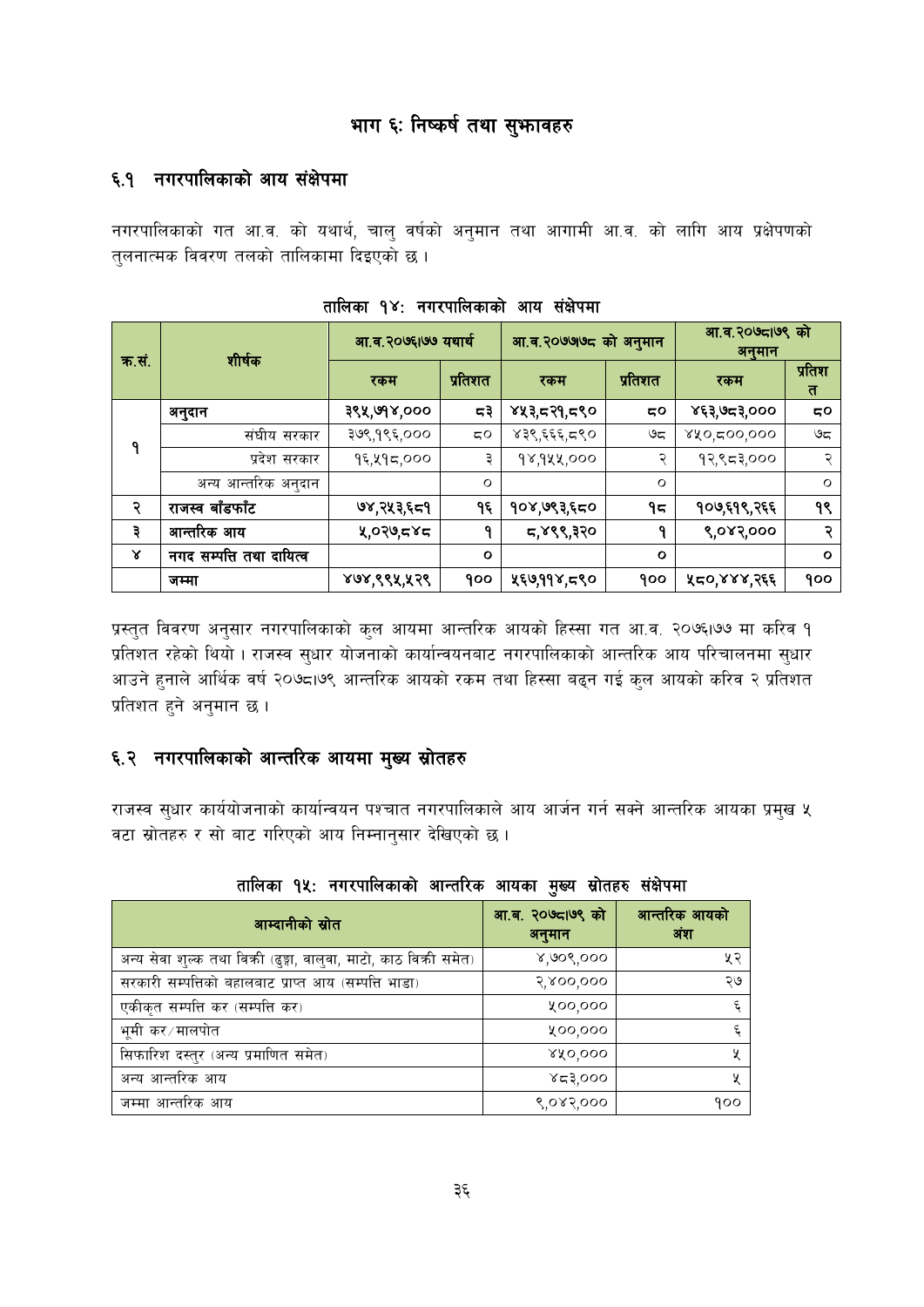# भाग ६: निष्कर्ष तथा सुझावहरु

## ६.१ नगरपालिकाको आय संक्षेपमा

नगरपालिकाको गत आ.व. को यथार्थ, चालु वर्षको अनुमान तथा आगामी आ.व. को लागि आय प्रक्षेपणको तुलनात्मक विवरण तलको तालिकामा दिइएको छ ।

**तालिका १४: नगरपालिकाको आय संक्षेपमा**

| क्र.सं. | शीर्षक | आ.व.२०७६।७७ यथार्थ | | आ.व.२०७७।७८ को अनुमान | | आ.व.२०७८।७९ को अनुमान | |
|---|---|---|---|---|---|---|---|
| | | रकम | प्रतिशत | रकम | प्रतिशत | रकम | प्रतिशत |
| १ | अनुदान | ३९५,७१४,००० | ८३ | ४५३,८२१,८९० | ८० | ४६३,७८३,००० | ८० |
| | संघीय सरकार | ३७९,१९६,००० | ८० | ४३९,६६६,८९० | ७८ | ४५०,८००,००० | ७८ |
| | प्रदेश सरकार | १६,५१८,००० | ३ | १४,१५५,००० | २ | १२,९८३,००० | २ |
| | अन्य आन्तरिक अनुदान | | ० | | ० | | ० |
| २ | राजस्व बाँडफाँट | ७४,२५३,६८१ | १६ | १०४,७९३,६८० | १८ | १०७,६१९,२६६ | १९ |
| ३ | आन्तरिक आय | ५,०२७,८४८ | १ | ८,४९९,३२० | १ | ९,०४२,००० | २ |
| ४ | नगद सम्पत्ति तथा दायित्व | | ० | | ० | | ० |
| | जम्मा | ४७४,९९५,५२९ | १०० | ५६७,११४,८९० | १०० | ५८०,४४४,२६६ | १०० |

प्रस्तुत विवरण अनुसार नगरपालिकाको कुल आयमा आन्तरिक आयको हिस्सा गत आ.व. २०७६।७७ मा करिव १ प्रतिशत रहेको थियो । राजस्व सुधार योजनाको कार्यान्वयनबाट नगरपालिकाको आन्तरिक आय परिचालनमा सुधार आउने हुनाले आर्थिक वर्ष २०७८।७९ आन्तरिक आयको रकम तथा हिस्सा बढ्न गई कुल आयको करिव २ प्रतिशत प्रतिशत हुने अनुमान छ ।

## ६.२ नगरपालिकाको आन्तरिक आयमा मुख्य स्रोतहरु

राजस्व सुधार कार्ययोजनाको कार्यान्वयन पश्चात नगरपालिकाले आय आर्जन गर्न सक्ने आन्तरिक आयका प्रमुख ५ वटा स्रोतहरु र सो बाट गरिएको आय निम्नानुसार देखिएको छ ।

**तालिका १५: नगरपालिकाको आन्तरिक आयका मुख्य स्रोतहरु संक्षेपमा**

| आम्दानीको स्रोत | आ.ब. २०७८।७९ को अनुमान | आन्तरिक आयको अंश |
|---|---|---|
| अन्य सेवा शुल्क तथा विक्री (ढुङ्गा, बालुवा, माटो, काठ बिक्री समेत) | ४,७०९,००० | ५२ |
| सरकारी सम्पत्तिको बहालबाट प्राप्त आय (सम्पत्ति भाडा) | २,४००,००० | २७ |
| एकीकृत सम्पत्ति कर (सम्पत्ति कर) | ५००,००० | ६ |
| भूमी कर/मालपोत | ५००,००० | ६ |
| सिफारिश दस्तुर (अन्य प्रमाणित समेत) | ४५०,००० | ५ |
| अन्य आन्तरिक आय | ४८३,००० | ५ |
| जम्मा आन्तरिक आय | ९,०४२,००० | १०० |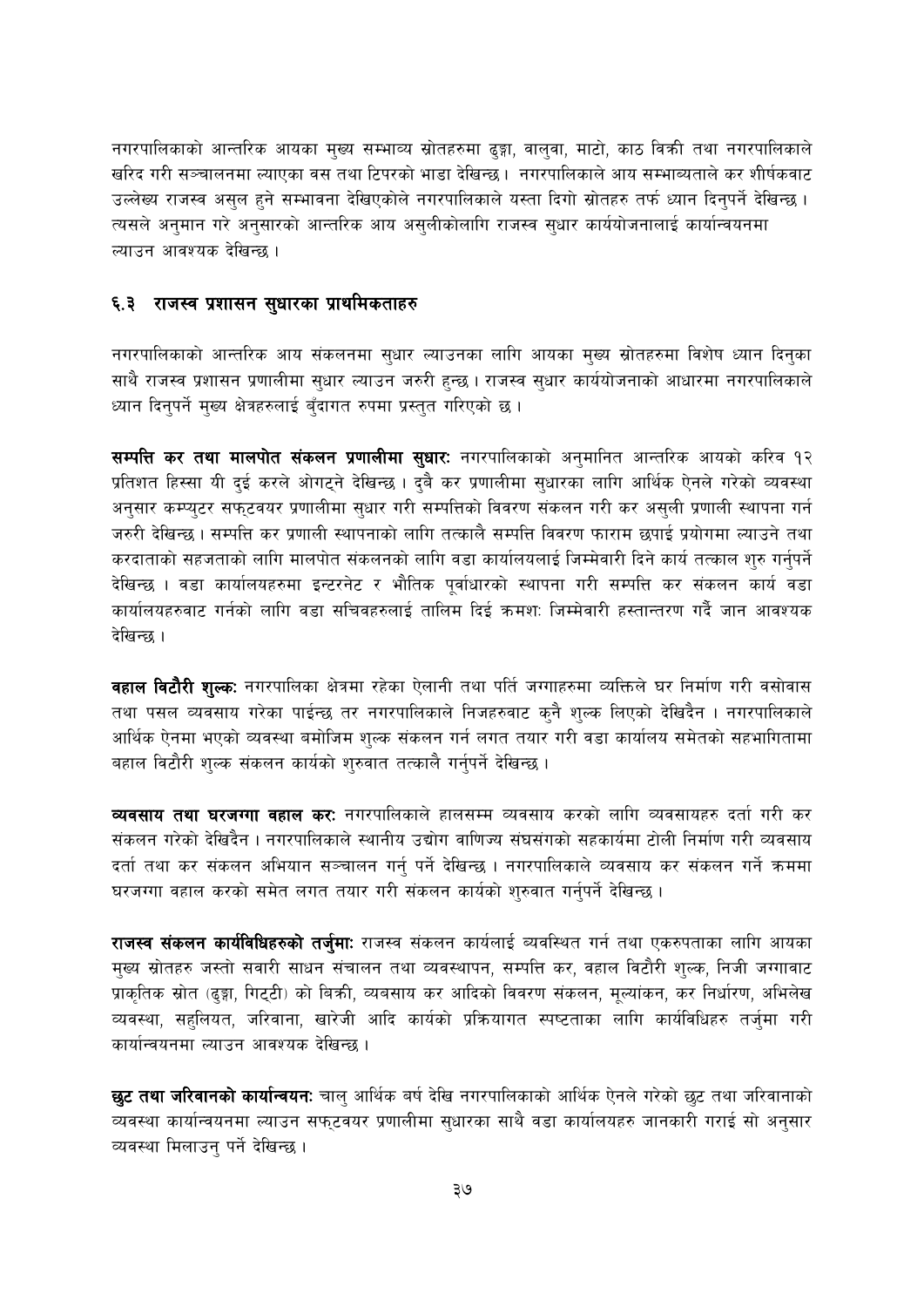नगरपालिकाको आन्तरिक आयका मुख्य सम्भाव्य स्रोतहरुमा ढुङ्गा, वालुवा, माटो, काठ विक्री तथा नगरपालिकाले खरिद गरी सञ्चालनमा ल्याएका वस तथा टिपरको भाडा देखिन्छ। नगरपालिकाले आय सम्भाव्यताले कर शीर्षकवाट उल्लेख्य राजस्व असुल हुने सम्भावना देखिएकोले नगरपालिकाले यस्ता दिगो स्रोतहरु तर्फ ध्यान दिनुपर्ने देखिन्छ। त्यसले अनुमान गरे अनुसारको आन्तरिक आय असुलीकोलागि राजस्व सुधार कार्ययोजनालाई कार्यान्वयनमा ल्याउन आवश्यक देखिन्छ।

## ६.३ राजस्व प्रशासन सुधारका प्राथमिकताहरु

नगरपालिकाको आन्तरिक आय संकलनमा सुधार ल्याउनका लागि आयका मुख्य स्रोतहरुमा विशेष ध्यान दिनुका साथै राजस्व प्रशासन प्रणालीमा सुधार ल्याउन जरुरी हुन्छ। राजस्व सुधार कार्ययोजनाको आधारमा नगरपालिकाले ध्यान दिनुपर्ने मुख्य क्षेत्रहरुलाई बुँदागत रुपमा प्रस्तुत गरिएको छ।

**सम्पत्ति कर तथा मालपोत संकलन प्रणालीमा सुधार:** नगरपालिकाको अनुमानित आन्तरिक आयको करिव १२ प्रतिशत हिस्सा यी दुई करले ओगट्ने देखिन्छ। दुवै कर प्रणालीमा सुधारका लागि आर्थिक ऐनले गरेको व्यवस्था अनुसार कम्प्युटर सफ्टवयर प्रणालीमा सुधार गरी सम्पत्तिको विवरण संकलन गरी कर असुली प्रणाली स्थापना गर्न जरुरी देखिन्छ। सम्पत्ति कर प्रणाली स्थापनाको लागि तत्कालै सम्पत्ति विवरण फाराम छपाई प्रयोगमा ल्याउने तथा करदाताको सहजताको लागि मालपोत संकलनको लागि वडा कार्यालयलाई जिम्मेवारी दिने कार्य तत्काल शुरु गर्नुपर्ने देखिन्छ। वडा कार्यालयहरुमा इन्टरनेट र भौतिक पूर्वाधारको स्थापना गरी सम्पत्ति कर संकलन कार्य वडा कार्यालयहरुवाट गर्नको लागि वडा सचिवहरुलाई तालिम दिई क्रमशः जिम्मेवारी हस्तान्तरण गर्दै जान आवश्यक देखिन्छ।

**वहाल विटौरी शुल्क:** नगरपालिका क्षेत्रमा रहेका ऐलानी तथा पर्ति जग्गाहरुमा व्यक्तिले घर निर्माण गरी वसोवास तथा पसल व्यवसाय गरेका पाईन्छ तर नगरपालिकाले निजहरुवाट कुनै शुल्क लिएको देखिदैन। नगरपालिकाले आर्थिक ऐनमा भएको व्यवस्था बमोजिम शुल्क संकलन गर्न लगत तयार गरी वडा कार्यालय समेतको सहभागितामा बहाल विटौरी शुल्क संकलन कार्यको शुरुवात तत्कालै गर्नुपर्ने देखिन्छ।

**व्यवसाय तथा घरजग्गा वहाल कर:** नगरपालिकाले हालसम्म व्यवसाय करको लागि व्यवसायहरु दर्ता गरी कर संकलन गरेको देखिदैन। नगरपालिकाले स्थानीय उद्योग वाणिज्य संघसंगको सहकार्यमा टोली निर्माण गरी व्यवसाय दर्ता तथा कर संकलन अभियान सञ्चालन गर्नु पर्ने देखिन्छ। नगरपालिकाले व्यवसाय कर संकलन गर्ने क्रममा घरजग्गा वहाल करको समेत लगत तयार गरी संकलन कार्यको शुरुवात गर्नुपर्ने देखिन्छ।

**राजस्व संकलन कार्यविधिहरुको तर्जुमा:** राजस्व संकलन कार्यलाई व्यवस्थित गर्न तथा एकरुपताका लागि आयका मुख्य स्रोतहरु जस्तो सवारी साधन संचालन तथा व्यवस्थापन, सम्पत्ति कर, वहाल विटौरी शुल्क, निजी जग्गावाट प्राकृतिक स्रोत (ढुङ्गा, गिट्टी) को बिक्री, व्यबसाय कर आदिको विवरण संकलन, मूल्यांकन, कर निर्धारण, अभिलेख व्यवस्था, सहुलियत, जरिवाना, खारेजी आदि कार्यको प्रक्रियागत स्पष्टताका लागि कार्यविधिहरु तर्जुमा गरी कार्यान्वयनमा ल्याउन आवश्यक देखिन्छ।

**छुट तथा जरिवानको कार्यान्वयन:** चालु आर्थिक बर्ष देखि नगरपालिकाको आर्थिक ऐनले गरेको छुट तथा जरिवानाको व्यवस्था कार्यान्वयनमा ल्याउन सफ्टवयर प्रणालीमा सुधारका साथै वडा कार्यालयहरु जानकारी गराई सो अनुसार व्यवस्था मिलाउनु पर्ने देखिन्छ।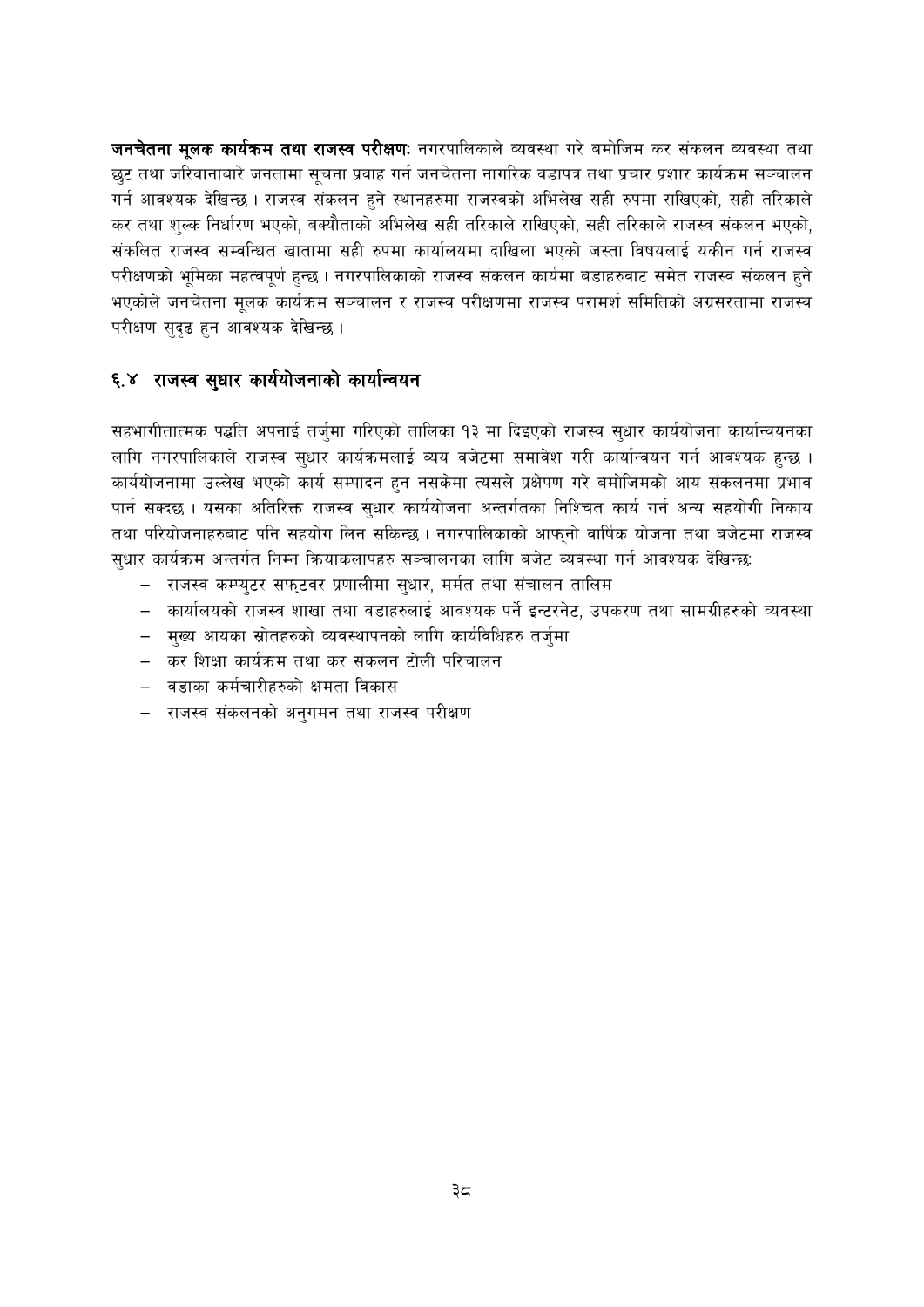**जनचेतना मूलक कार्यक्रम तथा राजस्व परीक्षण:** नगरपालिकाले व्यवस्था गरे बमोजिम कर संकलन व्यवस्था तथा छुट तथा जरिवानाबारे जनतामा सूचना प्रवाह गर्न जनचेतना नागरिक वडापत्र तथा प्रचार प्रशार कार्यक्रम सञ्चालन गर्न आवश्यक देखिन्छ । राजस्व संकलन हुने स्थानहरुमा राजस्वको अभिलेख सही रुपमा राखिएको, सही तरिकाले कर तथा शुल्क निर्धारण भएको, बक्यौताको अभिलेख सही तरिकाले राखिएको, सही तरिकाले राजस्व संकलन भएको, संकलित राजस्व सम्वन्धित खातामा सही रुपमा कार्यालयमा दाखिला भएको जस्ता विषयलाई यकीन गर्न राजस्व परीक्षणको भूमिका महत्वपूर्ण हुन्छ । नगरपालिकाको राजस्व संकलन कार्यमा वडाहरुवाट समेत राजस्व संकलन हुने भएकोले जनचेतना मूलक कार्यक्रम सञ्चालन र राजस्व परीक्षणमा राजस्व परामर्श समितिको अग्रसरतामा राजस्व परीक्षण सुदृढ हुन आवश्यक देखिन्छ ।

## ६.४ राजस्व सुधार कार्ययोजनाको कार्यान्वयन

सहभागीतात्मक पद्धति अपनाई तर्जुमा गरिएको तालिका १३ मा दिइएको राजस्व सुधार कार्ययोजना कार्यान्वयनका लागि नगरपालिकाले राजस्व सुधार कार्यक्रमलाई व्यय वजेटमा समावेश गरी कार्यान्वयन गर्न आवश्यक हुन्छ । कार्ययोजनामा उल्लेख भएको कार्य सम्पादन हुन नसकेमा त्यसले प्रक्षेपण गरे बमोजिमको आय संकलनमा प्रभाव पार्न सक्दछ । यसका अतिरिक्त राजस्व सुधार कार्ययोजना अन्तर्गतका निश्चित कार्य गर्न अन्य सहयोगी निकाय तथा परियोजनाहरुबाट पनि सहयोग लिन सकिन्छ । नगरपालिकाको आफ्नो वार्षिक योजना तथा बजेटमा राजस्व सुधार कार्यक्रम अन्तर्गत निम्न क्रियाकलापहरु सञ्चालनका लागि बजेट व्यवस्था गर्न आवश्यक देखिन्छः

- राजस्व कम्प्युटर सफ्टवर प्रणालीमा सुधार, मर्मत तथा संचालन तालिम
- कार्यालयको राजस्व शाखा तथा वडाहरुलाई आवश्यक पर्ने इन्टरनेट, उपकरण तथा सामग्रीहरुको व्यवस्था
- मुख्य आयका स्रोतहरुको व्यवस्थापनको लागि कार्यविधिहरु तर्जुमा
- कर शिक्षा कार्यक्रम तथा कर संकलन टोली परिचालन
- वडाका कर्मचारीहरुको क्षमता विकास
- राजस्व संकलनको अनुगमन तथा राजस्व परीक्षण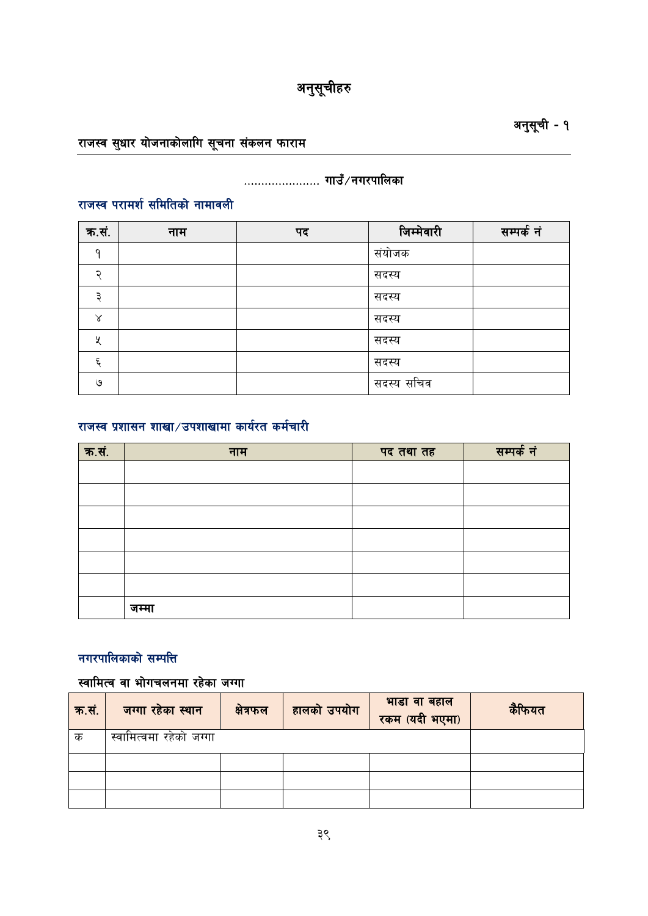# अनुसूचीहरु

अनुसूची - १

## राजस्व सुधार योजनाकोलागि सूचना संकलन फाराम

...................... गाउँ/नगरपालिका

### राजस्व परामर्श समितिको नामावली

| क्र.सं. | नाम | पद | जिम्मेवारी | सम्पर्क नं |
|---|---|---|---|---|
| १ | | | संयोजक | |
| २ | | | सदस्य | |
| ३ | | | सदस्य | |
| ४ | | | सदस्य | |
| ५ | | | सदस्य | |
| ६ | | | सदस्य | |
| ७ | | | सदस्य सचिव | |

### राजस्व प्रशासन शाखा/उपशाखामा कार्यरत कर्मचारी

| क्र.सं. | नाम | पद तथा तह | सम्पर्क नं |
|---|---|---|---|
| | | | |
| | | | |
| | | | |
| | | | |
| | | | |
| | | | |
| | जम्मा | | |

### नगरपालिकाको सम्पत्ति

#### स्वामित्व वा भोगचलनमा रहेका जग्गा

| क्र.सं. | जग्गा रहेका स्थान | क्षेत्रफल | हालको उपयोग | भाडा वा बहाल रकम (यदी भएमा) | कैफियत |
|---|---|---|---|---|---|
| क | स्वामित्वमा रहेको जग्गा | | | | |
| | | | | | |
| | | | | | |
| | | | | | |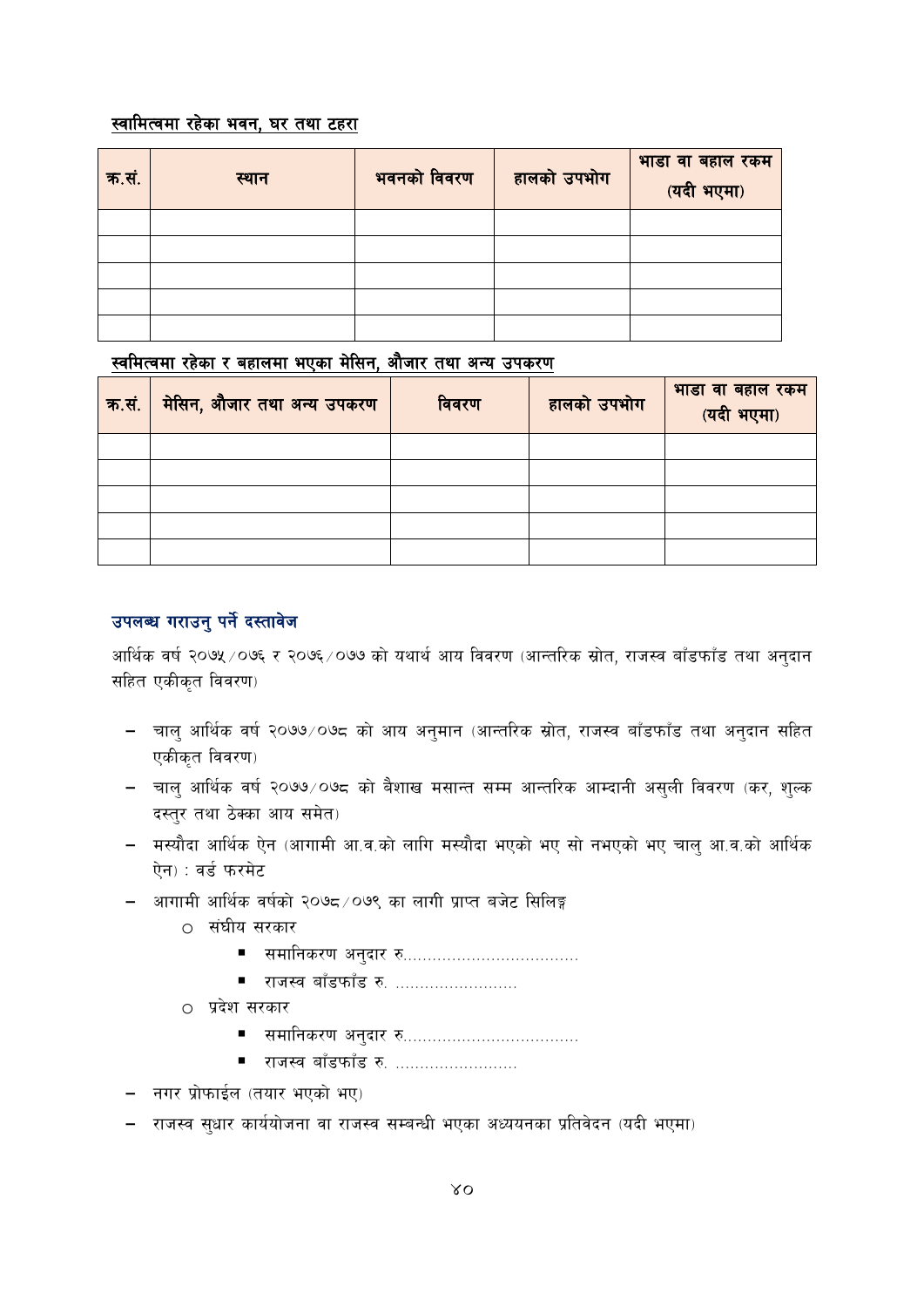**स्वामित्वमा रहेका भवन, घर तथा टहरा**

| क्र.सं. | स्थान | भवनको विवरण | हालको उपभोग | भाडा वा बहाल रकम (यदी भएमा) |
|---|---|---|---|---|
| | | | | |
| | | | | |
| | | | | |
| | | | | |
| | | | | |

**स्वमित्वमा रहेका र बहालमा भएका मेसिन, औजार तथा अन्य उपकरण**

| क्र.सं. | मेसिन, औजार तथा अन्य उपकरण | विवरण | हालको उपभोग | भाडा वा बहाल रकम (यदी भएमा) |
|---|---|---|---|---|
| | | | | |
| | | | | |
| | | | | |
| | | | | |
| | | | | |

## उपलब्ध गराउनु पर्ने दस्तावेज

आर्थिक वर्ष २०७५/०७६ र २०७६/०७७ को यथार्थ आय विवरण (आन्तरिक स्रोत, राजस्व बाँडफाँड तथा अनुदान सहित एकीकृत विवरण)

- चालु आर्थिक वर्ष २०७७/०७८ को आय अनुमान (आन्तरिक स्रोत, राजस्व बाँडफाँड तथा अनुदान सहित एकीकृत विवरण)
- चालु आर्थिक वर्ष २०७७/०७८ को बैशाख मसान्त सम्म आन्तरिक आम्दानी असुली विवरण (कर, शुल्क दस्तुर तथा ठेक्का आय समेत)
- मस्यौदा आर्थिक ऐन (आगामी आ.व.को लागि मस्यौदा भएको भए सो नभएको भए चालु आ.व.को आर्थिक ऐन) : वर्ड फरमेट
- आगामी आर्थिक वर्षको २०७८/०७९ का लागी प्राप्त बजेट सिलिङ्ग
  - संघीय सरकार
    - समानिकरण अनुदार रु...................................
    - राजस्व बाँडफाँड रु. .........................
  - प्रदेश सरकार
    - समानिकरण अनुदार रु...................................
    - राजस्व बाँडफाँड रु. .........................
- नगर प्रोफाईल (तयार भएको भए)
- राजस्व सुधार कार्ययोजना वा राजस्व सम्बन्धी भएका अध्ययनका प्रतिवेदन (यदी भएमा)